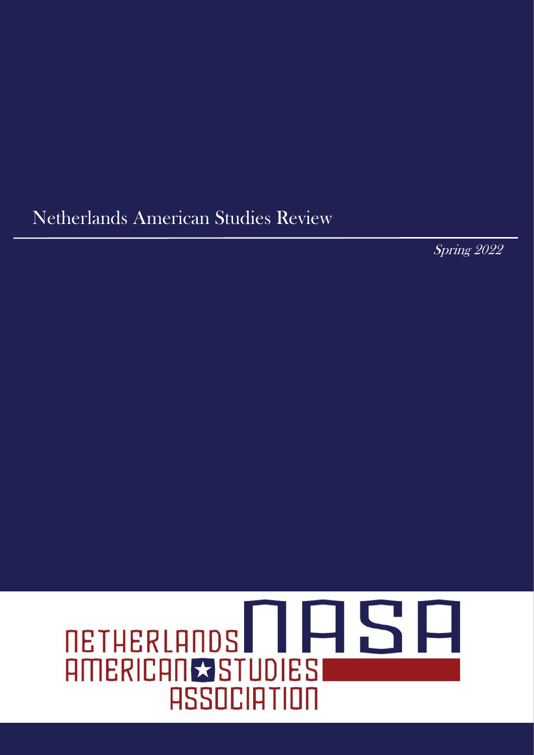# Netherlands American Studies Review

*Spring 2022*

NETHERLANDS AMERICAN STUDIES ASSOCIATION

NASA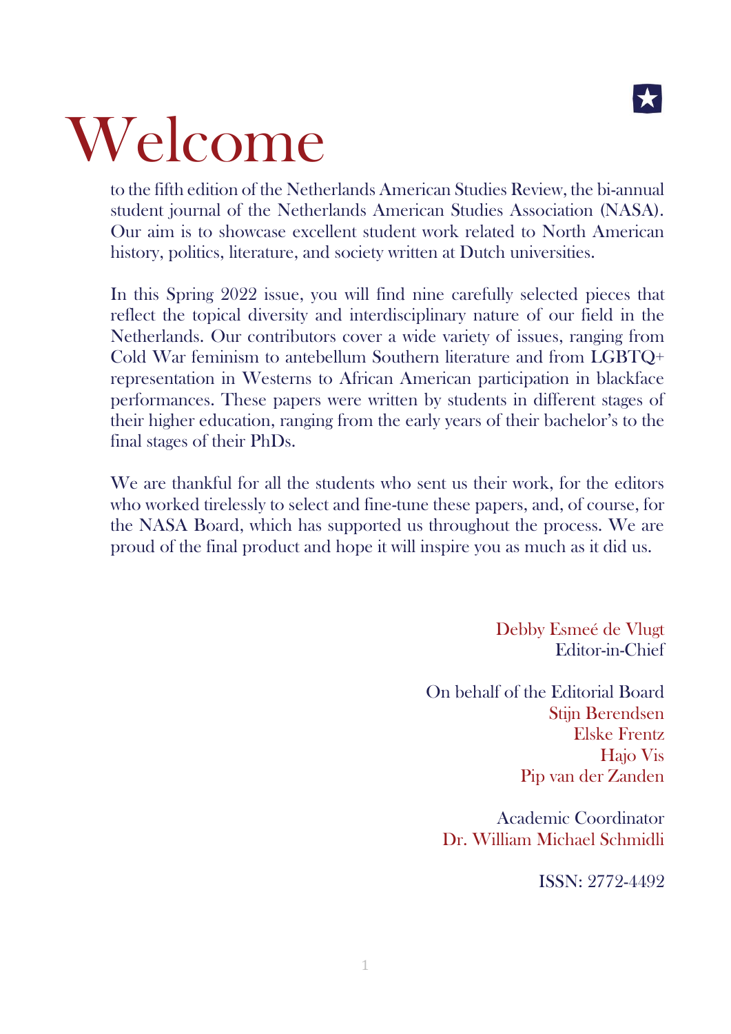# Welcome

to the fifth edition of the Netherlands American Studies Review, the bi-annual student journal of the Netherlands American Studies Association (NASA). Our aim is to showcase excellent student work related to North American history, politics, literature, and society written at Dutch universities.

In this Spring 2022 issue, you will find nine carefully selected pieces that reflect the topical diversity and interdisciplinary nature of our field in the Netherlands. Our contributors cover a wide variety of issues, ranging from Cold War feminism to antebellum Southern literature and from LGBTQ+ representation in Westerns to African American participation in blackface performances. These papers were written by students in different stages of their higher education, ranging from the early years of their bachelor's to the final stages of their PhDs.

We are thankful for all the students who sent us their work, for the editors who worked tirelessly to select and fine-tune these papers, and, of course, for the NASA Board, which has supported us throughout the process. We are proud of the final product and hope it will inspire you as much as it did us.

Debby Esmeé de Vlugt
Editor-in-Chief

On behalf of the Editorial Board
Stijn Berendsen
Elske Frentz
Hajo Vis
Pip van der Zanden

Academic Coordinator
Dr. William Michael Schmidli

ISSN: 2772-4492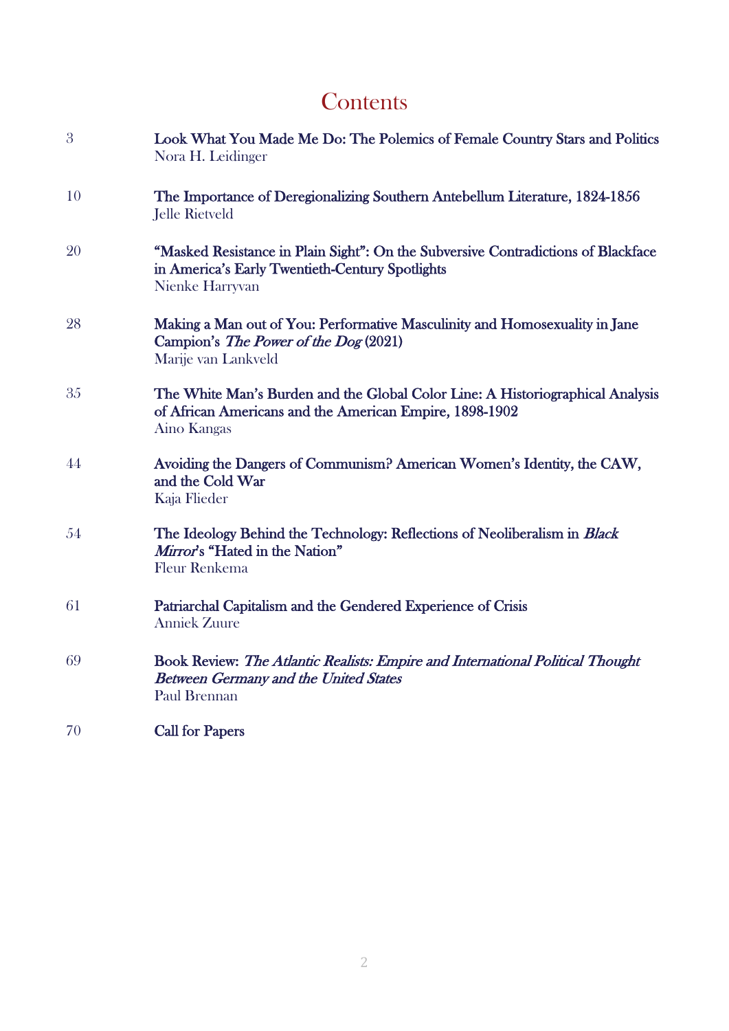# Contents

| | |
|---|---|
| 3 | **Look What You Made Me Do: The Polemics of Female Country Stars and Politics**<br>Nora H. Leidinger |
| 10 | **The Importance of Deregionalizing Southern Antebellum Literature, 1824-1856**<br>Jelle Rietveld |
| 20 | **"Masked Resistance in Plain Sight": On the Subversive Contradictions of Blackface in America's Early Twentieth-Century Spotlights**<br>Nienke Harryvan |
| 28 | **Making a Man out of You: Performative Masculinity and Homosexuality in Jane Campion's *The Power of the Dog* (2021)**<br>Marije van Lankveld |
| 35 | **The White Man's Burden and the Global Color Line: A Historiographical Analysis of African Americans and the American Empire, 1898-1902**<br>Aino Kangas |
| 44 | **Avoiding the Dangers of Communism? American Women's Identity, the CAW, and the Cold War**<br>Kaja Flieder |
| 54 | **The Ideology Behind the Technology: Reflections of Neoliberalism in *Black Mirror*'s "Hated in the Nation"**<br>Fleur Renkema |
| 61 | **Patriarchal Capitalism and the Gendered Experience of Crisis**<br>Anniek Zuure |
| 69 | **Book Review: *The Atlantic Realists: Empire and International Political Thought Between Germany and the United States***<br>Paul Brennan |
| 70 | **Call for Papers** |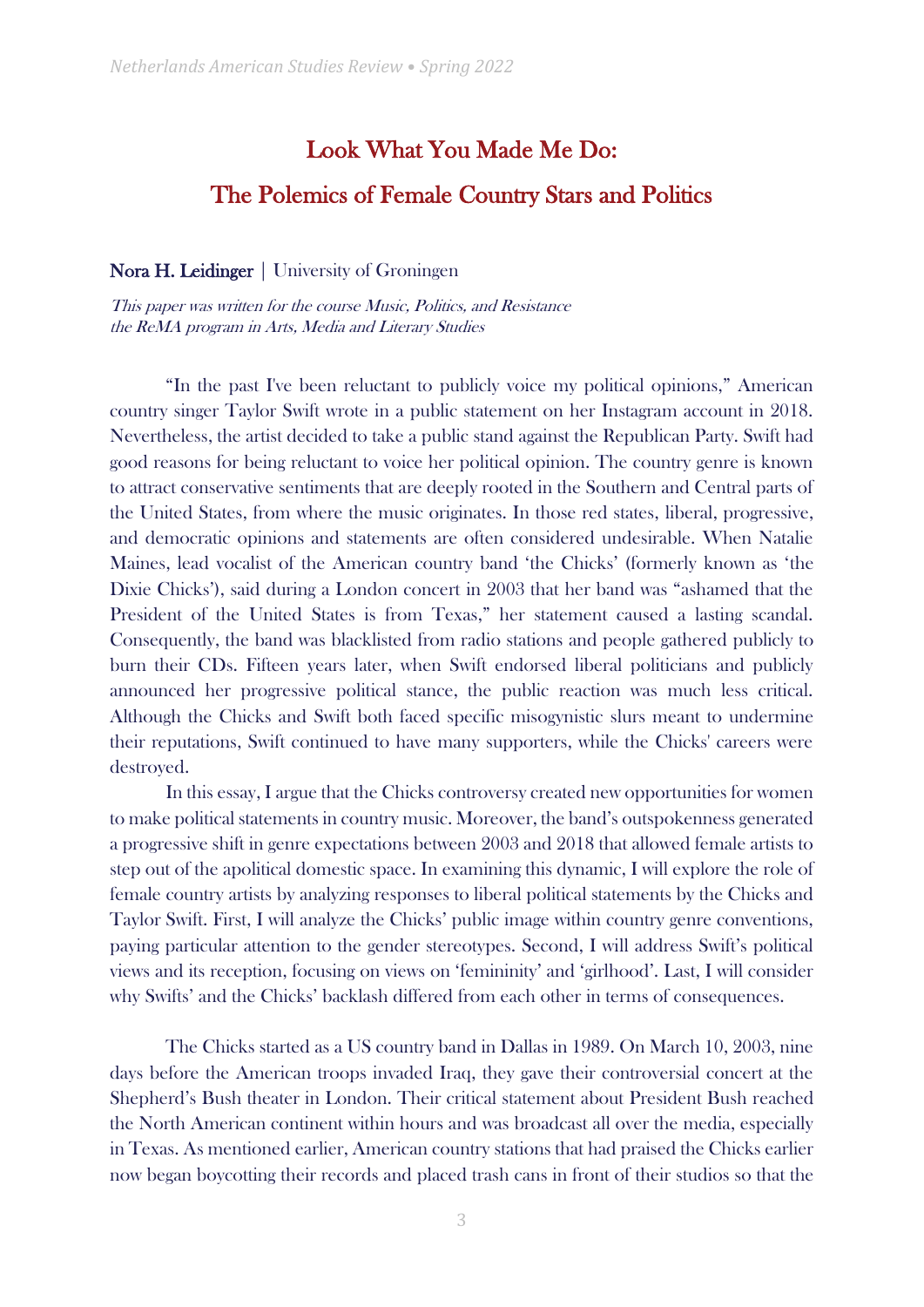# Look What You Made Me Do:
# The Polemics of Female Country Stars and Politics

**Nora H. Leidinger** | University of Groningen

*This paper was written for the course Music, Politics, and Resistance the ReMA program in Arts, Media and Literary Studies*

"In the past I've been reluctant to publicly voice my political opinions," American country singer Taylor Swift wrote in a public statement on her Instagram account in 2018. Nevertheless, the artist decided to take a public stand against the Republican Party. Swift had good reasons for being reluctant to voice her political opinion. The country genre is known to attract conservative sentiments that are deeply rooted in the Southern and Central parts of the United States, from where the music originates. In those red states, liberal, progressive, and democratic opinions and statements are often considered undesirable. When Natalie Maines, lead vocalist of the American country band 'the Chicks' (formerly known as 'the Dixie Chicks'), said during a London concert in 2003 that her band was "ashamed that the President of the United States is from Texas," her statement caused a lasting scandal. Consequently, the band was blacklisted from radio stations and people gathered publicly to burn their CDs. Fifteen years later, when Swift endorsed liberal politicians and publicly announced her progressive political stance, the public reaction was much less critical. Although the Chicks and Swift both faced specific misogynistic slurs meant to undermine their reputations, Swift continued to have many supporters, while the Chicks' careers were destroyed.

In this essay, I argue that the Chicks controversy created new opportunities for women to make political statements in country music. Moreover, the band's outspokenness generated a progressive shift in genre expectations between 2003 and 2018 that allowed female artists to step out of the apolitical domestic space. In examining this dynamic, I will explore the role of female country artists by analyzing responses to liberal political statements by the Chicks and Taylor Swift. First, I will analyze the Chicks' public image within country genre conventions, paying particular attention to the gender stereotypes. Second, I will address Swift's political views and its reception, focusing on views on 'femininity' and 'girlhood'. Last, I will consider why Swifts' and the Chicks' backlash differed from each other in terms of consequences.

The Chicks started as a US country band in Dallas in 1989. On March 10, 2003, nine days before the American troops invaded Iraq, they gave their controversial concert at the Shepherd's Bush theater in London. Their critical statement about President Bush reached the North American continent within hours and was broadcast all over the media, especially in Texas. As mentioned earlier, American country stations that had praised the Chicks earlier now began boycotting their records and placed trash cans in front of their studios so that the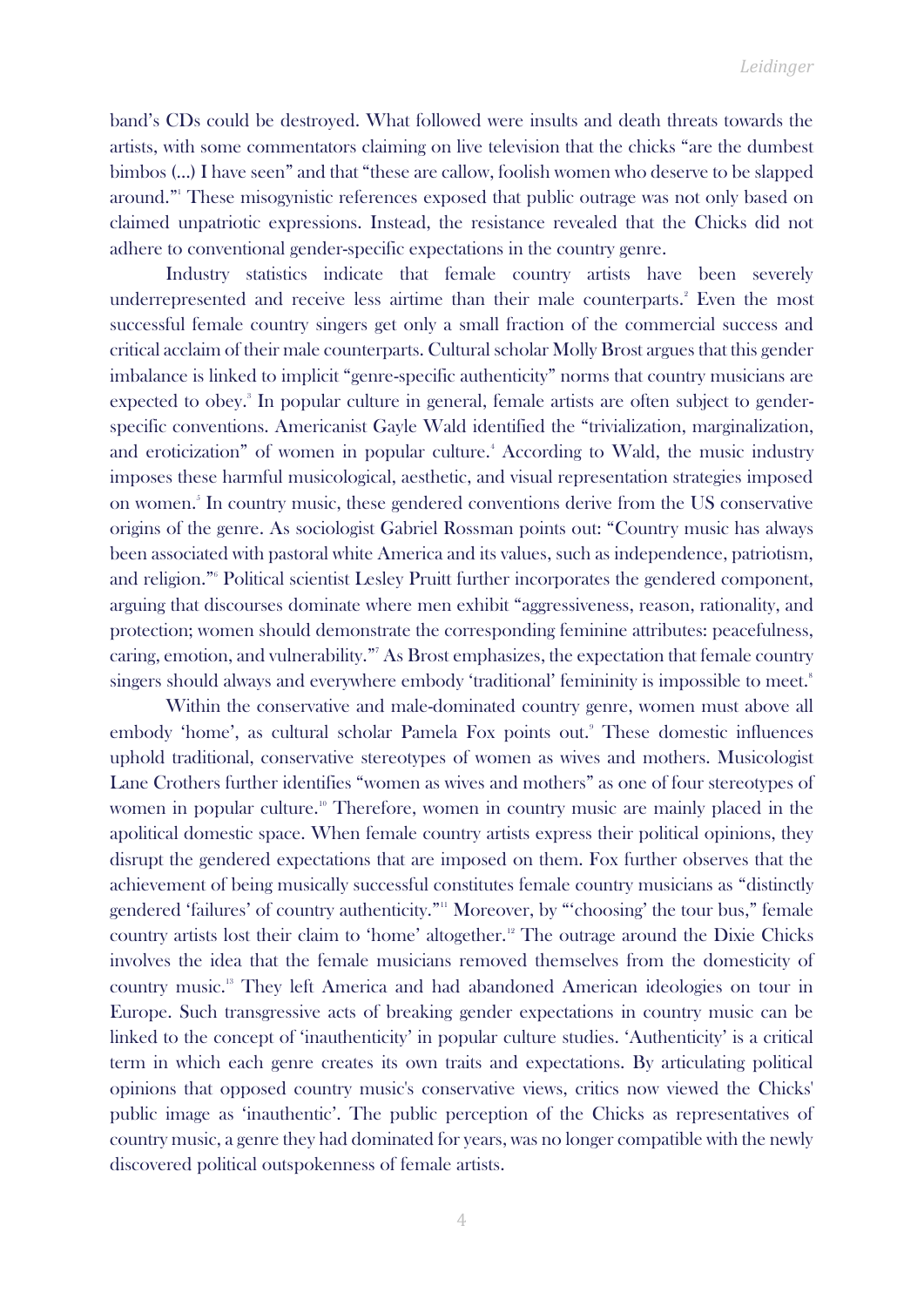band's CDs could be destroyed. What followed were insults and death threats towards the artists, with some commentators claiming on live television that the chicks "are the dumbest bimbos (...) I have seen" and that "these are callow, foolish women who deserve to be slapped around."[1] These misogynistic references exposed that public outrage was not only based on claimed unpatriotic expressions. Instead, the resistance revealed that the Chicks did not adhere to conventional gender-specific expectations in the country genre.

Industry statistics indicate that female country artists have been severely underrepresented and receive less airtime than their male counterparts.[2] Even the most successful female country singers get only a small fraction of the commercial success and critical acclaim of their male counterparts. Cultural scholar Molly Brost argues that this gender imbalance is linked to implicit "genre-specific authenticity" norms that country musicians are expected to obey.[3] In popular culture in general, female artists are often subject to gender-specific conventions. Americanist Gayle Wald identified the "trivialization, marginalization, and eroticization" of women in popular culture.[4] According to Wald, the music industry imposes these harmful musicological, aesthetic, and visual representation strategies imposed on women.[5] In country music, these gendered conventions derive from the US conservative origins of the genre. As sociologist Gabriel Rossman points out: "Country music has always been associated with pastoral white America and its values, such as independence, patriotism, and religion."[6] Political scientist Lesley Pruitt further incorporates the gendered component, arguing that discourses dominate where men exhibit "aggressiveness, reason, rationality, and protection; women should demonstrate the corresponding feminine attributes: peacefulness, caring, emotion, and vulnerability."[7] As Brost emphasizes, the expectation that female country singers should always and everywhere embody 'traditional' femininity is impossible to meet.[8]

Within the conservative and male-dominated country genre, women must above all embody 'home', as cultural scholar Pamela Fox points out.[9] These domestic influences uphold traditional, conservative stereotypes of women as wives and mothers. Musicologist Lane Crothers further identifies "women as wives and mothers" as one of four stereotypes of women in popular culture.[10] Therefore, women in country music are mainly placed in the apolitical domestic space. When female country artists express their political opinions, they disrupt the gendered expectations that are imposed on them. Fox further observes that the achievement of being musically successful constitutes female country musicians as "distinctly gendered 'failures' of country authenticity."[11] Moreover, by "'choosing' the tour bus," female country artists lost their claim to 'home' altogether.[12] The outrage around the Dixie Chicks involves the idea that the female musicians removed themselves from the domesticity of country music.[13] They left America and had abandoned American ideologies on tour in Europe. Such transgressive acts of breaking gender expectations in country music can be linked to the concept of 'inauthenticity' in popular culture studies. 'Authenticity' is a critical term in which each genre creates its own traits and expectations. By articulating political opinions that opposed country music's conservative views, critics now viewed the Chicks' public image as 'inauthentic'. The public perception of the Chicks as representatives of country music, a genre they had dominated for years, was no longer compatible with the newly discovered political outspokenness of female artists.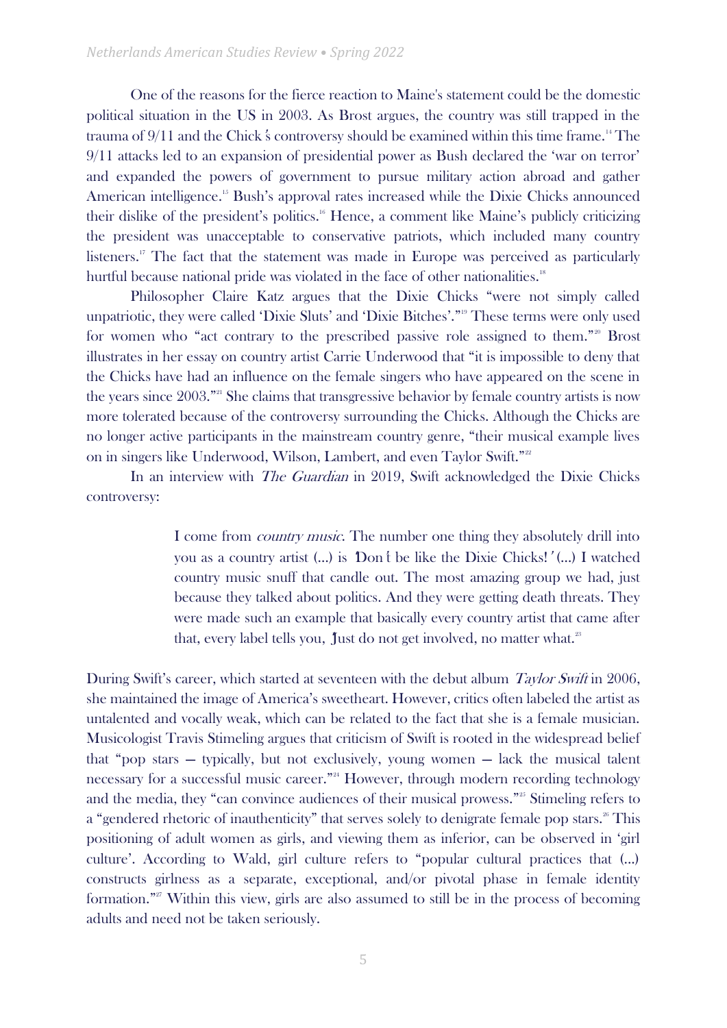One of the reasons for the fierce reaction to Maine's statement could be the domestic political situation in the US in 2003. As Brost argues, the country was still trapped in the trauma of 9/11 and the Chick's controversy should be examined within this time frame.[14] The 9/11 attacks led to an expansion of presidential power as Bush declared the 'war on terror' and expanded the powers of government to pursue military action abroad and gather American intelligence.[15] Bush's approval rates increased while the Dixie Chicks announced their dislike of the president's politics.[16] Hence, a comment like Maine's publicly criticizing the president was unacceptable to conservative patriots, which included many country listeners.[17] The fact that the statement was made in Europe was perceived as particularly hurtful because national pride was violated in the face of other nationalities.[18]

Philosopher Claire Katz argues that the Dixie Chicks "were not simply called unpatriotic, they were called 'Dixie Sluts' and 'Dixie Bitches'."[19] These terms were only used for women who "act contrary to the prescribed passive role assigned to them."[20] Brost illustrates in her essay on country artist Carrie Underwood that "it is impossible to deny that the Chicks have had an influence on the female singers who have appeared on the scene in the years since 2003."[21] She claims that transgressive behavior by female country artists is now more tolerated because of the controversy surrounding the Chicks. Although the Chicks are no longer active participants in the mainstream country genre, "their musical example lives on in singers like Underwood, Wilson, Lambert, and even Taylor Swift."[22]

In an interview with *The Guardian* in 2019, Swift acknowledged the Dixie Chicks controversy:

> I come from *country music*. The number one thing they absolutely drill into you as a country artist (...) is 'Don't be like the Dixie Chicks!' (...) I watched country music snuff that candle out. The most amazing group we had, just because they talked about politics. And they were getting death threats. They were made such an example that basically every country artist that came after that, every label tells you, 'Just do not get involved, no matter what.'[23]

During Swift's career, which started at seventeen with the debut album *Taylor Swift* in 2006, she maintained the image of America's sweetheart. However, critics often labeled the artist as untalented and vocally weak, which can be related to the fact that she is a female musician. Musicologist Travis Stimeling argues that criticism of Swift is rooted in the widespread belief that "pop stars — typically, but not exclusively, young women — lack the musical talent necessary for a successful music career."[24] However, through modern recording technology and the media, they "can convince audiences of their musical prowess."[25] Stimeling refers to a "gendered rhetoric of inauthenticity" that serves solely to denigrate female pop stars.[26] This positioning of adult women as girls, and viewing them as inferior, can be observed in 'girl culture'. According to Wald, girl culture refers to "popular cultural practices that (...) constructs girlness as a separate, exceptional, and/or pivotal phase in female identity formation."[27] Within this view, girls are also assumed to still be in the process of becoming adults and need not be taken seriously.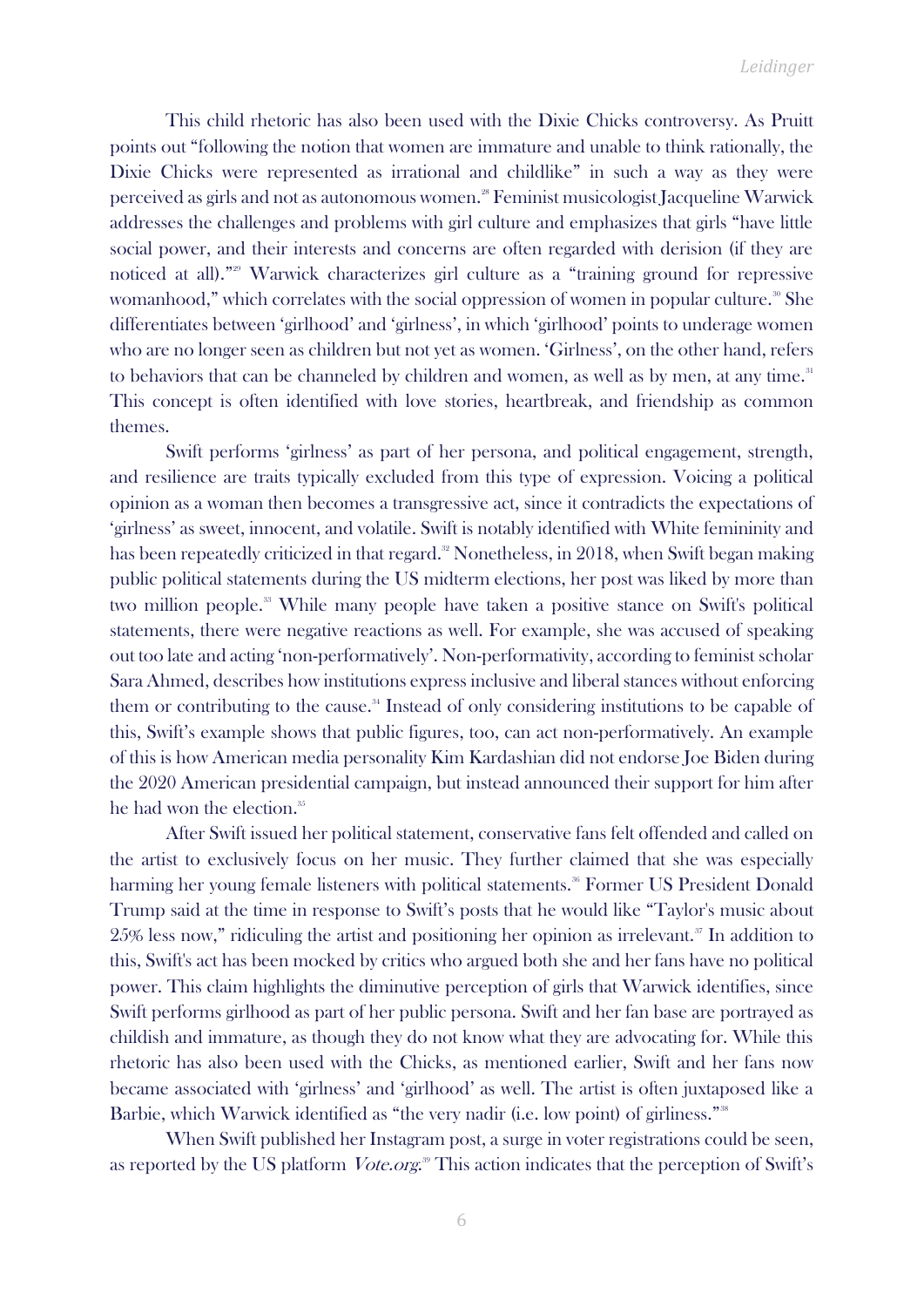This child rhetoric has also been used with the Dixie Chicks controversy. As Pruitt points out "following the notion that women are immature and unable to think rationally, the Dixie Chicks were represented as irrational and childlike" in such a way as they were perceived as girls and not as autonomous women.[28] Feminist musicologist Jacqueline Warwick addresses the challenges and problems with girl culture and emphasizes that girls "have little social power, and their interests and concerns are often regarded with derision (if they are noticed at all)."[29] Warwick characterizes girl culture as a "training ground for repressive womanhood," which correlates with the social oppression of women in popular culture.[30] She differentiates between 'girlhood' and 'girlness', in which 'girlhood' points to underage women who are no longer seen as children but not yet as women. 'Girlness', on the other hand, refers to behaviors that can be channeled by children and women, as well as by men, at any time.[31] This concept is often identified with love stories, heartbreak, and friendship as common themes.

Swift performs 'girlness' as part of her persona, and political engagement, strength, and resilience are traits typically excluded from this type of expression. Voicing a political opinion as a woman then becomes a transgressive act, since it contradicts the expectations of 'girlness' as sweet, innocent, and volatile. Swift is notably identified with White femininity and has been repeatedly criticized in that regard.[32] Nonetheless, in 2018, when Swift began making public political statements during the US midterm elections, her post was liked by more than two million people.[33] While many people have taken a positive stance on Swift's political statements, there were negative reactions as well. For example, she was accused of speaking out too late and acting 'non-performatively'. Non-performativity, according to feminist scholar Sara Ahmed, describes how institutions express inclusive and liberal stances without enforcing them or contributing to the cause.[34] Instead of only considering institutions to be capable of this, Swift's example shows that public figures, too, can act non-performatively. An example of this is how American media personality Kim Kardashian did not endorse Joe Biden during the 2020 American presidential campaign, but instead announced their support for him after he had won the election.[35]

After Swift issued her political statement, conservative fans felt offended and called on the artist to exclusively focus on her music. They further claimed that she was especially harming her young female listeners with political statements.[36] Former US President Donald Trump said at the time in response to Swift's posts that he would like "Taylor's music about 25% less now," ridiculing the artist and positioning her opinion as irrelevant.[37] In addition to this, Swift's act has been mocked by critics who argued both she and her fans have no political power. This claim highlights the diminutive perception of girls that Warwick identifies, since Swift performs girlhood as part of her public persona. Swift and her fan base are portrayed as childish and immature, as though they do not know what they are advocating for. While this rhetoric has also been used with the Chicks, as mentioned earlier, Swift and her fans now became associated with 'girlness' and 'girlhood' as well. The artist is often juxtaposed like a Barbie, which Warwick identified as "the very nadir (i.e. low point) of girliness."[38]

When Swift published her Instagram post, a surge in voter registrations could be seen, as reported by the US platform *Vote.org*.[39] This action indicates that the perception of Swift's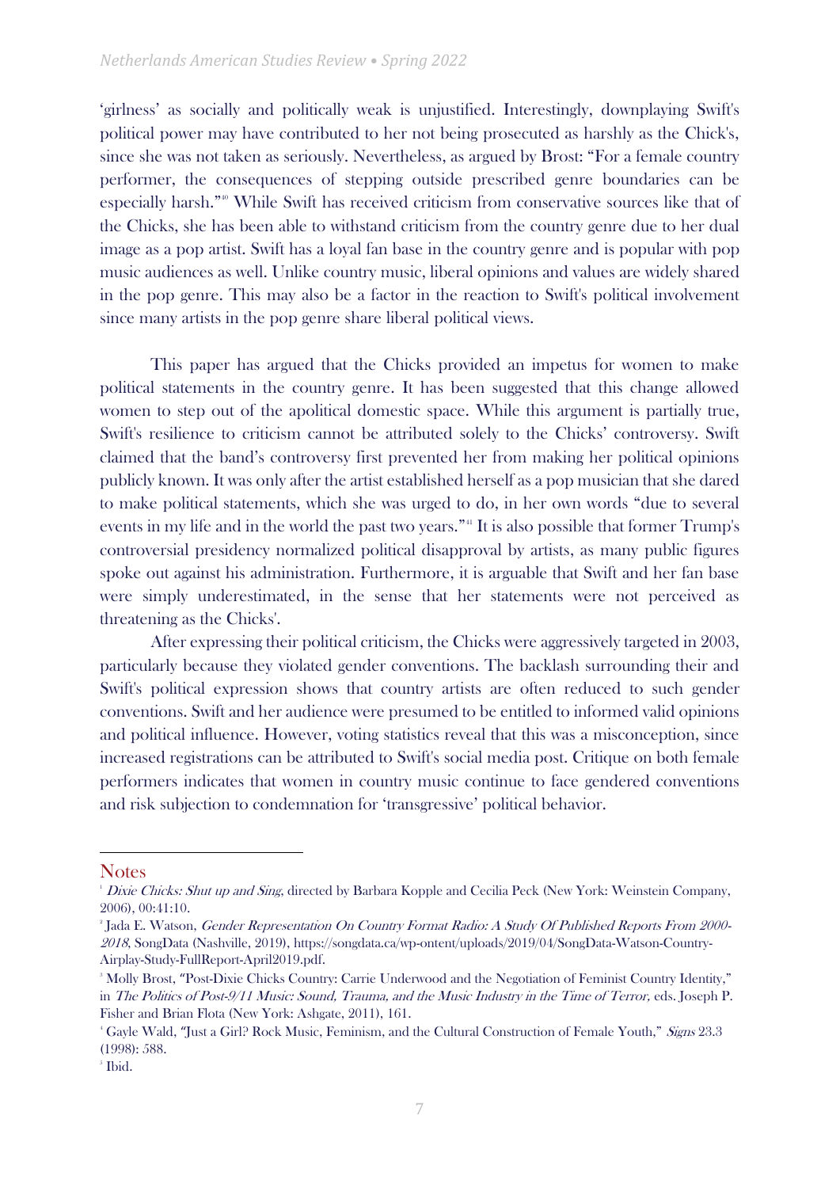'girlness' as socially and politically weak is unjustified. Interestingly, downplaying Swift's political power may have contributed to her not being prosecuted as harshly as the Chick's, since she was not taken as seriously. Nevertheless, as argued by Brost: "For a female country performer, the consequences of stepping outside prescribed genre boundaries can be especially harsh."[40] While Swift has received criticism from conservative sources like that of the Chicks, she has been able to withstand criticism from the country genre due to her dual image as a pop artist. Swift has a loyal fan base in the country genre and is popular with pop music audiences as well. Unlike country music, liberal opinions and values are widely shared in the pop genre. This may also be a factor in the reaction to Swift's political involvement since many artists in the pop genre share liberal political views.

This paper has argued that the Chicks provided an impetus for women to make political statements in the country genre. It has been suggested that this change allowed women to step out of the apolitical domestic space. While this argument is partially true, Swift's resilience to criticism cannot be attributed solely to the Chicks' controversy. Swift claimed that the band's controversy first prevented her from making her political opinions publicly known. It was only after the artist established herself as a pop musician that she dared to make political statements, which she was urged to do, in her own words "due to several events in my life and in the world the past two years."[41] It is also possible that former Trump's controversial presidency normalized political disapproval by artists, as many public figures spoke out against his administration. Furthermore, it is arguable that Swift and her fan base were simply underestimated, in the sense that her statements were not perceived as threatening as the Chicks'.

After expressing their political criticism, the Chicks were aggressively targeted in 2003, particularly because they violated gender conventions. The backlash surrounding their and Swift's political expression shows that country artists are often reduced to such gender conventions. Swift and her audience were presumed to be entitled to informed valid opinions and political influence. However, voting statistics reveal that this was a misconception, since increased registrations can be attributed to Swift's social media post. Critique on both female performers indicates that women in country music continue to face gendered conventions and risk subjection to condemnation for 'transgressive' political behavior.

## Notes

[1] *Dixie Chicks: Shut up and Sing*, directed by Barbara Kopple and Cecilia Peck (New York: Weinstein Company, 2006), 00:41:10.

[2] Jada E. Watson, *Gender Representation On Country Format Radio: A Study Of Published Reports From 2000-2018*, SongData (Nashville, 2019), https://songdata.ca/wp-ontent/uploads/2019/04/SongData-Watson-Country-Airplay-Study-FullReport-April2019.pdf.

[3] Molly Brost, "Post-Dixie Chicks Country: Carrie Underwood and the Negotiation of Feminist Country Identity," in *The Politics of Post-9/11 Music: Sound, Trauma, and the Music Industry in the Time of Terror,* eds. Joseph P. Fisher and Brian Flota (New York: Ashgate, 2011), 161.

[4] Gayle Wald, "Just a Girl? Rock Music, Feminism, and the Cultural Construction of Female Youth," *Signs* 23.3 (1998): 588.

[5] Ibid.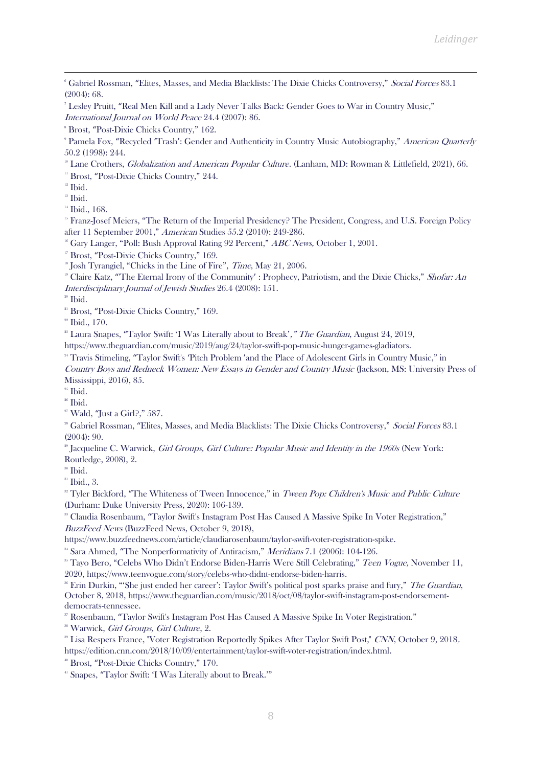[6] Gabriel Rossman, "Elites, Masses, and Media Blacklists: The Dixie Chicks Controversy," *Social Forces* 83.1 (2004): 68.

[7] Lesley Pruitt, "Real Men Kill and a Lady Never Talks Back: Gender Goes to War in Country Music," *International Journal on World Peace* 24.4 (2007): 86.

[8] Brost, "Post-Dixie Chicks Country," 162.

[9] Pamela Fox, "Recycled 'Trash': Gender and Authenticity in Country Music Autobiography," *American Quarterly* 50.2 (1998): 244.

[10] Lane Crothers, *Globalization and American Popular Culture.* (Lanham, MD: Rowman & Littlefield, 2021), 66.

[11] Brost, "Post-Dixie Chicks Country," 244.

[12] Ibid.

[13] Ibid.

[14] Ibid., 168.

[15] Franz-Josef Meiers, "The Return of the Imperial Presidency? The President, Congress, and U.S. Foreign Policy after 11 September 2001," *American* Studies 55.2 (2010): 249-286.

[16] Gary Langer, "Poll: Bush Approval Rating 92 Percent," *ABC News,* October 1, 2001.

[17] Brost, "Post-Dixie Chicks Country," 169.

[18] Josh Tyrangiel, "Chicks in the Line of Fire", *Time*, May 21, 2006.

[19] Claire Katz, "'The Eternal Irony of the Community' : Prophecy, Patriotism, and the Dixie Chicks," *Shofar: An Interdisciplinary Journal of Jewish Studies* 26.4 (2008): 151.

[20] Ibid.

[21] Brost, "Post-Dixie Chicks Country," 169.

[22] Ibid., 170.

[23] Laura Snapes, "Taylor Swift: 'I Was Literally about to Break'*," The Guardian*, August 24, 2019, https://www.theguardian.com/music/2019/aug/24/taylor-swift-pop-music-hunger-games-gladiators.

[24] Travis Stimeling, "Taylor Swift's 'Pitch Problem' and the Place of Adolescent Girls in Country Music," in *Country Boys and Redneck Women: New Essays in Gender and Country Music* (Jackson, MS: University Press of Mississippi, 2016), 85.

[25] Ibid.

[26] Ibid.

[27] Wald, "Just a Girl?," 587.

[28] Gabriel Rossman, "Elites, Masses, and Media Blacklists: The Dixie Chicks Controversy," *Social Forces* 83.1 (2004): 90.

[29] Jacqueline C. Warwick, *Girl Groups, Girl Culture: Popular Music and Identity in the 1960s* (New York: Routledge, 2008), 2.

[30] Ibid.

[31] Ibid., 3.

[32] Tyler Bickford, "The Whiteness of Tween Innocence," in *Tween Pop: Children's Music and Public Culture* (Durham: Duke University Press, 2020): 106-139.

[33] Claudia Rosenbaum, "Taylor Swift's Instagram Post Has Caused A Massive Spike In Voter Registration," *BuzzFeed News* (BuzzFeed News, October 9, 2018), https://www.buzzfeednews.com/article/claudiarosenbaum/taylor-swift-voter-registration-spike.

[34] Sara Ahmed, "The Nonperformativity of Antiracism," *Meridians* 7.1 (2006): 104-126.

[35] Tayo Bero, "Celebs Who Didn't Endorse Biden-Harris Were Still Celebrating," *Teen Vogue,* November 11, 2020, https://www.teenvogue.com/story/celebs-who-didnt-endorse-biden-harris.

[36] Erin Durkin, "'She just ended her career': Taylor Swift's political post sparks praise and fury," *The Guardian*, October 8, 2018, https://www.theguardian.com/music/2018/oct/08/taylor-swift-instagram-post-endorsement-democrats-tennessee.

[37] Rosenbaum, "Taylor Swift's Instagram Post Has Caused A Massive Spike In Voter Registration."

[38] Warwick, *Girl Groups, Girl Culture*, 2.

[39] Lisa Respers France, "Voter Registration Reportedly Spikes After Taylor Swift Post," *CNN*, October 9, 2018, https://edition.cnn.com/2018/10/09/entertainment/taylor-swift-voter-registration/index.html.

[40] Brost, "Post-Dixie Chicks Country," 170.

[41] Snapes, "Taylor Swift: 'I Was Literally about to Break.'"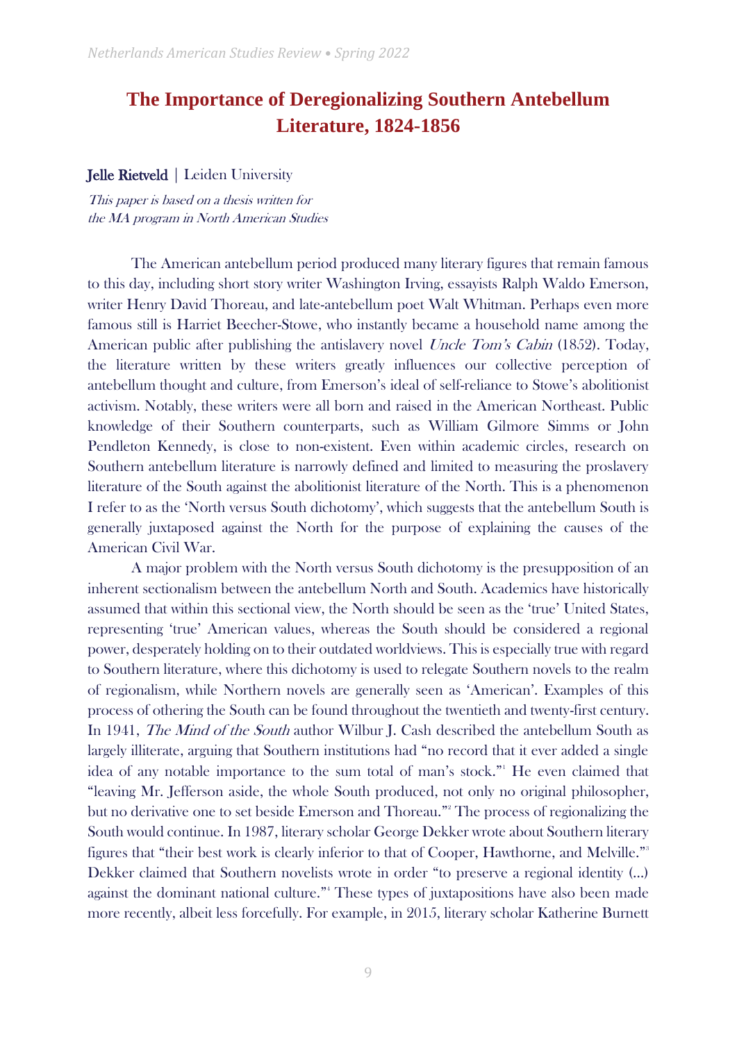# The Importance of Deregionalizing Southern Antebellum Literature, 1824-1856

**Jelle Rietveld** | Leiden University

*This paper is based on a thesis written for the MA program in North American Studies*

The American antebellum period produced many literary figures that remain famous to this day, including short story writer Washington Irving, essayists Ralph Waldo Emerson, writer Henry David Thoreau, and late-antebellum poet Walt Whitman. Perhaps even more famous still is Harriet Beecher-Stowe, who instantly became a household name among the American public after publishing the antislavery novel *Uncle Tom's Cabin* (1852). Today, the literature written by these writers greatly influences our collective perception of antebellum thought and culture, from Emerson's ideal of self-reliance to Stowe's abolitionist activism. Notably, these writers were all born and raised in the American Northeast. Public knowledge of their Southern counterparts, such as William Gilmore Simms or John Pendleton Kennedy, is close to non-existent. Even within academic circles, research on Southern antebellum literature is narrowly defined and limited to measuring the proslavery literature of the South against the abolitionist literature of the North. This is a phenomenon I refer to as the 'North versus South dichotomy', which suggests that the antebellum South is generally juxtaposed against the North for the purpose of explaining the causes of the American Civil War.

A major problem with the North versus South dichotomy is the presupposition of an inherent sectionalism between the antebellum North and South. Academics have historically assumed that within this sectional view, the North should be seen as the 'true' United States, representing 'true' American values, whereas the South should be considered a regional power, desperately holding on to their outdated worldviews. This is especially true with regard to Southern literature, where this dichotomy is used to relegate Southern novels to the realm of regionalism, while Northern novels are generally seen as 'American'. Examples of this process of othering the South can be found throughout the twentieth and twenty-first century. In 1941, *The Mind of the South* author Wilbur J. Cash described the antebellum South as largely illiterate, arguing that Southern institutions had "no record that it ever added a single idea of any notable importance to the sum total of man's stock."[1] He even claimed that "leaving Mr. Jefferson aside, the whole South produced, not only no original philosopher, but no derivative one to set beside Emerson and Thoreau."[2] The process of regionalizing the South would continue. In 1987, literary scholar George Dekker wrote about Southern literary figures that "their best work is clearly inferior to that of Cooper, Hawthorne, and Melville."[3] Dekker claimed that Southern novelists wrote in order "to preserve a regional identity (...) against the dominant national culture."[4] These types of juxtapositions have also been made more recently, albeit less forcefully. For example, in 2015, literary scholar Katherine Burnett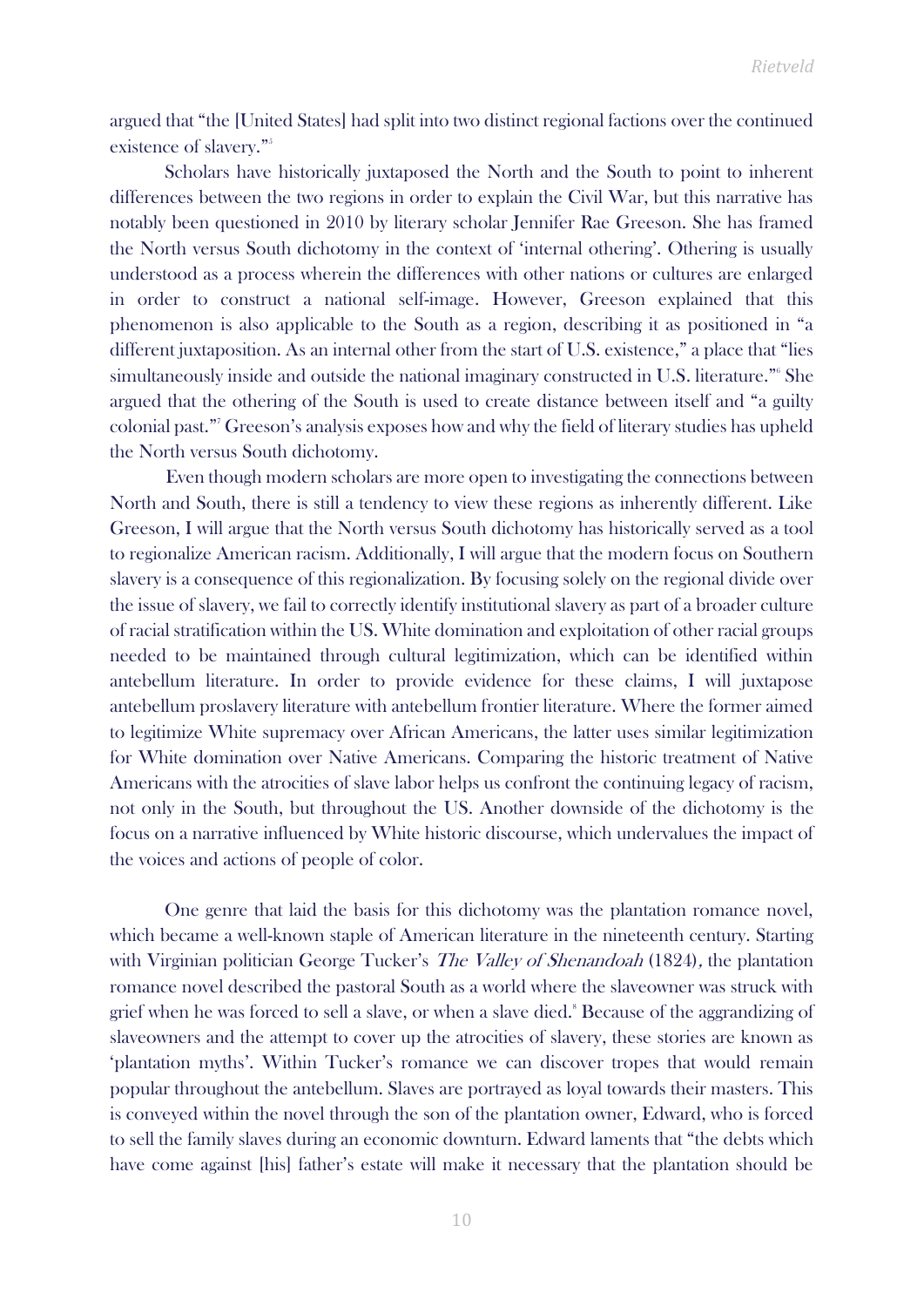argued that "the [United States] had split into two distinct regional factions over the continued existence of slavery."[5]

Scholars have historically juxtaposed the North and the South to point to inherent differences between the two regions in order to explain the Civil War, but this narrative has notably been questioned in 2010 by literary scholar Jennifer Rae Greeson. She has framed the North versus South dichotomy in the context of 'internal othering'. Othering is usually understood as a process wherein the differences with other nations or cultures are enlarged in order to construct a national self-image. However, Greeson explained that this phenomenon is also applicable to the South as a region, describing it as positioned in "a different juxtaposition. As an internal other from the start of U.S. existence," a place that "lies simultaneously inside and outside the national imaginary constructed in U.S. literature."[6] She argued that the othering of the South is used to create distance between itself and "a guilty colonial past."[7] Greeson's analysis exposes how and why the field of literary studies has upheld the North versus South dichotomy.

Even though modern scholars are more open to investigating the connections between North and South, there is still a tendency to view these regions as inherently different. Like Greeson, I will argue that the North versus South dichotomy has historically served as a tool to regionalize American racism. Additionally, I will argue that the modern focus on Southern slavery is a consequence of this regionalization. By focusing solely on the regional divide over the issue of slavery, we fail to correctly identify institutional slavery as part of a broader culture of racial stratification within the US. White domination and exploitation of other racial groups needed to be maintained through cultural legitimization, which can be identified within antebellum literature. In order to provide evidence for these claims, I will juxtapose antebellum proslavery literature with antebellum frontier literature. Where the former aimed to legitimize White supremacy over African Americans, the latter uses similar legitimization for White domination over Native Americans. Comparing the historic treatment of Native Americans with the atrocities of slave labor helps us confront the continuing legacy of racism, not only in the South, but throughout the US. Another downside of the dichotomy is the focus on a narrative influenced by White historic discourse, which undervalues the impact of the voices and actions of people of color.

One genre that laid the basis for this dichotomy was the plantation romance novel, which became a well-known staple of American literature in the nineteenth century. Starting with Virginian politician George Tucker's *The Valley of Shenandoah* (1824), the plantation romance novel described the pastoral South as a world where the slaveowner was struck with grief when he was forced to sell a slave, or when a slave died.[8] Because of the aggrandizing of slaveowners and the attempt to cover up the atrocities of slavery, these stories are known as 'plantation myths'. Within Tucker's romance we can discover tropes that would remain popular throughout the antebellum. Slaves are portrayed as loyal towards their masters. This is conveyed within the novel through the son of the plantation owner, Edward, who is forced to sell the family slaves during an economic downturn. Edward laments that "the debts which have come against [his] father's estate will make it necessary that the plantation should be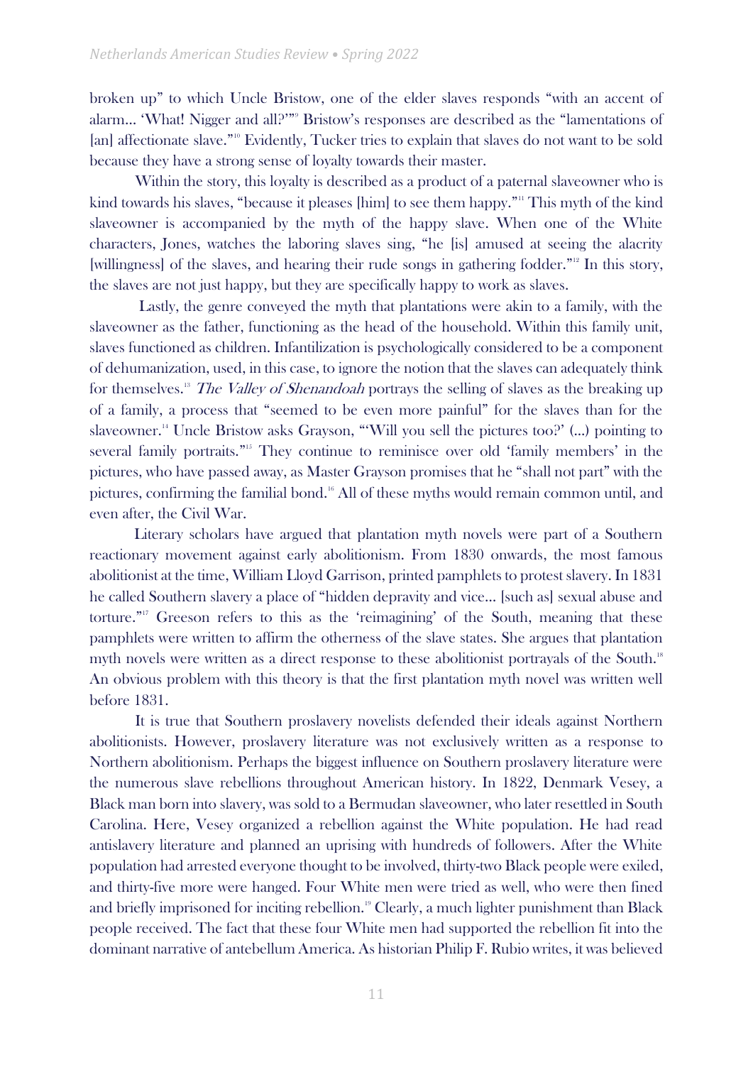broken up" to which Uncle Bristow, one of the elder slaves responds "with an accent of alarm… 'What! Nigger and all?'"[9] Bristow's responses are described as the "lamentations of [an] affectionate slave."[10] Evidently, Tucker tries to explain that slaves do not want to be sold because they have a strong sense of loyalty towards their master.

Within the story, this loyalty is described as a product of a paternal slaveowner who is kind towards his slaves, "because it pleases [him] to see them happy."[11] This myth of the kind slaveowner is accompanied by the myth of the happy slave. When one of the White characters, Jones, watches the laboring slaves sing, "he [is] amused at seeing the alacrity [willingness] of the slaves, and hearing their rude songs in gathering fodder."[12] In this story, the slaves are not just happy, but they are specifically happy to work as slaves.

Lastly, the genre conveyed the myth that plantations were akin to a family, with the slaveowner as the father, functioning as the head of the household. Within this family unit, slaves functioned as children. Infantilization is psychologically considered to be a component of dehumanization, used, in this case, to ignore the notion that the slaves can adequately think for themselves.[13] *The Valley of Shenandoah* portrays the selling of slaves as the breaking up of a family, a process that "seemed to be even more painful" for the slaves than for the slaveowner.[14] Uncle Bristow asks Grayson, "'Will you sell the pictures too?' (…) pointing to several family portraits."[15] They continue to reminisce over old 'family members' in the pictures, who have passed away, as Master Grayson promises that he "shall not part" with the pictures, confirming the familial bond.[16] All of these myths would remain common until, and even after, the Civil War.

Literary scholars have argued that plantation myth novels were part of a Southern reactionary movement against early abolitionism. From 1830 onwards, the most famous abolitionist at the time, William Lloyd Garrison, printed pamphlets to protest slavery. In 1831 he called Southern slavery a place of "hidden depravity and vice… [such as] sexual abuse and torture."[17] Greeson refers to this as the 'reimagining' of the South, meaning that these pamphlets were written to affirm the otherness of the slave states. She argues that plantation myth novels were written as a direct response to these abolitionist portrayals of the South.[18] An obvious problem with this theory is that the first plantation myth novel was written well before 1831.

It is true that Southern proslavery novelists defended their ideals against Northern abolitionists. However, proslavery literature was not exclusively written as a response to Northern abolitionism. Perhaps the biggest influence on Southern proslavery literature were the numerous slave rebellions throughout American history. In 1822, Denmark Vesey, a Black man born into slavery, was sold to a Bermudan slaveowner, who later resettled in South Carolina. Here, Vesey organized a rebellion against the White population. He had read antislavery literature and planned an uprising with hundreds of followers. After the White population had arrested everyone thought to be involved, thirty-two Black people were exiled, and thirty-five more were hanged. Four White men were tried as well, who were then fined and briefly imprisoned for inciting rebellion.[19] Clearly, a much lighter punishment than Black people received. The fact that these four White men had supported the rebellion fit into the dominant narrative of antebellum America. As historian Philip F. Rubio writes, it was believed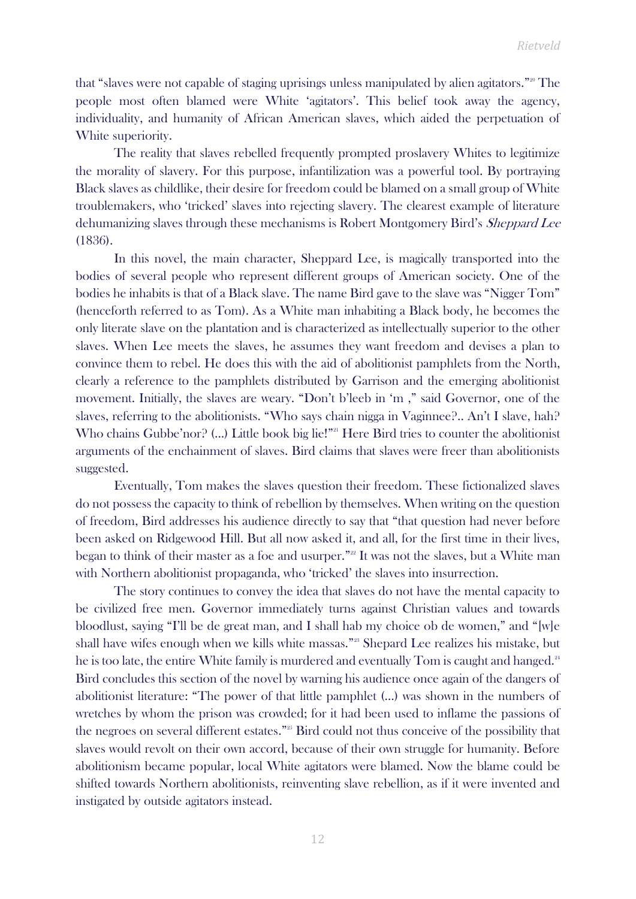that "slaves were not capable of staging uprisings unless manipulated by alien agitators."[20] The people most often blamed were White 'agitators'. This belief took away the agency, individuality, and humanity of African American slaves, which aided the perpetuation of White superiority.

The reality that slaves rebelled frequently prompted proslavery Whites to legitimize the morality of slavery. For this purpose, infantilization was a powerful tool. By portraying Black slaves as childlike, their desire for freedom could be blamed on a small group of White troublemakers, who 'tricked' slaves into rejecting slavery. The clearest example of literature dehumanizing slaves through these mechanisms is Robert Montgomery Bird's *Sheppard Lee* (1836).

In this novel, the main character, Sheppard Lee, is magically transported into the bodies of several people who represent different groups of American society. One of the bodies he inhabits is that of a Black slave. The name Bird gave to the slave was "Nigger Tom" (henceforth referred to as Tom). As a White man inhabiting a Black body, he becomes the only literate slave on the plantation and is characterized as intellectually superior to the other slaves. When Lee meets the slaves, he assumes they want freedom and devises a plan to convince them to rebel. He does this with the aid of abolitionist pamphlets from the North, clearly a reference to the pamphlets distributed by Garrison and the emerging abolitionist movement. Initially, the slaves are weary. "Don't b'leeb in 'm ," said Governor, one of the slaves, referring to the abolitionists. "Who says chain nigga in Vaginnee?.. An't I slave, hah? Who chains Gubbe'nor? (...) Little book big lie!"[21] Here Bird tries to counter the abolitionist arguments of the enchainment of slaves. Bird claims that slaves were freer than abolitionists suggested.

Eventually, Tom makes the slaves question their freedom. These fictionalized slaves do not possess the capacity to think of rebellion by themselves. When writing on the question of freedom, Bird addresses his audience directly to say that "that question had never before been asked on Ridgewood Hill. But all now asked it, and all, for the first time in their lives, began to think of their master as a foe and usurper."[22] It was not the slaves, but a White man with Northern abolitionist propaganda, who 'tricked' the slaves into insurrection.

The story continues to convey the idea that slaves do not have the mental capacity to be civilized free men. Governor immediately turns against Christian values and towards bloodlust, saying "I'll be de great man, and I shall hab my choice ob de women," and "[w]e shall have wifes enough when we kills white massas."[23] Shepard Lee realizes his mistake, but he is too late, the entire White family is murdered and eventually Tom is caught and hanged.[24] Bird concludes this section of the novel by warning his audience once again of the dangers of abolitionist literature: "The power of that little pamphlet (...) was shown in the numbers of wretches by whom the prison was crowded; for it had been used to inflame the passions of the negroes on several different estates."[25] Bird could not thus conceive of the possibility that slaves would revolt on their own accord, because of their own struggle for humanity. Before abolitionism became popular, local White agitators were blamed. Now the blame could be shifted towards Northern abolitionists, reinventing slave rebellion, as if it were invented and instigated by outside agitators instead.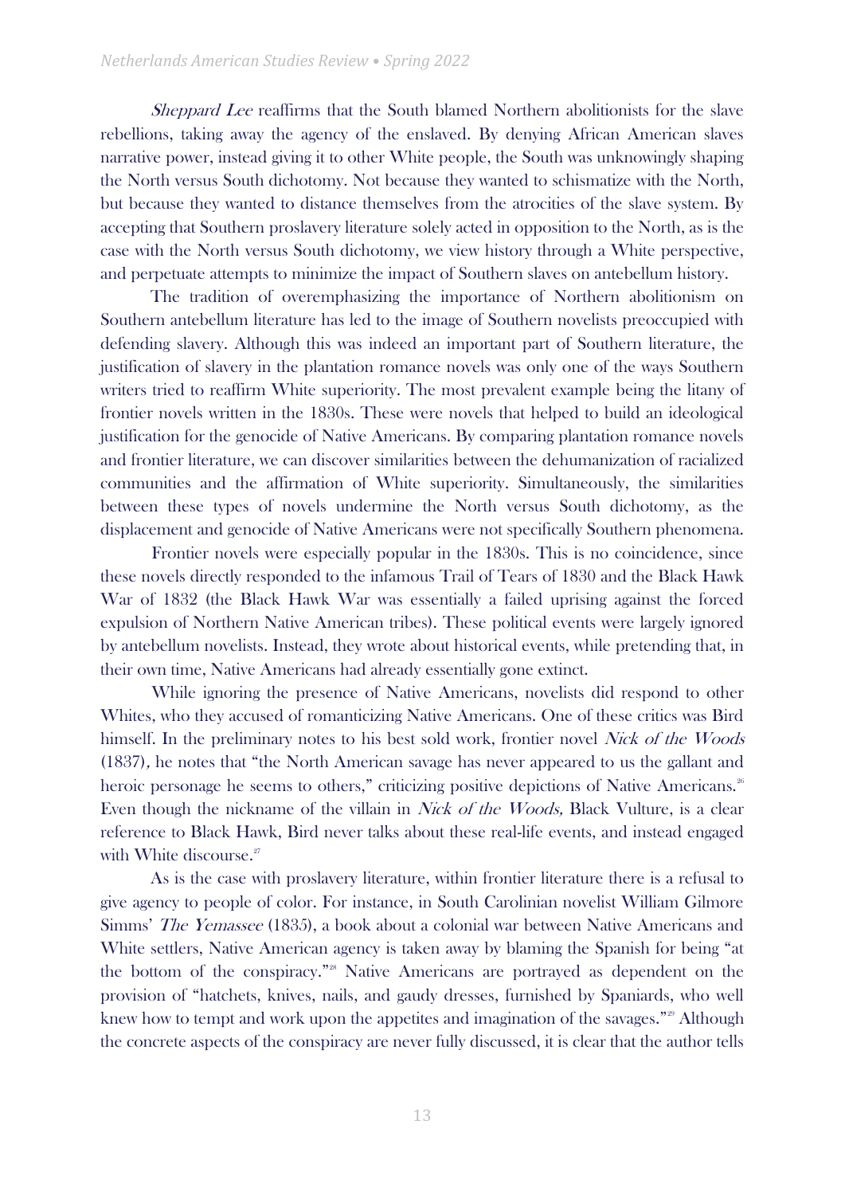*Sheppard Lee* reaffirms that the South blamed Northern abolitionists for the slave rebellions, taking away the agency of the enslaved. By denying African American slaves narrative power, instead giving it to other White people, the South was unknowingly shaping the North versus South dichotomy. Not because they wanted to schismatize with the North, but because they wanted to distance themselves from the atrocities of the slave system. By accepting that Southern proslavery literature solely acted in opposition to the North, as is the case with the North versus South dichotomy, we view history through a White perspective, and perpetuate attempts to minimize the impact of Southern slaves on antebellum history.

The tradition of overemphasizing the importance of Northern abolitionism on Southern antebellum literature has led to the image of Southern novelists preoccupied with defending slavery. Although this was indeed an important part of Southern literature, the justification of slavery in the plantation romance novels was only one of the ways Southern writers tried to reaffirm White superiority. The most prevalent example being the litany of frontier novels written in the 1830s. These were novels that helped to build an ideological justification for the genocide of Native Americans. By comparing plantation romance novels and frontier literature, we can discover similarities between the dehumanization of racialized communities and the affirmation of White superiority. Simultaneously, the similarities between these types of novels undermine the North versus South dichotomy, as the displacement and genocide of Native Americans were not specifically Southern phenomena.

Frontier novels were especially popular in the 1830s. This is no coincidence, since these novels directly responded to the infamous Trail of Tears of 1830 and the Black Hawk War of 1832 (the Black Hawk War was essentially a failed uprising against the forced expulsion of Northern Native American tribes). These political events were largely ignored by antebellum novelists. Instead, they wrote about historical events, while pretending that, in their own time, Native Americans had already essentially gone extinct.

While ignoring the presence of Native Americans, novelists did respond to other Whites, who they accused of romanticizing Native Americans. One of these critics was Bird himself. In the preliminary notes to his best sold work, frontier novel *Nick of the Woods* (1837), he notes that "the North American savage has never appeared to us the gallant and heroic personage he seems to others," criticizing positive depictions of Native Americans.[26] Even though the nickname of the villain in *Nick of the Woods,* Black Vulture, is a clear reference to Black Hawk, Bird never talks about these real-life events, and instead engaged with White discourse.[27]

As is the case with proslavery literature, within frontier literature there is a refusal to give agency to people of color. For instance, in South Carolinian novelist William Gilmore Simms' *The Yemassee* (1835), a book about a colonial war between Native Americans and White settlers, Native American agency is taken away by blaming the Spanish for being "at the bottom of the conspiracy."[28] Native Americans are portrayed as dependent on the provision of "hatchets, knives, nails, and gaudy dresses, furnished by Spaniards, who well knew how to tempt and work upon the appetites and imagination of the savages."[29] Although the concrete aspects of the conspiracy are never fully discussed, it is clear that the author tells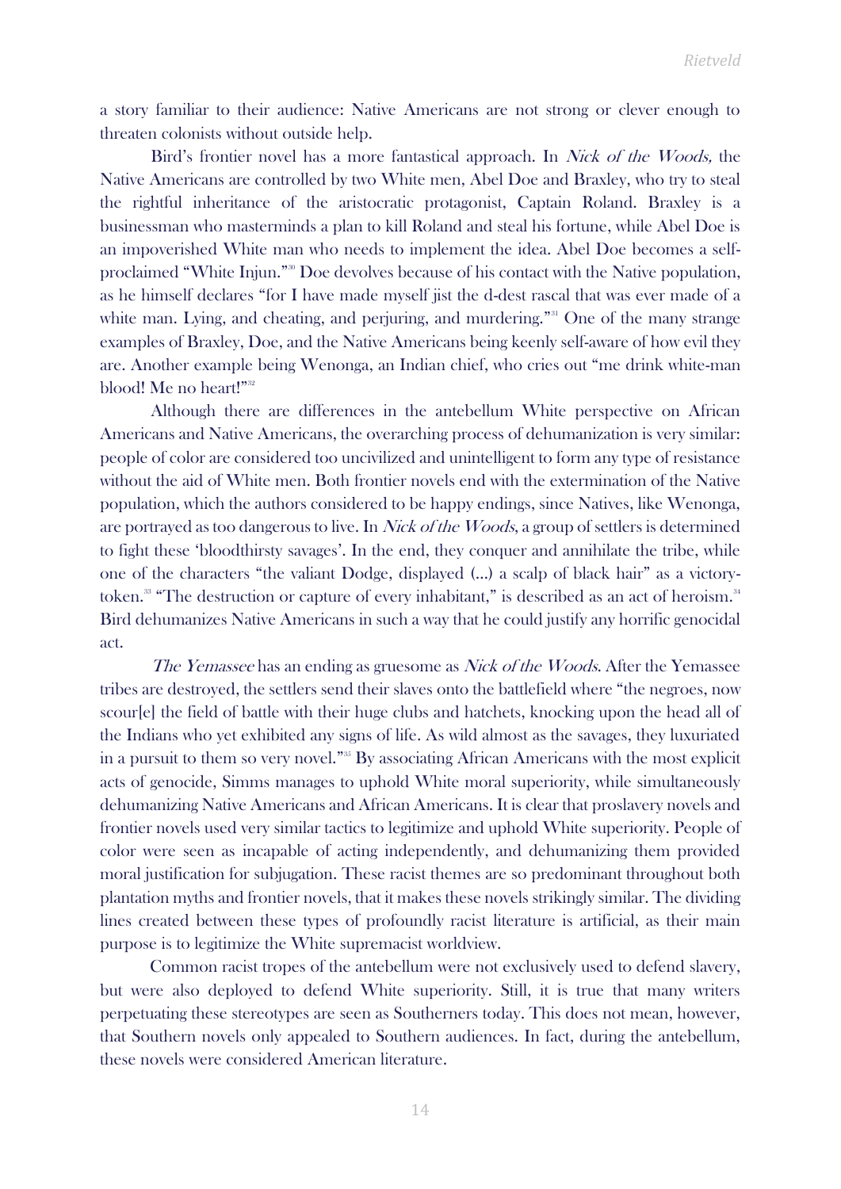a story familiar to their audience: Native Americans are not strong or clever enough to threaten colonists without outside help.

Bird's frontier novel has a more fantastical approach. In *Nick of the Woods,* the Native Americans are controlled by two White men, Abel Doe and Braxley, who try to steal the rightful inheritance of the aristocratic protagonist, Captain Roland. Braxley is a businessman who masterminds a plan to kill Roland and steal his fortune, while Abel Doe is an impoverished White man who needs to implement the idea. Abel Doe becomes a self-proclaimed "White Injun."[30] Doe devolves because of his contact with the Native population, as he himself declares "for I have made myself jist the d-dest rascal that was ever made of a white man. Lying, and cheating, and perjuring, and murdering."[31] One of the many strange examples of Braxley, Doe, and the Native Americans being keenly self-aware of how evil they are. Another example being Wenonga, an Indian chief, who cries out "me drink white-man blood! Me no heart!"[32]

Although there are differences in the antebellum White perspective on African Americans and Native Americans, the overarching process of dehumanization is very similar: people of color are considered too uncivilized and unintelligent to form any type of resistance without the aid of White men. Both frontier novels end with the extermination of the Native population, which the authors considered to be happy endings, since Natives, like Wenonga, are portrayed as too dangerous to live. In *Nick of the Woods*, a group of settlers is determined to fight these 'bloodthirsty savages'. In the end, they conquer and annihilate the tribe, while one of the characters "the valiant Dodge, displayed (…) a scalp of black hair" as a victory-token.[33] "The destruction or capture of every inhabitant," is described as an act of heroism.[34] Bird dehumanizes Native Americans in such a way that he could justify any horrific genocidal act.

*The Yemassee* has an ending as gruesome as *Nick of the Woods*. After the Yemassee tribes are destroyed, the settlers send their slaves onto the battlefield where "the negroes, now scour[e] the field of battle with their huge clubs and hatchets, knocking upon the head all of the Indians who yet exhibited any signs of life. As wild almost as the savages, they luxuriated in a pursuit to them so very novel."[35] By associating African Americans with the most explicit acts of genocide, Simms manages to uphold White moral superiority, while simultaneously dehumanizing Native Americans and African Americans. It is clear that proslavery novels and frontier novels used very similar tactics to legitimize and uphold White superiority. People of color were seen as incapable of acting independently, and dehumanizing them provided moral justification for subjugation. These racist themes are so predominant throughout both plantation myths and frontier novels, that it makes these novels strikingly similar. The dividing lines created between these types of profoundly racist literature is artificial, as their main purpose is to legitimize the White supremacist worldview.

Common racist tropes of the antebellum were not exclusively used to defend slavery, but were also deployed to defend White superiority. Still, it is true that many writers perpetuating these stereotypes are seen as Southerners today. This does not mean, however, that Southern novels only appealed to Southern audiences. In fact, during the antebellum, these novels were considered American literature.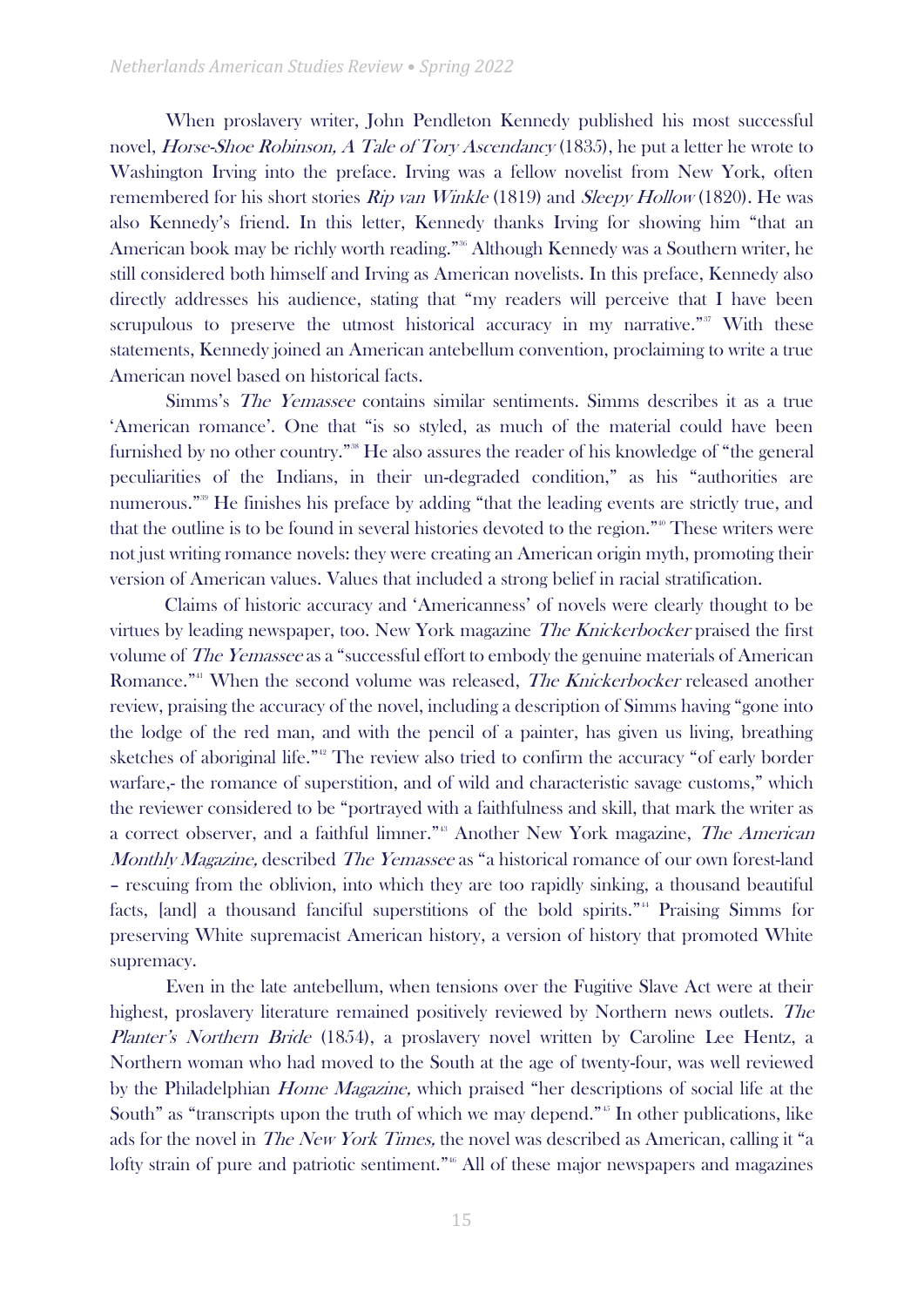When proslavery writer, John Pendleton Kennedy published his most successful novel, *Horse-Shoe Robinson, A Tale of Tory Ascendancy* (1835), he put a letter he wrote to Washington Irving into the preface. Irving was a fellow novelist from New York, often remembered for his short stories *Rip van Winkle* (1819) and *Sleepy Hollow* (1820). He was also Kennedy's friend. In this letter, Kennedy thanks Irving for showing him "that an American book may be richly worth reading."[36] Although Kennedy was a Southern writer, he still considered both himself and Irving as American novelists. In this preface, Kennedy also directly addresses his audience, stating that "my readers will perceive that I have been scrupulous to preserve the utmost historical accuracy in my narrative."[37] With these statements, Kennedy joined an American antebellum convention, proclaiming to write a true American novel based on historical facts.

Simms's *The Yemassee* contains similar sentiments. Simms describes it as a true 'American romance'. One that "is so styled, as much of the material could have been furnished by no other country."[38] He also assures the reader of his knowledge of "the general peculiarities of the Indians, in their un-degraded condition," as his "authorities are numerous."[39] He finishes his preface by adding "that the leading events are strictly true, and that the outline is to be found in several histories devoted to the region."[40] These writers were not just writing romance novels: they were creating an American origin myth, promoting their version of American values. Values that included a strong belief in racial stratification.

Claims of historic accuracy and 'Americanness' of novels were clearly thought to be virtues by leading newspaper, too. New York magazine *The Knickerbocker* praised the first volume of *The Yemassee* as a "successful effort to embody the genuine materials of American Romance."[41] When the second volume was released, *The Knickerbocker* released another review, praising the accuracy of the novel, including a description of Simms having "gone into the lodge of the red man, and with the pencil of a painter, has given us living, breathing sketches of aboriginal life."[42] The review also tried to confirm the accuracy "of early border warfare,- the romance of superstition, and of wild and characteristic savage customs," which the reviewer considered to be "portrayed with a faithfulness and skill, that mark the writer as a correct observer, and a faithful limner."[43] Another New York magazine, *The American Monthly Magazine,* described *The Yemassee* as "a historical romance of our own forest-land – rescuing from the oblivion, into which they are too rapidly sinking, a thousand beautiful facts, [and] a thousand fanciful superstitions of the bold spirits."[44] Praising Simms for preserving White supremacist American history, a version of history that promoted White supremacy.

Even in the late antebellum, when tensions over the Fugitive Slave Act were at their highest, proslavery literature remained positively reviewed by Northern news outlets. *The Planter's Northern Bride* (1854), a proslavery novel written by Caroline Lee Hentz, a Northern woman who had moved to the South at the age of twenty-four, was well reviewed by the Philadelphian *Home Magazine,* which praised "her descriptions of social life at the South" as "transcripts upon the truth of which we may depend."[45] In other publications, like ads for the novel in *The New York Times,* the novel was described as American, calling it "a lofty strain of pure and patriotic sentiment."[46] All of these major newspapers and magazines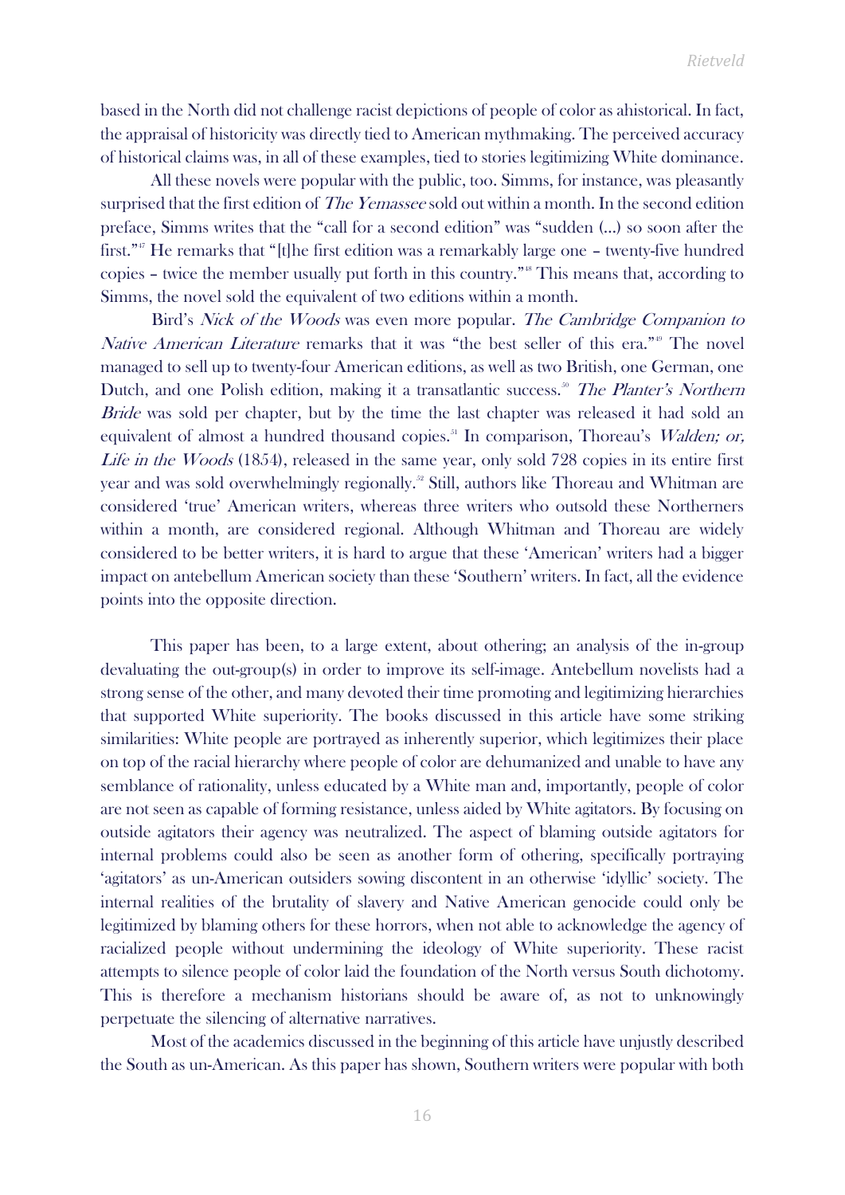based in the North did not challenge racist depictions of people of color as ahistorical. In fact, the appraisal of historicity was directly tied to American mythmaking. The perceived accuracy of historical claims was, in all of these examples, tied to stories legitimizing White dominance.

All these novels were popular with the public, too. Simms, for instance, was pleasantly surprised that the first edition of *The Yemassee* sold out within a month. In the second edition preface, Simms writes that the "call for a second edition" was "sudden (…) so soon after the first."[47] He remarks that "[t]he first edition was a remarkably large one – twenty-five hundred copies – twice the member usually put forth in this country."[48] This means that, according to Simms, the novel sold the equivalent of two editions within a month.

Bird's *Nick of the Woods* was even more popular. *The Cambridge Companion to Native American Literature* remarks that it was "the best seller of this era."[49] The novel managed to sell up to twenty-four American editions, as well as two British, one German, one Dutch, and one Polish edition, making it a transatlantic success.[50] *The Planter's Northern Bride* was sold per chapter, but by the time the last chapter was released it had sold an equivalent of almost a hundred thousand copies.[51] In comparison, Thoreau's *Walden; or, Life in the Woods* (1854), released in the same year, only sold 728 copies in its entire first year and was sold overwhelmingly regionally.[52] Still, authors like Thoreau and Whitman are considered 'true' American writers, whereas three writers who outsold these Northerners within a month, are considered regional. Although Whitman and Thoreau are widely considered to be better writers, it is hard to argue that these 'American' writers had a bigger impact on antebellum American society than these 'Southern' writers. In fact, all the evidence points into the opposite direction.

This paper has been, to a large extent, about othering; an analysis of the in-group devaluating the out-group(s) in order to improve its self-image. Antebellum novelists had a strong sense of the other, and many devoted their time promoting and legitimizing hierarchies that supported White superiority. The books discussed in this article have some striking similarities: White people are portrayed as inherently superior, which legitimizes their place on top of the racial hierarchy where people of color are dehumanized and unable to have any semblance of rationality, unless educated by a White man and, importantly, people of color are not seen as capable of forming resistance, unless aided by White agitators. By focusing on outside agitators their agency was neutralized. The aspect of blaming outside agitators for internal problems could also be seen as another form of othering, specifically portraying 'agitators' as un-American outsiders sowing discontent in an otherwise 'idyllic' society. The internal realities of the brutality of slavery and Native American genocide could only be legitimized by blaming others for these horrors, when not able to acknowledge the agency of racialized people without undermining the ideology of White superiority. These racist attempts to silence people of color laid the foundation of the North versus South dichotomy. This is therefore a mechanism historians should be aware of, as not to unknowingly perpetuate the silencing of alternative narratives.

Most of the academics discussed in the beginning of this article have unjustly described the South as un-American. As this paper has shown, Southern writers were popular with both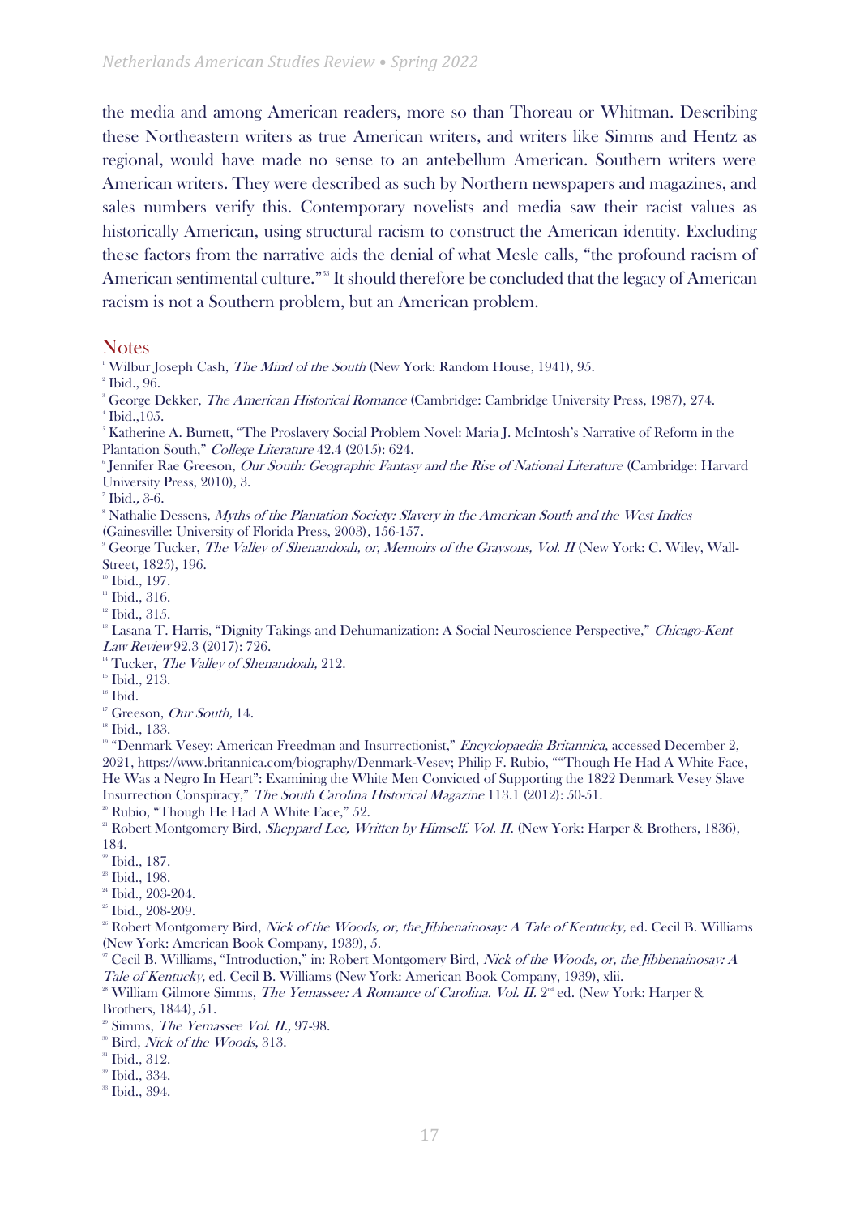the media and among American readers, more so than Thoreau or Whitman. Describing these Northeastern writers as true American writers, and writers like Simms and Hentz as regional, would have made no sense to an antebellum American. Southern writers were American writers. They were described as such by Northern newspapers and magazines, and sales numbers verify this. Contemporary novelists and media saw their racist values as historically American, using structural racism to construct the American identity. Excluding these factors from the narrative aids the denial of what Mesle calls, "the profound racism of American sentimental culture."[33] It should therefore be concluded that the legacy of American racism is not a Southern problem, but an American problem.

## Notes

[1] Wilbur Joseph Cash, *The Mind of the South* (New York: Random House, 1941), 95.
[2] Ibid., 96.
[3] George Dekker, *The American Historical Romance* (Cambridge: Cambridge University Press, 1987), 274.
[4] Ibid.,105.
[5] Katherine A. Burnett, "The Proslavery Social Problem Novel: Maria J. McIntosh's Narrative of Reform in the Plantation South," *College Literature* 42.4 (2015): 624.
[6] Jennifer Rae Greeson, *Our South: Geographic Fantasy and the Rise of National Literature* (Cambridge: Harvard University Press, 2010), 3.
[7] Ibid., 3-6.
[8] Nathalie Dessens, *Myths of the Plantation Society: Slavery in the American South and the West Indies* (Gainesville: University of Florida Press, 2003), 156-157.
[9] George Tucker, *The Valley of Shenandoah, or, Memoirs of the Graysons, Vol. II* (New York: C. Wiley, Wall-Street, 1825), 196.
[10] Ibid., 197.
[11] Ibid., 316.
[12] Ibid., 315.
[13] Lasana T. Harris, "Dignity Takings and Dehumanization: A Social Neuroscience Perspective," *Chicago-Kent Law Review* 92.3 (2017): 726.
[14] Tucker, *The Valley of Shenandoah,* 212.
[15] Ibid., 213.
[16] Ibid.
[17] Greeson, *Our South,* 14.
[18] Ibid., 133.
[19] "Denmark Vesey: American Freedman and Insurrectionist," *Encyclopaedia Britannica*, accessed December 2, 2021, https://www.britannica.com/biography/Denmark-Vesey; Philip F. Rubio, ""Though He Had A White Face, He Was a Negro In Heart": Examining the White Men Convicted of Supporting the 1822 Denmark Vesey Slave Insurrection Conspiracy," *The South Carolina Historical Magazine* 113.1 (2012): 50-51.
[20] Rubio, "Though He Had A White Face," 52.
[21] Robert Montgomery Bird, *Sheppard Lee, Written by Himself. Vol. II.* (New York: Harper & Brothers, 1836), 184.
[22] Ibid., 187.
[23] Ibid., 198.
[24] Ibid., 203-204.
[25] Ibid., 208-209.
[26] Robert Montgomery Bird, *Nick of the Woods, or, the Jibbenainosay: A Tale of Kentucky,* ed. Cecil B. Williams (New York: American Book Company, 1939), 5.
[27] Cecil B. Williams, "Introduction," in: Robert Montgomery Bird, *Nick of the Woods, or, the Jibbenainosay: A Tale of Kentucky,* ed. Cecil B. Williams (New York: American Book Company, 1939), xlii.
[28] William Gilmore Simms, *The Yemassee: A Romance of Carolina. Vol. II.* 2nd ed. (New York: Harper & Brothers, 1844), 51.
[29] Simms, *The Yemassee Vol. II.,* 97-98.
[30] Bird, *Nick of the Woods*, 313.
[31] Ibid., 312.
[32] Ibid., 334.
[33] Ibid., 394.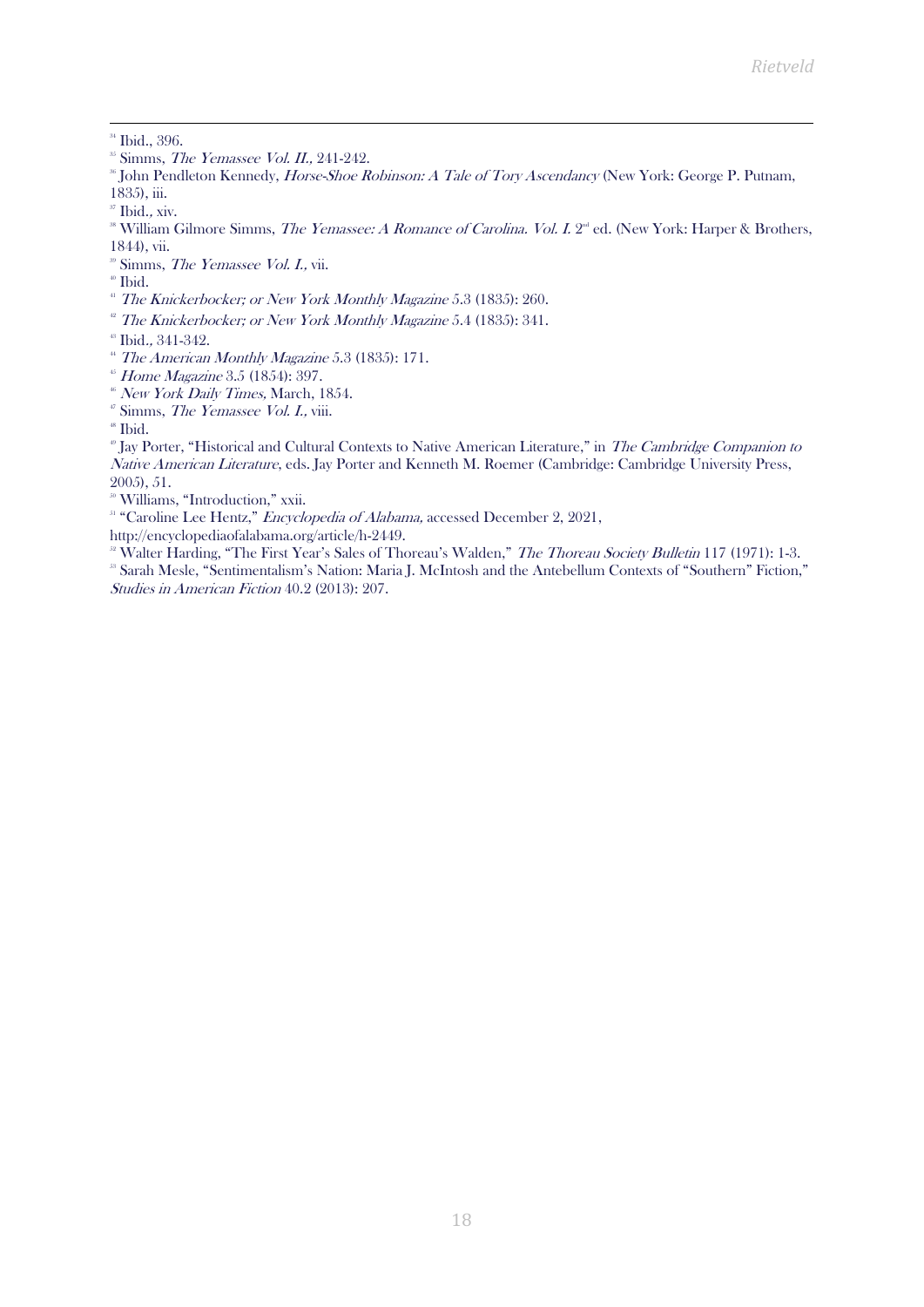[34] Ibid., 396.

[35] Simms, *The Yemassee Vol. II.,* 241-242.

[36] John Pendleton Kennedy, *Horse-Shoe Robinson: A Tale of Tory Ascendancy* (New York: George P. Putnam, 1835), iii.

[37] Ibid., xiv.

[38] William Gilmore Simms, *The Yemassee: A Romance of Carolina. Vol. I.* 2nd ed. (New York: Harper & Brothers, 1844), vii.

[39] Simms, *The Yemassee Vol. I.,* vii.

[40] Ibid.

[41] *The Knickerbocker; or New York Monthly Magazine* 5.3 (1835): 260.

[42] *The Knickerbocker; or New York Monthly Magazine* 5.4 (1835): 341.

[43] Ibid., 341-342.

[44] *The American Monthly Magazine* 5.3 (1835): 171.

[45] *Home Magazine* 3.5 (1854): 397.

[46] *New York Daily Times,* March, 1854.

[47] Simms, *The Yemassee Vol. I.,* viii.

[48] Ibid.

[49] Jay Porter, "Historical and Cultural Contexts to Native American Literature," in *The Cambridge Companion to Native American Literature*, eds. Jay Porter and Kenneth M. Roemer (Cambridge: Cambridge University Press, 2005), 51.

[50] Williams, "Introduction," xxii.

[51] "Caroline Lee Hentz," *Encyclopedia of Alabama,* accessed December 2, 2021, http://encyclopediaofalabama.org/article/h-2449.

[52] Walter Harding, "The First Year's Sales of Thoreau's Walden," *The Thoreau Society Bulletin* 117 (1971): 1-3.

[53] Sarah Mesle, "Sentimentalism's Nation: Maria J. McIntosh and the Antebellum Contexts of "Southern" Fiction," *Studies in American Fiction* 40.2 (2013): 207.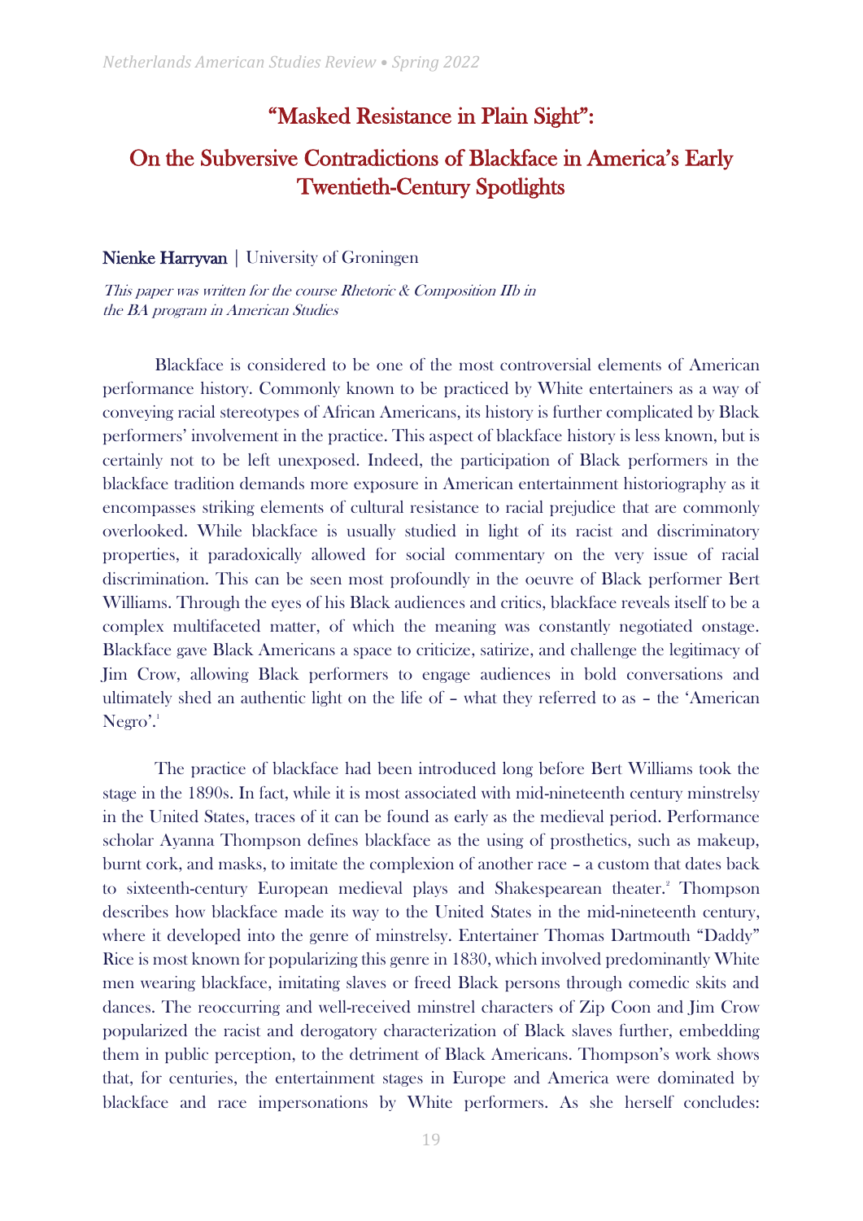# "Masked Resistance in Plain Sight":

## On the Subversive Contradictions of Blackface in America's Early Twentieth-Century Spotlights

**Nienke Harryvan** | University of Groningen

*This paper was written for the course Rhetoric & Composition IIb in the BA program in American Studies*

Blackface is considered to be one of the most controversial elements of American performance history. Commonly known to be practiced by White entertainers as a way of conveying racial stereotypes of African Americans, its history is further complicated by Black performers' involvement in the practice. This aspect of blackface history is less known, but is certainly not to be left unexposed. Indeed, the participation of Black performers in the blackface tradition demands more exposure in American entertainment historiography as it encompasses striking elements of cultural resistance to racial prejudice that are commonly overlooked. While blackface is usually studied in light of its racist and discriminatory properties, it paradoxically allowed for social commentary on the very issue of racial discrimination. This can be seen most profoundly in the oeuvre of Black performer Bert Williams. Through the eyes of his Black audiences and critics, blackface reveals itself to be a complex multifaceted matter, of which the meaning was constantly negotiated onstage. Blackface gave Black Americans a space to criticize, satirize, and challenge the legitimacy of Jim Crow, allowing Black performers to engage audiences in bold conversations and ultimately shed an authentic light on the life of – what they referred to as – the 'American Negro'.[1]

The practice of blackface had been introduced long before Bert Williams took the stage in the 1890s. In fact, while it is most associated with mid-nineteenth century minstrelsy in the United States, traces of it can be found as early as the medieval period. Performance scholar Ayanna Thompson defines blackface as the using of prosthetics, such as makeup, burnt cork, and masks, to imitate the complexion of another race – a custom that dates back to sixteenth-century European medieval plays and Shakespearean theater.[2] Thompson describes how blackface made its way to the United States in the mid-nineteenth century, where it developed into the genre of minstrelsy. Entertainer Thomas Dartmouth "Daddy" Rice is most known for popularizing this genre in 1830, which involved predominantly White men wearing blackface, imitating slaves or freed Black persons through comedic skits and dances. The reoccurring and well-received minstrel characters of Zip Coon and Jim Crow popularized the racist and derogatory characterization of Black slaves further, embedding them in public perception, to the detriment of Black Americans. Thompson's work shows that, for centuries, the entertainment stages in Europe and America were dominated by blackface and race impersonations by White performers. As she herself concludes: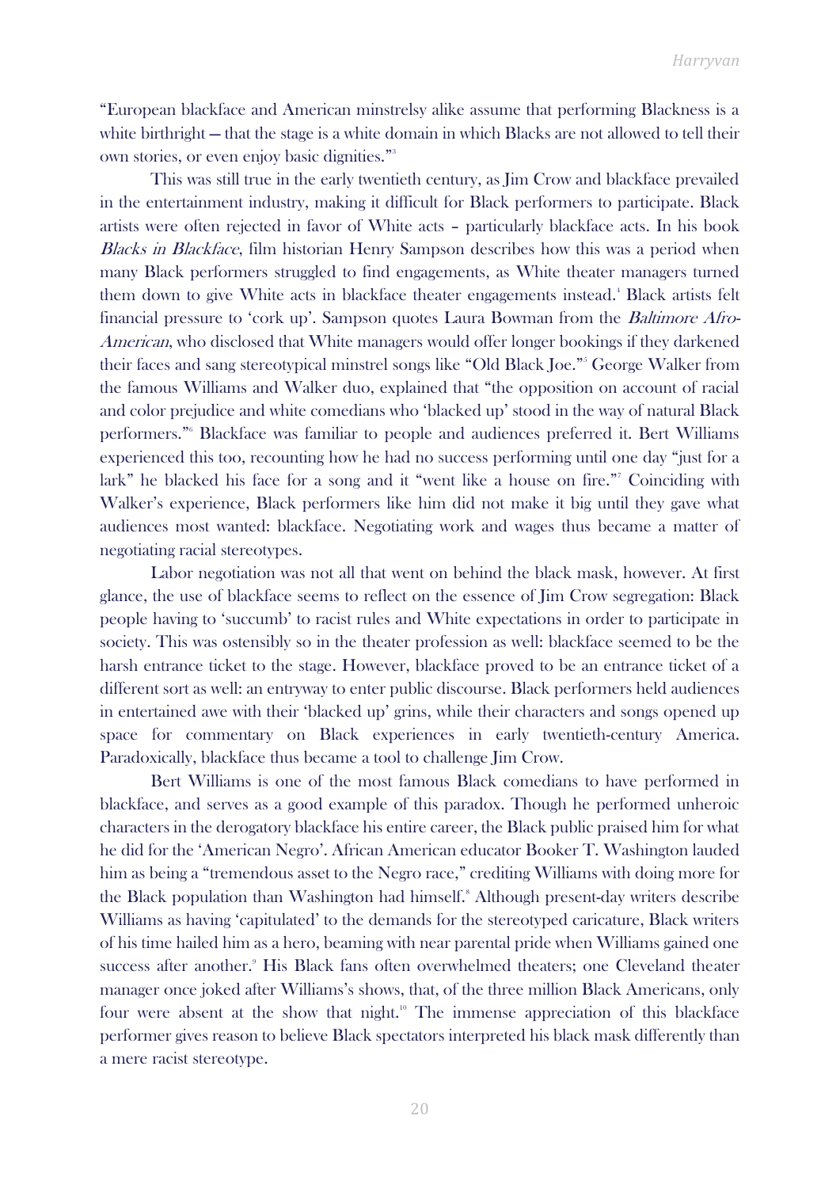"European blackface and American minstrelsy alike assume that performing Blackness is a white birthright — that the stage is a white domain in which Blacks are not allowed to tell their own stories, or even enjoy basic dignities."[3]

This was still true in the early twentieth century, as Jim Crow and blackface prevailed in the entertainment industry, making it difficult for Black performers to participate. Black artists were often rejected in favor of White acts – particularly blackface acts. In his book *Blacks in Blackface*, film historian Henry Sampson describes how this was a period when many Black performers struggled to find engagements, as White theater managers turned them down to give White acts in blackface theater engagements instead.[4] Black artists felt financial pressure to 'cork up'. Sampson quotes Laura Bowman from the *Baltimore Afro-American*, who disclosed that White managers would offer longer bookings if they darkened their faces and sang stereotypical minstrel songs like "Old Black Joe."[5] George Walker from the famous Williams and Walker duo, explained that "the opposition on account of racial and color prejudice and white comedians who 'blacked up' stood in the way of natural Black performers."[6] Blackface was familiar to people and audiences preferred it. Bert Williams experienced this too, recounting how he had no success performing until one day "just for a lark" he blacked his face for a song and it "went like a house on fire."[7] Coinciding with Walker's experience, Black performers like him did not make it big until they gave what audiences most wanted: blackface. Negotiating work and wages thus became a matter of negotiating racial stereotypes.

Labor negotiation was not all that went on behind the black mask, however. At first glance, the use of blackface seems to reflect on the essence of Jim Crow segregation: Black people having to 'succumb' to racist rules and White expectations in order to participate in society. This was ostensibly so in the theater profession as well: blackface seemed to be the harsh entrance ticket to the stage. However, blackface proved to be an entrance ticket of a different sort as well: an entryway to enter public discourse. Black performers held audiences in entertained awe with their 'blacked up' grins, while their characters and songs opened up space for commentary on Black experiences in early twentieth-century America. Paradoxically, blackface thus became a tool to challenge Jim Crow.

Bert Williams is one of the most famous Black comedians to have performed in blackface, and serves as a good example of this paradox. Though he performed unheroic characters in the derogatory blackface his entire career, the Black public praised him for what he did for the 'American Negro'. African American educator Booker T. Washington lauded him as being a "tremendous asset to the Negro race," crediting Williams with doing more for the Black population than Washington had himself.[8] Although present-day writers describe Williams as having 'capitulated' to the demands for the stereotyped caricature, Black writers of his time hailed him as a hero, beaming with near parental pride when Williams gained one success after another.[9] His Black fans often overwhelmed theaters; one Cleveland theater manager once joked after Williams's shows, that, of the three million Black Americans, only four were absent at the show that night.[10] The immense appreciation of this blackface performer gives reason to believe Black spectators interpreted his black mask differently than a mere racist stereotype.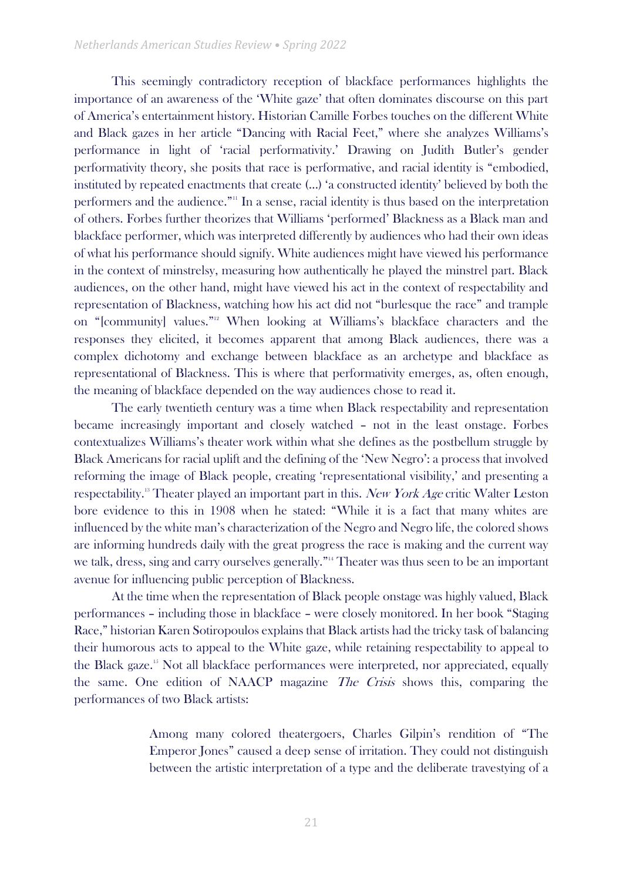This seemingly contradictory reception of blackface performances highlights the importance of an awareness of the 'White gaze' that often dominates discourse on this part of America's entertainment history. Historian Camille Forbes touches on the different White and Black gazes in her article "Dancing with Racial Feet," where she analyzes Williams's performance in light of 'racial performativity.' Drawing on Judith Butler's gender performativity theory, she posits that race is performative, and racial identity is "embodied, instituted by repeated enactments that create (...) 'a constructed identity' believed by both the performers and the audience."[11] In a sense, racial identity is thus based on the interpretation of others. Forbes further theorizes that Williams 'performed' Blackness as a Black man and blackface performer, which was interpreted differently by audiences who had their own ideas of what his performance should signify. White audiences might have viewed his performance in the context of minstrelsy, measuring how authentically he played the minstrel part. Black audiences, on the other hand, might have viewed his act in the context of respectability and representation of Blackness, watching how his act did not "burlesque the race" and trample on "[community] values."[12] When looking at Williams's blackface characters and the responses they elicited, it becomes apparent that among Black audiences, there was a complex dichotomy and exchange between blackface as an archetype and blackface as representational of Blackness. This is where that performativity emerges, as, often enough, the meaning of blackface depended on the way audiences chose to read it.

The early twentieth century was a time when Black respectability and representation became increasingly important and closely watched – not in the least onstage. Forbes contextualizes Williams's theater work within what she defines as the postbellum struggle by Black Americans for racial uplift and the defining of the 'New Negro': a process that involved reforming the image of Black people, creating 'representational visibility,' and presenting a respectability.[13] Theater played an important part in this. *New York Age* critic Walter Leston bore evidence to this in 1908 when he stated: "While it is a fact that many whites are influenced by the white man's characterization of the Negro and Negro life, the colored shows are informing hundreds daily with the great progress the race is making and the current way we talk, dress, sing and carry ourselves generally."[14] Theater was thus seen to be an important avenue for influencing public perception of Blackness.

At the time when the representation of Black people onstage was highly valued, Black performances – including those in blackface – were closely monitored. In her book "Staging Race," historian Karen Sotiropoulos explains that Black artists had the tricky task of balancing their humorous acts to appeal to the White gaze, while retaining respectability to appeal to the Black gaze.[15] Not all blackface performances were interpreted, nor appreciated, equally the same. One edition of NAACP magazine *The Crisis* shows this, comparing the performances of two Black artists:

> Among many colored theatergoers, Charles Gilpin's rendition of "The Emperor Jones" caused a deep sense of irritation. They could not distinguish between the artistic interpretation of a type and the deliberate travestying of a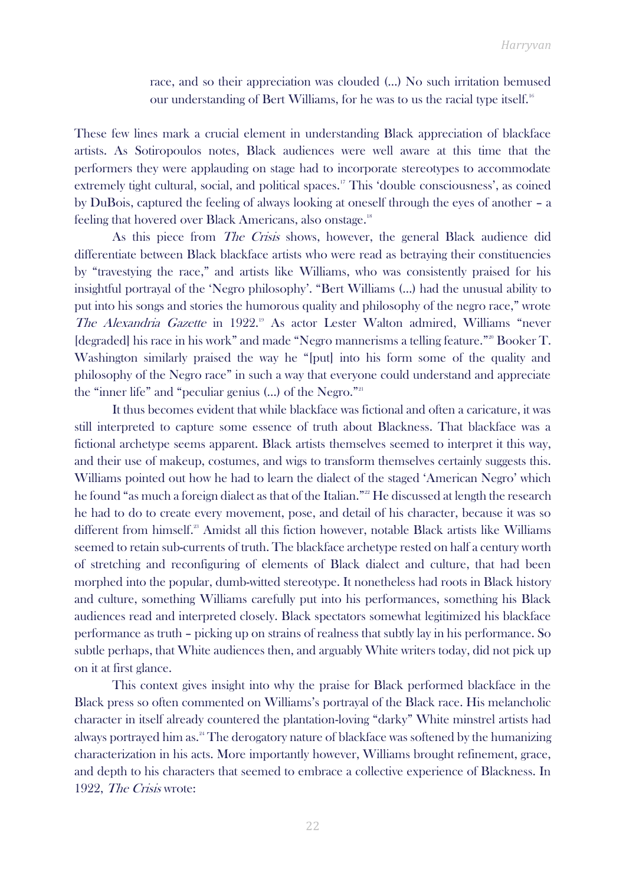> race, and so their appreciation was clouded (...) No such irritation bemused our understanding of Bert Williams, for he was to us the racial type itself.[16]

These few lines mark a crucial element in understanding Black appreciation of blackface artists. As Sotiropoulos notes, Black audiences were well aware at this time that the performers they were applauding on stage had to incorporate stereotypes to accommodate extremely tight cultural, social, and political spaces.[17] This 'double consciousness', as coined by DuBois, captured the feeling of always looking at oneself through the eyes of another – a feeling that hovered over Black Americans, also onstage.[18]

As this piece from *The Crisis* shows, however, the general Black audience did differentiate between Black blackface artists who were read as betraying their constituencies by "travestying the race," and artists like Williams, who was consistently praised for his insightful portrayal of the 'Negro philosophy'. "Bert Williams (...) had the unusual ability to put into his songs and stories the humorous quality and philosophy of the negro race," wrote *The Alexandria Gazette* in 1922.[19] As actor Lester Walton admired, Williams "never [degraded] his race in his work" and made "Negro mannerisms a telling feature."[20] Booker T. Washington similarly praised the way he "[put] into his form some of the quality and philosophy of the Negro race" in such a way that everyone could understand and appreciate the "inner life" and "peculiar genius (...) of the Negro."[21]

It thus becomes evident that while blackface was fictional and often a caricature, it was still interpreted to capture some essence of truth about Blackness. That blackface was a fictional archetype seems apparent. Black artists themselves seemed to interpret it this way, and their use of makeup, costumes, and wigs to transform themselves certainly suggests this. Williams pointed out how he had to learn the dialect of the staged 'American Negro' which he found "as much a foreign dialect as that of the Italian."[22] He discussed at length the research he had to do to create every movement, pose, and detail of his character, because it was so different from himself.[23] Amidst all this fiction however, notable Black artists like Williams seemed to retain sub-currents of truth. The blackface archetype rested on half a century worth of stretching and reconfiguring of elements of Black dialect and culture, that had been morphed into the popular, dumb-witted stereotype. It nonetheless had roots in Black history and culture, something Williams carefully put into his performances, something his Black audiences read and interpreted closely. Black spectators somewhat legitimized his blackface performance as truth – picking up on strains of realness that subtly lay in his performance. So subtle perhaps, that White audiences then, and arguably White writers today, did not pick up on it at first glance.

This context gives insight into why the praise for Black performed blackface in the Black press so often commented on Williams's portrayal of the Black race. His melancholic character in itself already countered the plantation-loving "darky" White minstrel artists had always portrayed him as.[24] The derogatory nature of blackface was softened by the humanizing characterization in his acts. More importantly however, Williams brought refinement, grace, and depth to his characters that seemed to embrace a collective experience of Blackness. In 1922, *The Crisis* wrote: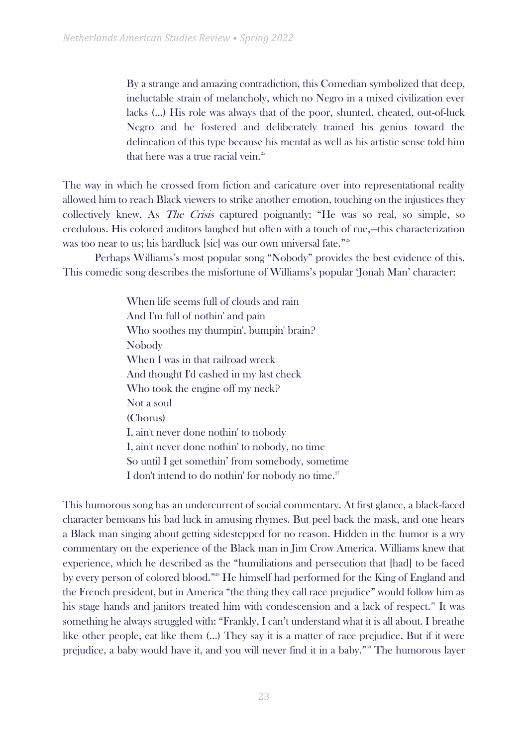> By a strange and amazing contradiction, this Comedian symbolized that deep, ineluctable strain of melancholy, which no Negro in a mixed civilization ever lacks (...) His role was always that of the poor, shunted, cheated, out-of-luck Negro and he fostered and deliberately trained his genius toward the delineation of this type because his mental as well as his artistic sense told him that here was a true racial vein.[25]

The way in which he crossed from fiction and caricature over into representational reality allowed him to reach Black viewers to strike another emotion, touching on the injustices they collectively knew. As *The Crisis* captured poignantly: "He was so real, so simple, so credulous. His colored auditors laughed but often with a touch of rue,—this characterization was too near to us; his hardluck [sic] was our own universal fate."[26]

Perhaps Williams's most popular song "Nobody" provides the best evidence of this. This comedic song describes the misfortune of Williams's popular 'Jonah Man' character:

> When life seems full of clouds and rain
> And I'm full of nothin' and pain
> Who soothes my thumpin', bumpin' brain?
> Nobody
> When I was in that railroad wreck
> And thought I'd cashed in my last check
> Who took the engine off my neck?
> Not a soul
> (Chorus)
> I, ain't never done nothin' to nobody
> I, ain't never done nothin' to nobody, no time
> So until I get somethin' from somebody, sometime
> I don't intend to do nothin' for nobody no time.[27]

This humorous song has an undercurrent of social commentary. At first glance, a black-faced character bemoans his bad luck in amusing rhymes. But peel back the mask, and one hears a Black man singing about getting sidestepped for no reason. Hidden in the humor is a wry commentary on the experience of the Black man in Jim Crow America. Williams knew that experience, which he described as the "humiliations and persecution that [had] to be faced by every person of colored blood."[28] He himself had performed for the King of England and the French president, but in America "the thing they call race prejudice" would follow him as his stage hands and janitors treated him with condescension and a lack of respect.[29] It was something he always struggled with: "Frankly, I can't understand what it is all about. I breathe like other people, eat like them (...) They say it is a matter of race prejudice. But if it were prejudice, a baby would have it, and you will never find it in a baby."[30] The humorous layer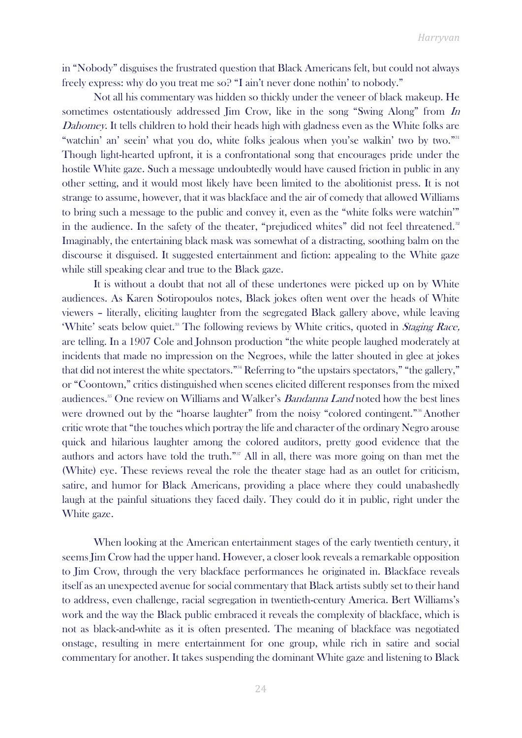in "Nobody" disguises the frustrated question that Black Americans felt, but could not always freely express: why do you treat me so? "I ain't never done nothin' to nobody."

Not all his commentary was hidden so thickly under the veneer of black makeup. He sometimes ostentatiously addressed Jim Crow, like in the song "Swing Along" from *In Dahomey*. It tells children to hold their heads high with gladness even as the White folks are "watchin' an' seein' what you do, white folks jealous when you'se walkin' two by two."[31] Though light-hearted upfront, it is a confrontational song that encourages pride under the hostile White gaze. Such a message undoubtedly would have caused friction in public in any other setting, and it would most likely have been limited to the abolitionist press. It is not strange to assume, however, that it was blackface and the air of comedy that allowed Williams to bring such a message to the public and convey it, even as the "white folks were watchin'" in the audience. In the safety of the theater, "prejudiced whites" did not feel threatened.[32] Imaginably, the entertaining black mask was somewhat of a distracting, soothing balm on the discourse it disguised. It suggested entertainment and fiction: appealing to the White gaze while still speaking clear and true to the Black gaze.

It is without a doubt that not all of these undertones were picked up on by White audiences. As Karen Sotiropoulos notes, Black jokes often went over the heads of White viewers – literally, eliciting laughter from the segregated Black gallery above, while leaving 'White' seats below quiet.[33] The following reviews by White critics, quoted in *Staging Race,* are telling. In a 1907 Cole and Johnson production "the white people laughed moderately at incidents that made no impression on the Negroes, while the latter shouted in glee at jokes that did not interest the white spectators."[34] Referring to "the upstairs spectators," "the gallery," or "Coontown," critics distinguished when scenes elicited different responses from the mixed audiences.[35] One review on Williams and Walker's *Bandanna Land* noted how the best lines were drowned out by the "hoarse laughter" from the noisy "colored contingent."[36] Another critic wrote that "the touches which portray the life and character of the ordinary Negro arouse quick and hilarious laughter among the colored auditors, pretty good evidence that the authors and actors have told the truth."[37] All in all, there was more going on than met the (White) eye. These reviews reveal the role the theater stage had as an outlet for criticism, satire, and humor for Black Americans, providing a place where they could unabashedly laugh at the painful situations they faced daily. They could do it in public, right under the White gaze.

When looking at the American entertainment stages of the early twentieth century, it seems Jim Crow had the upper hand. However, a closer look reveals a remarkable opposition to Jim Crow, through the very blackface performances he originated in. Blackface reveals itself as an unexpected avenue for social commentary that Black artists subtly set to their hand to address, even challenge, racial segregation in twentieth-century America. Bert Williams's work and the way the Black public embraced it reveals the complexity of blackface, which is not as black-and-white as it is often presented. The meaning of blackface was negotiated onstage, resulting in mere entertainment for one group, while rich in satire and social commentary for another. It takes suspending the dominant White gaze and listening to Black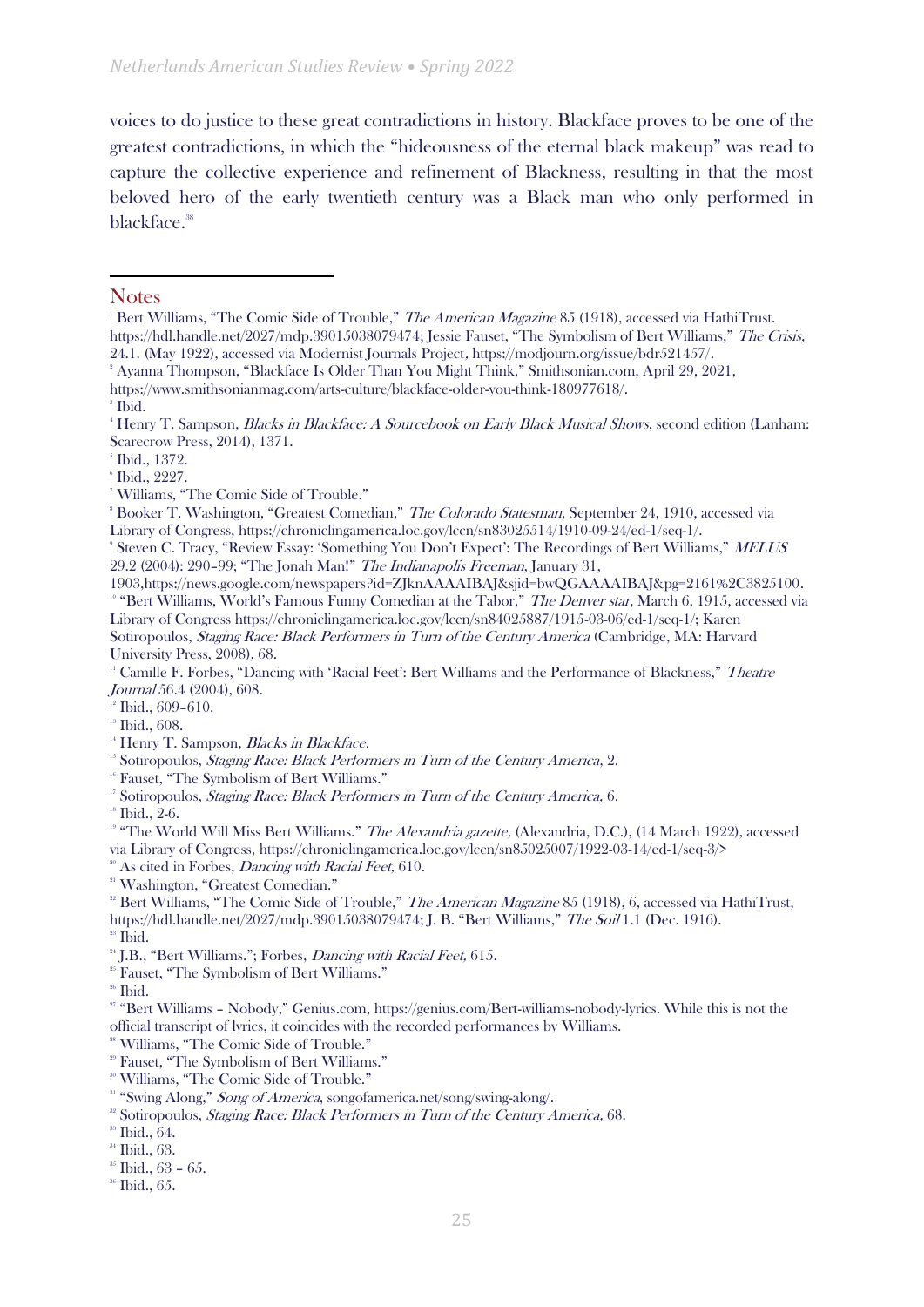voices to do justice to these great contradictions in history. Blackface proves to be one of the greatest contradictions, in which the "hideousness of the eternal black makeup" was read to capture the collective experience and refinement of Blackness, resulting in that the most beloved hero of the early twentieth century was a Black man who only performed in blackface.[38]

## Notes

[1] Bert Williams, "The Comic Side of Trouble," *The American Magazine* 85 (1918), accessed via HathiTrust. https://hdl.handle.net/2027/mdp.39015038079474; Jessie Fauset, "The Symbolism of Bert Williams," *The Crisis,* 24.1. (May 1922), accessed via Modernist Journals Project*,* https://modjourn.org/issue/bdr521457/.

[2] Ayanna Thompson, "Blackface Is Older Than You Might Think," Smithsonian.com, April 29, 2021, https://www.smithsonianmag.com/arts-culture/blackface-older-you-think-180977618/.

[3] Ibid.

[4] Henry T. Sampson, *Blacks in Blackface: A Sourcebook on Early Black Musical Shows*, second edition (Lanham: Scarecrow Press, 2014), 1371.

[5] Ibid., 1372.

[6] Ibid., 2227.

[7] Williams, "The Comic Side of Trouble."

[8] Booker T. Washington, "Greatest Comedian," *The Colorado Statesman*, September 24, 1910, accessed via Library of Congress, https://chroniclingamerica.loc.gov/lccn/sn83025514/1910-09-24/ed-1/seq-1/.

[9] Steven C. Tracy, "Review Essay: 'Something You Don't Expect': The Recordings of Bert Williams," *MELUS* 29.2 (2004): 290–99; "The Jonah Man!" *The Indianapolis Freeman*, January 31, 1903,https://news.google.com/newspapers?id=ZJknAAAAIBAJ&sjid=bwQGAAAAIBAJ&pg=2161%2C3825100.

[10] "Bert Williams, World's Famous Funny Comedian at the Tabor," *The Denver star*, March 6, 1915, accessed via Library of Congress https://chroniclingamerica.loc.gov/lccn/sn84025887/1915-03-06/ed-1/seq-1/; Karen Sotiropoulos, *Staging Race: Black Performers in Turn of the Century America* (Cambridge, MA: Harvard University Press, 2008), 68.

[11] Camille F. Forbes, "Dancing with 'Racial Feet': Bert Williams and the Performance of Blackness," *Theatre Journal* 56.4 (2004), 608.

[12] Ibid., 609–610.

[13] Ibid., 608.

[14] Henry T. Sampson, *Blacks in Blackface.*

[15] Sotiropoulos, *Staging Race: Black Performers in Turn of the Century America*, 2.

[16] Fauset, "The Symbolism of Bert Williams."

[17] Sotiropoulos, *Staging Race: Black Performers in Turn of the Century America,* 6.

[18] Ibid., 2-6.

[19] "The World Will Miss Bert Williams." *The Alexandria gazette,* (Alexandria, D.C.), (14 March 1922), accessed via Library of Congress, https://chroniclingamerica.loc.gov/lccn/sn85025007/1922-03-14/ed-1/seq-3/>

[20] As cited in Forbes, *Dancing with Racial Feet,* 610.

[21] Washington, "Greatest Comedian."

[22] Bert Williams, "The Comic Side of Trouble," *The American Magazine* 85 (1918), 6, accessed via HathiTrust, https://hdl.handle.net/2027/mdp.39015038079474; J. B. "Bert Williams," *The Soil* 1.1 (Dec. 1916).

[23] Ibid.

[24] J.B., "Bert Williams."; Forbes, *Dancing with Racial Feet,* 615.

[25] Fauset, "The Symbolism of Bert Williams."

[26] Ibid.

[27] "Bert Williams – Nobody," Genius.com, https://genius.com/Bert-williams-nobody-lyrics. While this is not the official transcript of lyrics, it coincides with the recorded performances by Williams.

[28] Williams, "The Comic Side of Trouble."

[29] Fauset, "The Symbolism of Bert Williams."

[30] Williams, "The Comic Side of Trouble."

[31] "Swing Along," *Song of America*, songofamerica.net/song/swing-along/.

[32] Sotiropoulos, *Staging Race: Black Performers in Turn of the Century America,* 68.

[33] Ibid., 64.

[34] Ibid., 63.

[35] Ibid., 63 – 65.

[36] Ibid., 65.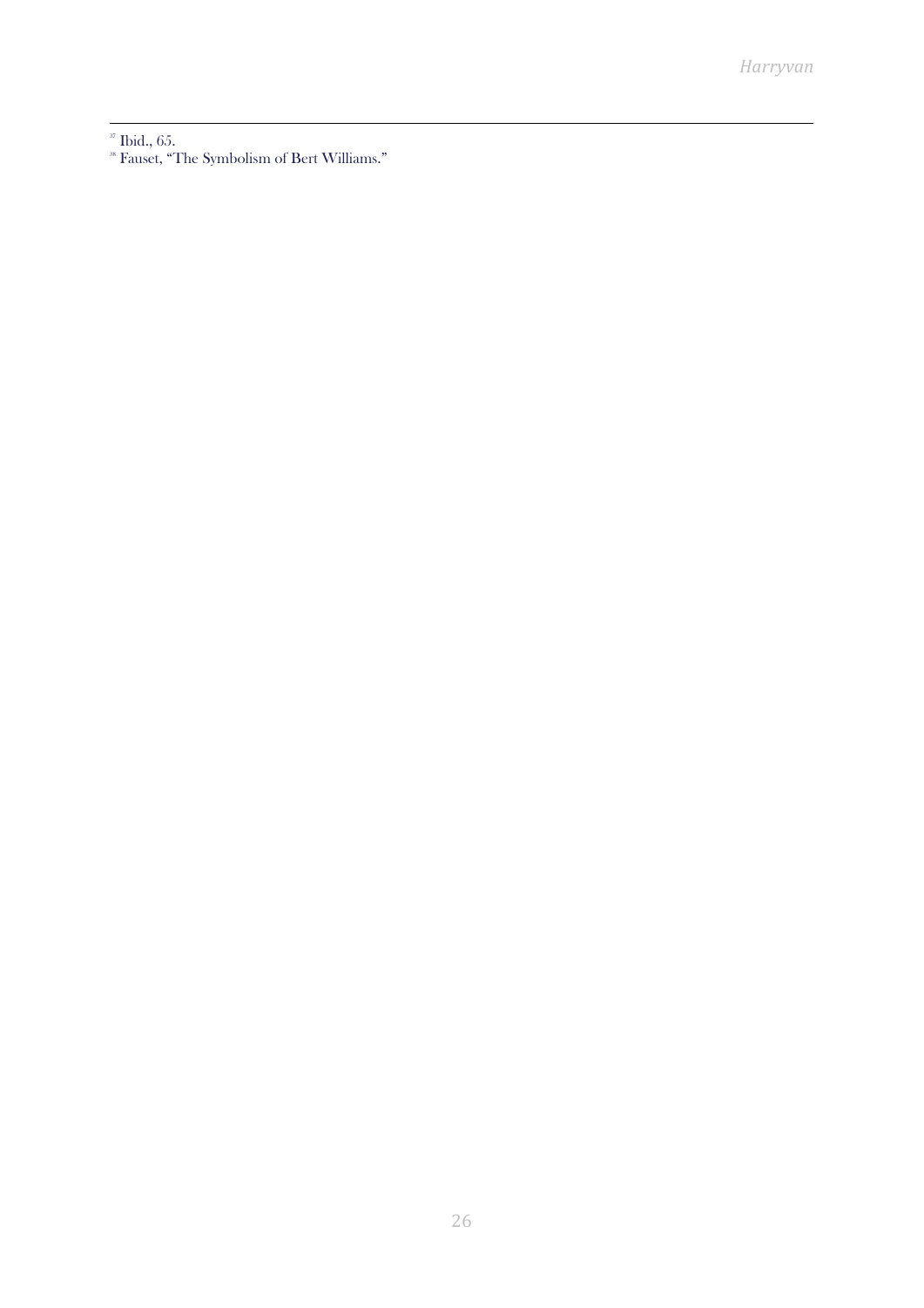[37] Ibid., 65.

[38] Fauset, "The Symbolism of Bert Williams."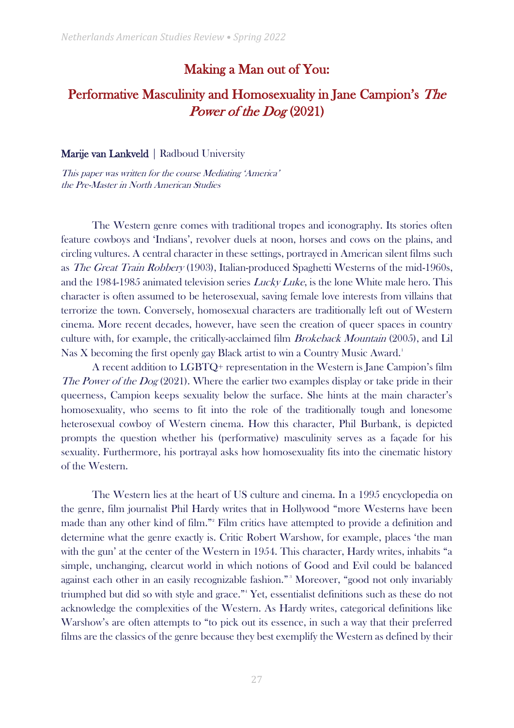# Making a Man out of You:

## Performative Masculinity and Homosexuality in Jane Campion's *The Power of the Dog* (2021)

**Marije van Lankveld** | Radboud University

*This paper was written for the course Mediating 'America' the Pre-Master in North American Studies*

The Western genre comes with traditional tropes and iconography. Its stories often feature cowboys and 'Indians', revolver duels at noon, horses and cows on the plains, and circling vultures. A central character in these settings, portrayed in American silent films such as *The Great Train Robbery* (1903), Italian-produced Spaghetti Westerns of the mid-1960s, and the 1984-1985 animated television series *Lucky Luke*, is the lone White male hero. This character is often assumed to be heterosexual, saving female love interests from villains that terrorize the town. Conversely, homosexual characters are traditionally left out of Western cinema. More recent decades, however, have seen the creation of queer spaces in country culture with, for example, the critically-acclaimed film *Brokeback Mountain* (2005), and Lil Nas X becoming the first openly gay Black artist to win a Country Music Award.[1]

A recent addition to LGBTQ+ representation in the Western is Jane Campion's film *The Power of the Dog* (2021). Where the earlier two examples display or take pride in their queerness, Campion keeps sexuality below the surface. She hints at the main character's homosexuality, who seems to fit into the role of the traditionally tough and lonesome heterosexual cowboy of Western cinema. How this character, Phil Burbank, is depicted prompts the question whether his (performative) masculinity serves as a façade for his sexuality. Furthermore, his portrayal asks how homosexuality fits into the cinematic history of the Western.

The Western lies at the heart of US culture and cinema. In a 1995 encyclopedia on the genre, film journalist Phil Hardy writes that in Hollywood "more Westerns have been made than any other kind of film."[2] Film critics have attempted to provide a definition and determine what the genre exactly is. Critic Robert Warshow, for example, places 'the man with the gun' at the center of the Western in 1954. This character, Hardy writes, inhabits "a simple, unchanging, clearcut world in which notions of Good and Evil could be balanced against each other in an easily recognizable fashion."[3] Moreover, "good not only invariably triumphed but did so with style and grace."[4] Yet, essentialist definitions such as these do not acknowledge the complexities of the Western. As Hardy writes, categorical definitions like Warshow's are often attempts to "to pick out its essence, in such a way that their preferred films are the classics of the genre because they best exemplify the Western as defined by their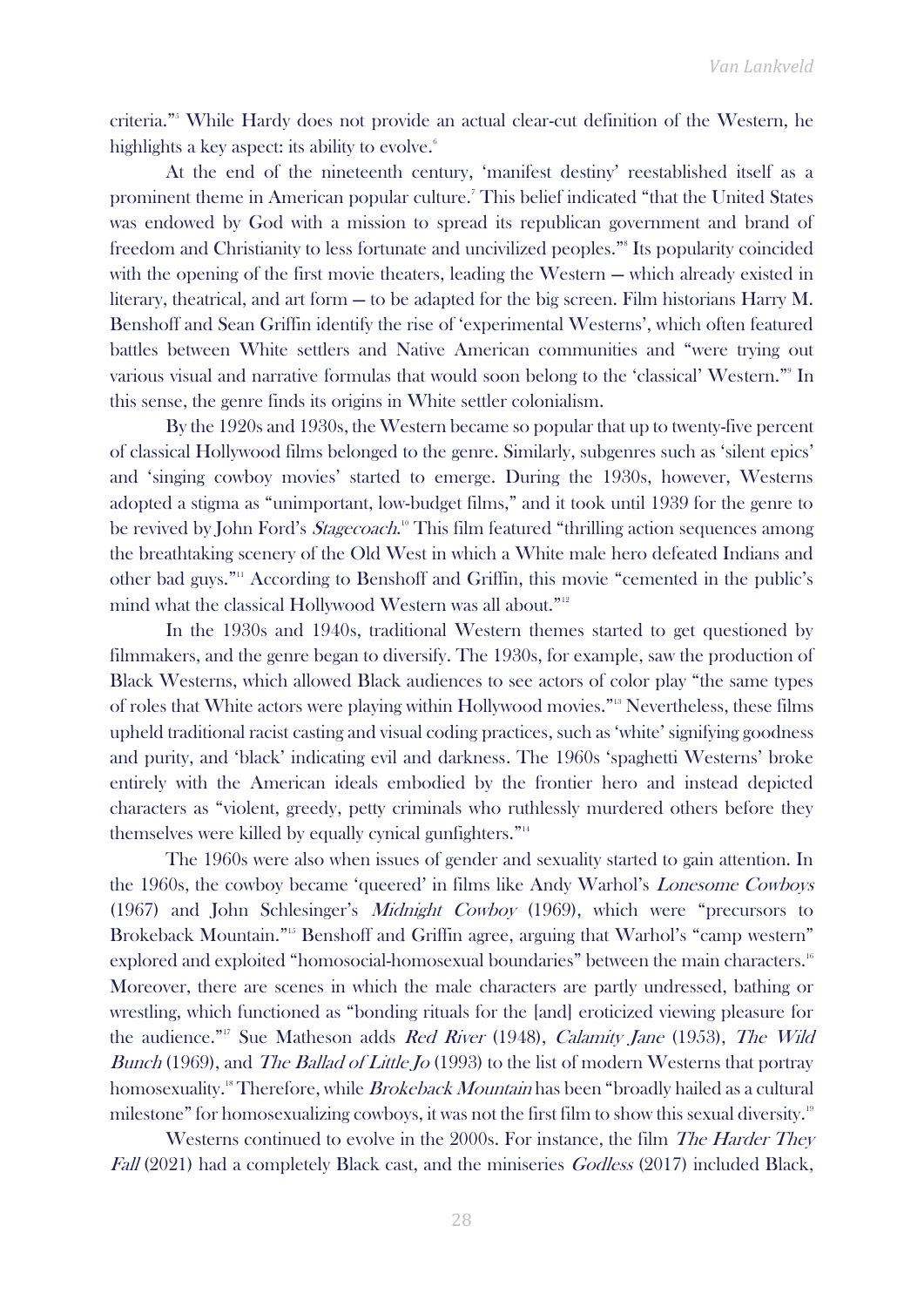criteria."[5] While Hardy does not provide an actual clear-cut definition of the Western, he highlights a key aspect: its ability to evolve.[6]

At the end of the nineteenth century, 'manifest destiny' reestablished itself as a prominent theme in American popular culture.[7] This belief indicated "that the United States was endowed by God with a mission to spread its republican government and brand of freedom and Christianity to less fortunate and uncivilized peoples."[8] Its popularity coincided with the opening of the first movie theaters, leading the Western — which already existed in literary, theatrical, and art form — to be adapted for the big screen. Film historians Harry M. Benshoff and Sean Griffin identify the rise of 'experimental Westerns', which often featured battles between White settlers and Native American communities and "were trying out various visual and narrative formulas that would soon belong to the 'classical' Western."[9] In this sense, the genre finds its origins in White settler colonialism.

By the 1920s and 1930s, the Western became so popular that up to twenty-five percent of classical Hollywood films belonged to the genre. Similarly, subgenres such as 'silent epics' and 'singing cowboy movies' started to emerge. During the 1930s, however, Westerns adopted a stigma as "unimportant, low-budget films," and it took until 1939 for the genre to be revived by John Ford's *Stagecoach*.[10] This film featured "thrilling action sequences among the breathtaking scenery of the Old West in which a White male hero defeated Indians and other bad guys."[11] According to Benshoff and Griffin, this movie "cemented in the public's mind what the classical Hollywood Western was all about."[12]

In the 1930s and 1940s, traditional Western themes started to get questioned by filmmakers, and the genre began to diversify. The 1930s, for example, saw the production of Black Westerns, which allowed Black audiences to see actors of color play "the same types of roles that White actors were playing within Hollywood movies."[13] Nevertheless, these films upheld traditional racist casting and visual coding practices, such as 'white' signifying goodness and purity, and 'black' indicating evil and darkness. The 1960s 'spaghetti Westerns' broke entirely with the American ideals embodied by the frontier hero and instead depicted characters as "violent, greedy, petty criminals who ruthlessly murdered others before they themselves were killed by equally cynical gunfighters."[14]

The 1960s were also when issues of gender and sexuality started to gain attention. In the 1960s, the cowboy became 'queered' in films like Andy Warhol's *Lonesome Cowboys* (1967) and John Schlesinger's *Midnight Cowboy* (1969), which were "precursors to Brokeback Mountain."[15] Benshoff and Griffin agree, arguing that Warhol's "camp western" explored and exploited "homosocial-homosexual boundaries" between the main characters.[16] Moreover, there are scenes in which the male characters are partly undressed, bathing or wrestling, which functioned as "bonding rituals for the [and] eroticized viewing pleasure for the audience."[17] Sue Matheson adds *Red River* (1948), *Calamity Jane* (1953), *The Wild Bunch* (1969), and *The Ballad of Little Jo* (1993) to the list of modern Westerns that portray homosexuality.[18] Therefore, while *Brokeback Mountain* has been "broadly hailed as a cultural milestone" for homosexualizing cowboys, it was not the first film to show this sexual diversity.[19]

Westerns continued to evolve in the 2000s. For instance, the film *The Harder They Fall* (2021) had a completely Black cast, and the miniseries *Godless* (2017) included Black,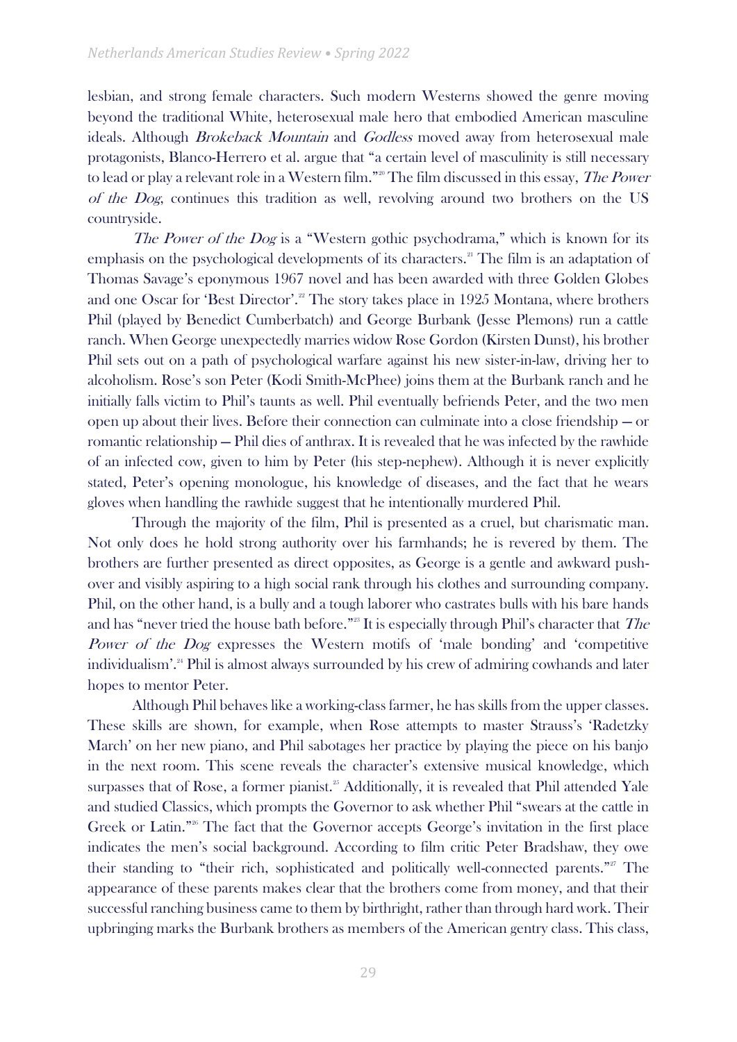lesbian, and strong female characters. Such modern Westerns showed the genre moving beyond the traditional White, heterosexual male hero that embodied American masculine ideals. Although *Brokeback Mountain* and *Godless* moved away from heterosexual male protagonists, Blanco-Herrero et al. argue that "a certain level of masculinity is still necessary to lead or play a relevant role in a Western film."[20] The film discussed in this essay, *The Power of the Dog*, continues this tradition as well, revolving around two brothers on the US countryside.

*The Power of the Dog* is a "Western gothic psychodrama," which is known for its emphasis on the psychological developments of its characters.[21] The film is an adaptation of Thomas Savage's eponymous 1967 novel and has been awarded with three Golden Globes and one Oscar for 'Best Director'.[22] The story takes place in 1925 Montana, where brothers Phil (played by Benedict Cumberbatch) and George Burbank (Jesse Plemons) run a cattle ranch. When George unexpectedly marries widow Rose Gordon (Kirsten Dunst), his brother Phil sets out on a path of psychological warfare against his new sister-in-law, driving her to alcoholism. Rose's son Peter (Kodi Smith-McPhee) joins them at the Burbank ranch and he initially falls victim to Phil's taunts as well. Phil eventually befriends Peter, and the two men open up about their lives. Before their connection can culminate into a close friendship – or romantic relationship – Phil dies of anthrax. It is revealed that he was infected by the rawhide of an infected cow, given to him by Peter (his step-nephew). Although it is never explicitly stated, Peter's opening monologue, his knowledge of diseases, and the fact that he wears gloves when handling the rawhide suggest that he intentionally murdered Phil.

Through the majority of the film, Phil is presented as a cruel, but charismatic man. Not only does he hold strong authority over his farmhands; he is revered by them. The brothers are further presented as direct opposites, as George is a gentle and awkward push-over and visibly aspiring to a high social rank through his clothes and surrounding company. Phil, on the other hand, is a bully and a tough laborer who castrates bulls with his bare hands and has "never tried the house bath before."[23] It is especially through Phil's character that *The Power of the Dog* expresses the Western motifs of 'male bonding' and 'competitive individualism'.[24] Phil is almost always surrounded by his crew of admiring cowhands and later hopes to mentor Peter.

Although Phil behaves like a working-class farmer, he has skills from the upper classes. These skills are shown, for example, when Rose attempts to master Strauss's 'Radetzky March' on her new piano, and Phil sabotages her practice by playing the piece on his banjo in the next room. This scene reveals the character's extensive musical knowledge, which surpasses that of Rose, a former pianist.[25] Additionally, it is revealed that Phil attended Yale and studied Classics, which prompts the Governor to ask whether Phil "swears at the cattle in Greek or Latin."[26] The fact that the Governor accepts George's invitation in the first place indicates the men's social background. According to film critic Peter Bradshaw, they owe their standing to "their rich, sophisticated and politically well-connected parents."[27] The appearance of these parents makes clear that the brothers come from money, and that their successful ranching business came to them by birthright, rather than through hard work. Their upbringing marks the Burbank brothers as members of the American gentry class. This class,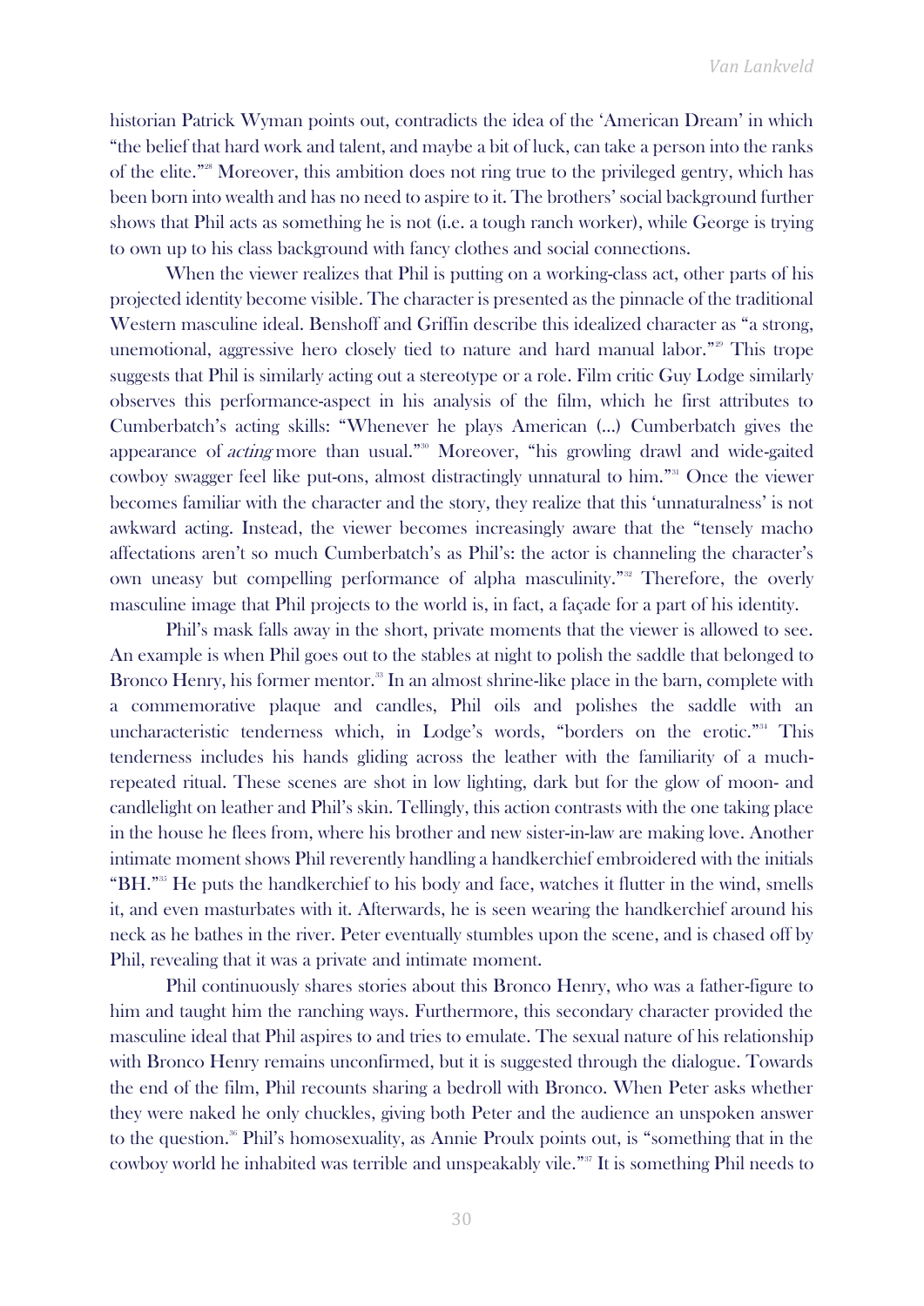historian Patrick Wyman points out, contradicts the idea of the 'American Dream' in which "the belief that hard work and talent, and maybe a bit of luck, can take a person into the ranks of the elite."[28] Moreover, this ambition does not ring true to the privileged gentry, which has been born into wealth and has no need to aspire to it. The brothers' social background further shows that Phil acts as something he is not (i.e. a tough ranch worker), while George is trying to own up to his class background with fancy clothes and social connections.

When the viewer realizes that Phil is putting on a working-class act, other parts of his projected identity become visible. The character is presented as the pinnacle of the traditional Western masculine ideal. Benshoff and Griffin describe this idealized character as "a strong, unemotional, aggressive hero closely tied to nature and hard manual labor."[29] This trope suggests that Phil is similarly acting out a stereotype or a role. Film critic Guy Lodge similarly observes this performance-aspect in his analysis of the film, which he first attributes to Cumberbatch's acting skills: "Whenever he plays American (...) Cumberbatch gives the appearance of *acting* more than usual."[30] Moreover, "his growling drawl and wide-gaited cowboy swagger feel like put-ons, almost distractingly unnatural to him."[31] Once the viewer becomes familiar with the character and the story, they realize that this 'unnaturalness' is not awkward acting. Instead, the viewer becomes increasingly aware that the "tensely macho affectations aren't so much Cumberbatch's as Phil's: the actor is channeling the character's own uneasy but compelling performance of alpha masculinity."[32] Therefore, the overly masculine image that Phil projects to the world is, in fact, a façade for a part of his identity.

Phil's mask falls away in the short, private moments that the viewer is allowed to see. An example is when Phil goes out to the stables at night to polish the saddle that belonged to Bronco Henry, his former mentor.[33] In an almost shrine-like place in the barn, complete with a commemorative plaque and candles, Phil oils and polishes the saddle with an uncharacteristic tenderness which, in Lodge's words, "borders on the erotic."[34] This tenderness includes his hands gliding across the leather with the familiarity of a much-repeated ritual. These scenes are shot in low lighting, dark but for the glow of moon- and candlelight on leather and Phil's skin. Tellingly, this action contrasts with the one taking place in the house he flees from, where his brother and new sister-in-law are making love. Another intimate moment shows Phil reverently handling a handkerchief embroidered with the initials "BH."[35] He puts the handkerchief to his body and face, watches it flutter in the wind, smells it, and even masturbates with it. Afterwards, he is seen wearing the handkerchief around his neck as he bathes in the river. Peter eventually stumbles upon the scene, and is chased off by Phil, revealing that it was a private and intimate moment.

Phil continuously shares stories about this Bronco Henry, who was a father-figure to him and taught him the ranching ways. Furthermore, this secondary character provided the masculine ideal that Phil aspires to and tries to emulate. The sexual nature of his relationship with Bronco Henry remains unconfirmed, but it is suggested through the dialogue. Towards the end of the film, Phil recounts sharing a bedroll with Bronco. When Peter asks whether they were naked he only chuckles, giving both Peter and the audience an unspoken answer to the question.[36] Phil's homosexuality, as Annie Proulx points out, is "something that in the cowboy world he inhabited was terrible and unspeakably vile."[37] It is something Phil needs to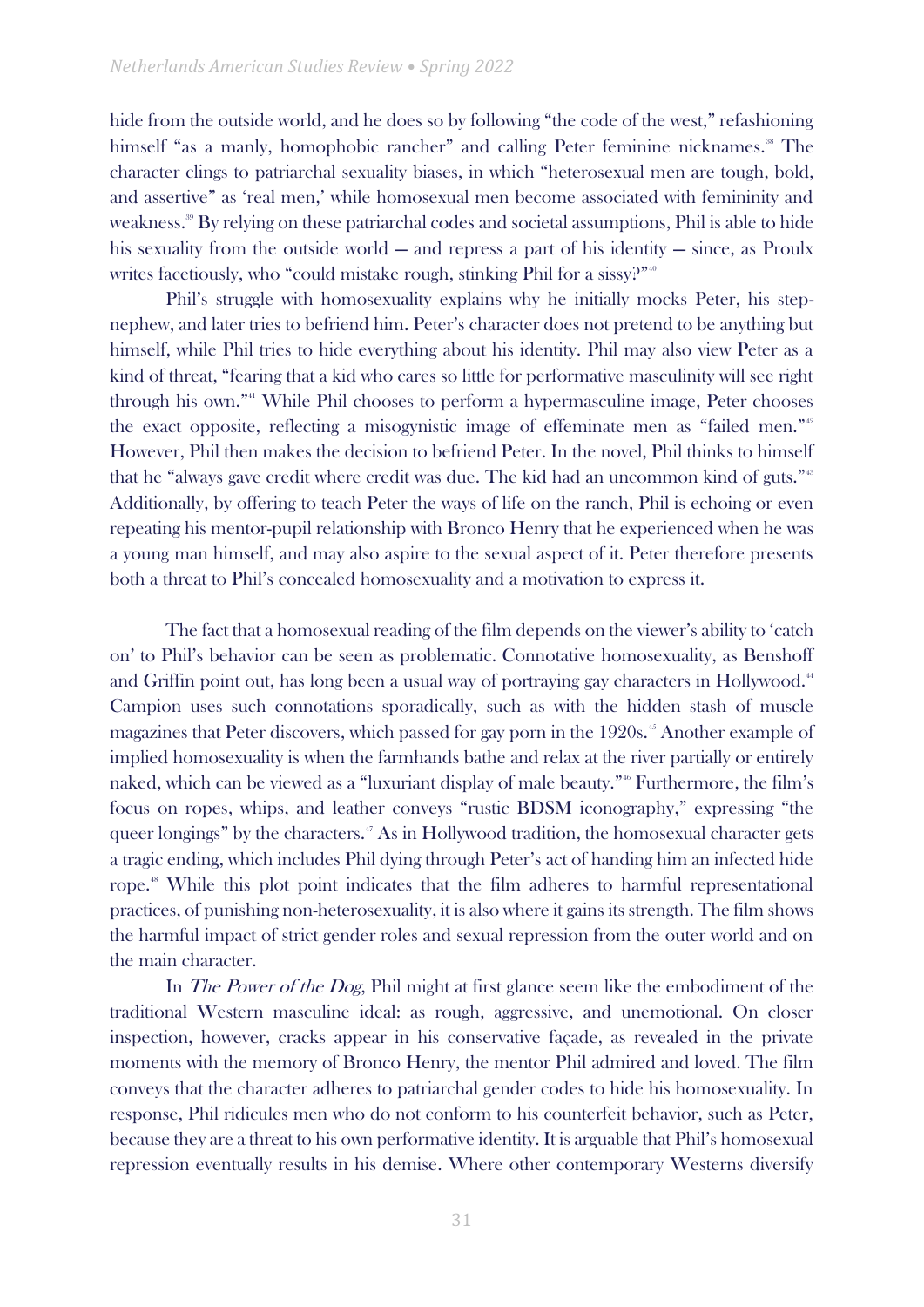hide from the outside world, and he does so by following "the code of the west," refashioning himself "as a manly, homophobic rancher" and calling Peter feminine nicknames.[38] The character clings to patriarchal sexuality biases, in which "heterosexual men are tough, bold, and assertive" as 'real men,' while homosexual men become associated with femininity and weakness.[39] By relying on these patriarchal codes and societal assumptions, Phil is able to hide his sexuality from the outside world — and repress a part of his identity — since, as Proulx writes facetiously, who "could mistake rough, stinking Phil for a sissy?"[40]

Phil's struggle with homosexuality explains why he initially mocks Peter, his step-nephew, and later tries to befriend him. Peter's character does not pretend to be anything but himself, while Phil tries to hide everything about his identity. Phil may also view Peter as a kind of threat, "fearing that a kid who cares so little for performative masculinity will see right through his own."[41] While Phil chooses to perform a hypermasculine image, Peter chooses the exact opposite, reflecting a misogynistic image of effeminate men as "failed men."[42] However, Phil then makes the decision to befriend Peter. In the novel, Phil thinks to himself that he "always gave credit where credit was due. The kid had an uncommon kind of guts."[43] Additionally, by offering to teach Peter the ways of life on the ranch, Phil is echoing or even repeating his mentor-pupil relationship with Bronco Henry that he experienced when he was a young man himself, and may also aspire to the sexual aspect of it. Peter therefore presents both a threat to Phil's concealed homosexuality and a motivation to express it.

The fact that a homosexual reading of the film depends on the viewer's ability to 'catch on' to Phil's behavior can be seen as problematic. Connotative homosexuality, as Benshoff and Griffin point out, has long been a usual way of portraying gay characters in Hollywood.[44] Campion uses such connotations sporadically, such as with the hidden stash of muscle magazines that Peter discovers, which passed for gay porn in the 1920s.[45] Another example of implied homosexuality is when the farmhands bathe and relax at the river partially or entirely naked, which can be viewed as a "luxuriant display of male beauty."[46] Furthermore, the film's focus on ropes, whips, and leather conveys "rustic BDSM iconography," expressing "the queer longings" by the characters.[47] As in Hollywood tradition, the homosexual character gets a tragic ending, which includes Phil dying through Peter's act of handing him an infected hide rope.[48] While this plot point indicates that the film adheres to harmful representational practices, of punishing non-heterosexuality, it is also where it gains its strength. The film shows the harmful impact of strict gender roles and sexual repression from the outer world and on the main character.

In *The Power of the Dog*, Phil might at first glance seem like the embodiment of the traditional Western masculine ideal: as rough, aggressive, and unemotional. On closer inspection, however, cracks appear in his conservative façade, as revealed in the private moments with the memory of Bronco Henry, the mentor Phil admired and loved. The film conveys that the character adheres to patriarchal gender codes to hide his homosexuality. In response, Phil ridicules men who do not conform to his counterfeit behavior, such as Peter, because they are a threat to his own performative identity. It is arguable that Phil's homosexual repression eventually results in his demise. Where other contemporary Westerns diversify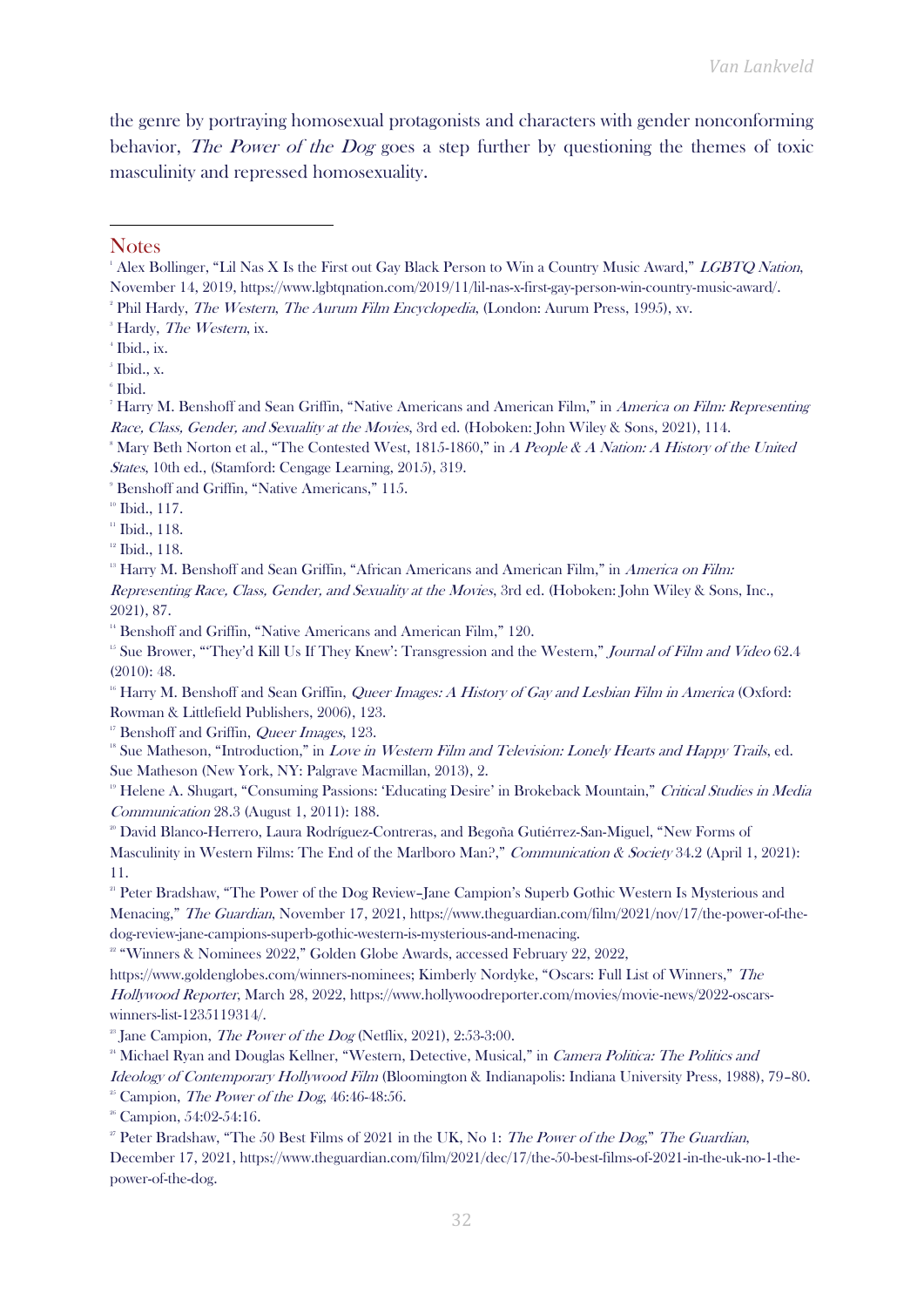the genre by portraying homosexual protagonists and characters with gender nonconforming behavior, *The Power of the Dog* goes a step further by questioning the themes of toxic masculinity and repressed homosexuality.

## Notes

[1] Alex Bollinger, "Lil Nas X Is the First out Gay Black Person to Win a Country Music Award," *LGBTQ Nation*, November 14, 2019, https://www.lgbtqnation.com/2019/11/lil-nas-x-first-gay-person-win-country-music-award/.

[2] Phil Hardy, *The Western*, *The Aurum Film Encyclopedia*, (London: Aurum Press, 1995), xv.

[3] Hardy, *The Western*, ix.

[4] Ibid., ix.

[5] Ibid., x.

[6] Ibid.

[7] Harry M. Benshoff and Sean Griffin, "Native Americans and American Film," in *America on Film: Representing Race, Class, Gender, and Sexuality at the Movies*, 3rd ed. (Hoboken: John Wiley & Sons, 2021), 114.

[8] Mary Beth Norton et al., "The Contested West, 1815-1860," in *A People & A Nation: A History of the United States*, 10th ed., (Stamford: Cengage Learning, 2015), 319.

[9] Benshoff and Griffin, "Native Americans," 115.

[10] Ibid., 117.

[11] Ibid., 118.

[12] Ibid., 118.

[13] Harry M. Benshoff and Sean Griffin, "African Americans and American Film," in *America on Film: Representing Race, Class, Gender, and Sexuality at the Movies*, 3rd ed. (Hoboken: John Wiley & Sons, Inc., 2021), 87.

[14] Benshoff and Griffin, "Native Americans and American Film," 120.

[15] Sue Brower, "'They'd Kill Us If They Knew': Transgression and the Western," *Journal of Film and Video* 62.4 (2010): 48.

[16] Harry M. Benshoff and Sean Griffin, *Queer Images: A History of Gay and Lesbian Film in America* (Oxford: Rowman & Littlefield Publishers, 2006), 123.

[17] Benshoff and Griffin, *Queer Images*, 123.

[18] Sue Matheson, "Introduction," in *Love in Western Film and Television: Lonely Hearts and Happy Trails*, ed. Sue Matheson (New York, NY: Palgrave Macmillan, 2013), 2.

[19] Helene A. Shugart, "Consuming Passions: 'Educating Desire' in Brokeback Mountain," *Critical Studies in Media Communication* 28.3 (August 1, 2011): 188.

[20] David Blanco-Herrero, Laura Rodríguez-Contreras, and Begoña Gutiérrez-San-Miguel, "New Forms of Masculinity in Western Films: The End of the Marlboro Man?," *Communication & Society* 34.2 (April 1, 2021): 11.

[21] Peter Bradshaw, "The Power of the Dog Review–Jane Campion's Superb Gothic Western Is Mysterious and Menacing," *The Guardian*, November 17, 2021, https://www.theguardian.com/film/2021/nov/17/the-power-of-the-dog-review-jane-campions-superb-gothic-western-is-mysterious-and-menacing.

[22] "Winners & Nominees 2022," Golden Globe Awards, accessed February 22, 2022, https://www.goldenglobes.com/winners-nominees; Kimberly Nordyke, "Oscars: Full List of Winners," *The Hollywood Reporter*, March 28, 2022, https://www.hollywoodreporter.com/movies/movie-news/2022-oscars-winners-list-1235119314/.

[23] Jane Campion, *The Power of the Dog* (Netflix, 2021), 2:53-3:00.

[24] Michael Ryan and Douglas Kellner, "Western, Detective, Musical," in *Camera Politica: The Politics and Ideology of Contemporary Hollywood Film* (Bloomington & Indianapolis: Indiana University Press, 1988), 79–80.

[25] Campion, *The Power of the Dog*, 46:46-48:56.

[26] Campion, 54:02-54:16.

[27] Peter Bradshaw, "The 50 Best Films of 2021 in the UK, No 1: *The Power of the Dog*," *The Guardian*, December 17, 2021, https://www.theguardian.com/film/2021/dec/17/the-50-best-films-of-2021-in-the-uk-no-1-the-power-of-the-dog.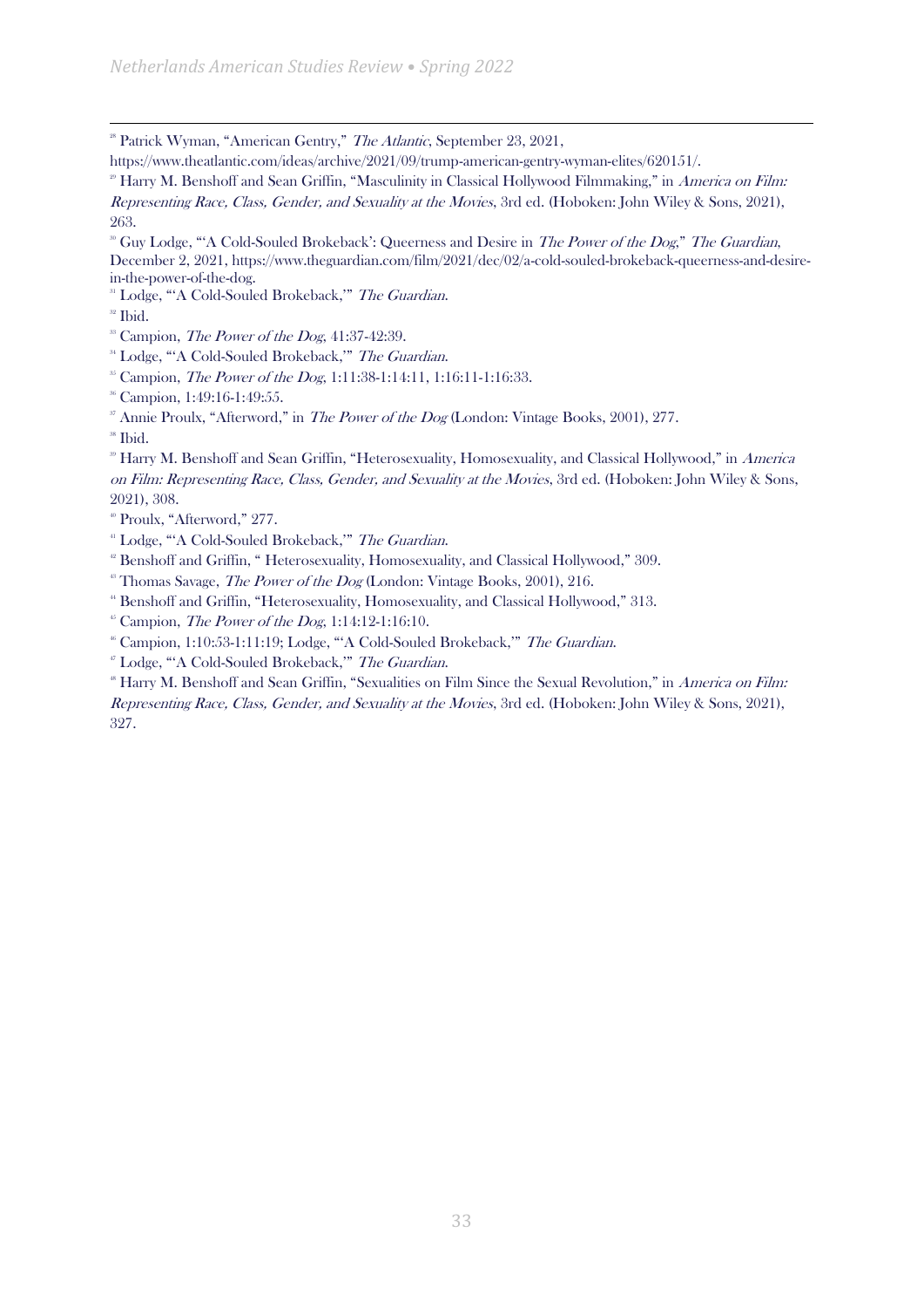[28] Patrick Wyman, "American Gentry," *The Atlantic*, September 23, 2021, https://www.theatlantic.com/ideas/archive/2021/09/trump-american-gentry-wyman-elites/620151/.

[29] Harry M. Benshoff and Sean Griffin, "Masculinity in Classical Hollywood Filmmaking," in *America on Film: Representing Race, Class, Gender, and Sexuality at the Movies*, 3rd ed. (Hoboken: John Wiley & Sons, 2021), 263.

[30] Guy Lodge, "'A Cold-Souled Brokeback': Queerness and Desire in *The Power of the Dog*," *The Guardian*, December 2, 2021, https://www.theguardian.com/film/2021/dec/02/a-cold-souled-brokeback-queerness-and-desire-in-the-power-of-the-dog.

[31] Lodge, "'A Cold-Souled Brokeback,'" *The Guardian*.

[32] Ibid.

[33] Campion, *The Power of the Dog*, 41:37-42:39.

[34] Lodge, "'A Cold-Souled Brokeback,'" *The Guardian*.

[35] Campion, *The Power of the Dog*, 1:11:38-1:14:11, 1:16:11-1:16:33.

[36] Campion, 1:49:16-1:49:55.

[37] Annie Proulx, "Afterword," in *The Power of the Dog* (London: Vintage Books, 2001), 277.

[38] Ibid.

[39] Harry M. Benshoff and Sean Griffin, "Heterosexuality, Homosexuality, and Classical Hollywood," in *America on Film: Representing Race, Class, Gender, and Sexuality at the Movies*, 3rd ed. (Hoboken: John Wiley & Sons, 2021), 308.

[40] Proulx, "Afterword," 277.

[41] Lodge, "'A Cold-Souled Brokeback,'" *The Guardian*.

[42] Benshoff and Griffin, " Heterosexuality, Homosexuality, and Classical Hollywood," 309.

[43] Thomas Savage, *The Power of the Dog* (London: Vintage Books, 2001), 216.

[44] Benshoff and Griffin, "Heterosexuality, Homosexuality, and Classical Hollywood," 313.

[45] Campion, *The Power of the Dog*, 1:14:12-1:16:10.

[46] Campion, 1:10:53-1:11:19; Lodge, "'A Cold-Souled Brokeback,'" *The Guardian*.

[47] Lodge, "'A Cold-Souled Brokeback,'" *The Guardian*.

[48] Harry M. Benshoff and Sean Griffin, "Sexualities on Film Since the Sexual Revolution," in *America on Film: Representing Race, Class, Gender, and Sexuality at the Movies*, 3rd ed. (Hoboken: John Wiley & Sons, 2021), 327.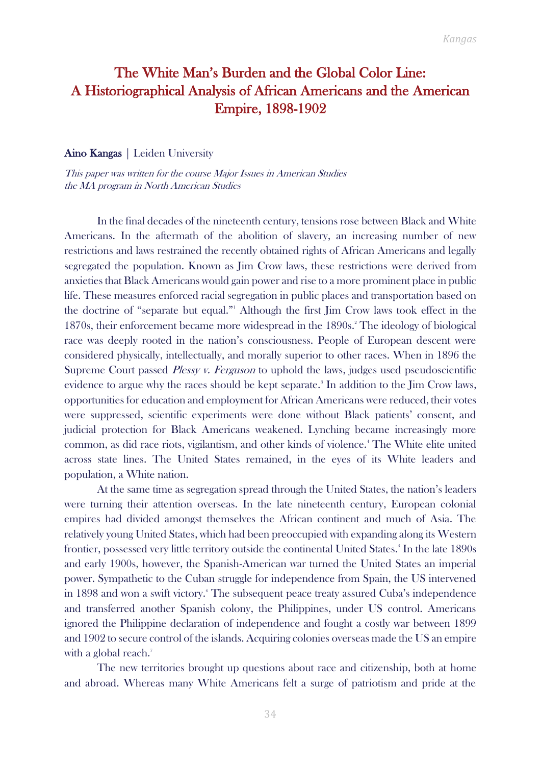# The White Man's Burden and the Global Color Line: A Historiographical Analysis of African Americans and the American Empire, 1898-1902

**Aino Kangas** | Leiden University

*This paper was written for the course Major Issues in American Studies the MA program in North American Studies*

In the final decades of the nineteenth century, tensions rose between Black and White Americans. In the aftermath of the abolition of slavery, an increasing number of new restrictions and laws restrained the recently obtained rights of African Americans and legally segregated the population. Known as Jim Crow laws, these restrictions were derived from anxieties that Black Americans would gain power and rise to a more prominent place in public life. These measures enforced racial segregation in public places and transportation based on the doctrine of "separate but equal."[1] Although the first Jim Crow laws took effect in the 1870s, their enforcement became more widespread in the 1890s.[2] The ideology of biological race was deeply rooted in the nation's consciousness. People of European descent were considered physically, intellectually, and morally superior to other races. When in 1896 the Supreme Court passed *Plessy v. Ferguson* to uphold the laws, judges used pseudoscientific evidence to argue why the races should be kept separate.[3] In addition to the Jim Crow laws, opportunities for education and employment for African Americans were reduced, their votes were suppressed, scientific experiments were done without Black patients' consent, and judicial protection for Black Americans weakened. Lynching became increasingly more common, as did race riots, vigilantism, and other kinds of violence.[4] The White elite united across state lines. The United States remained, in the eyes of its White leaders and population, a White nation.

At the same time as segregation spread through the United States, the nation's leaders were turning their attention overseas. In the late nineteenth century, European colonial empires had divided amongst themselves the African continent and much of Asia. The relatively young United States, which had been preoccupied with expanding along its Western frontier, possessed very little territory outside the continental United States.[5] In the late 1890s and early 1900s, however, the Spanish-American war turned the United States an imperial power. Sympathetic to the Cuban struggle for independence from Spain, the US intervened in 1898 and won a swift victory.[6] The subsequent peace treaty assured Cuba's independence and transferred another Spanish colony, the Philippines, under US control. Americans ignored the Philippine declaration of independence and fought a costly war between 1899 and 1902 to secure control of the islands. Acquiring colonies overseas made the US an empire with a global reach.[7]

The new territories brought up questions about race and citizenship, both at home and abroad. Whereas many White Americans felt a surge of patriotism and pride at the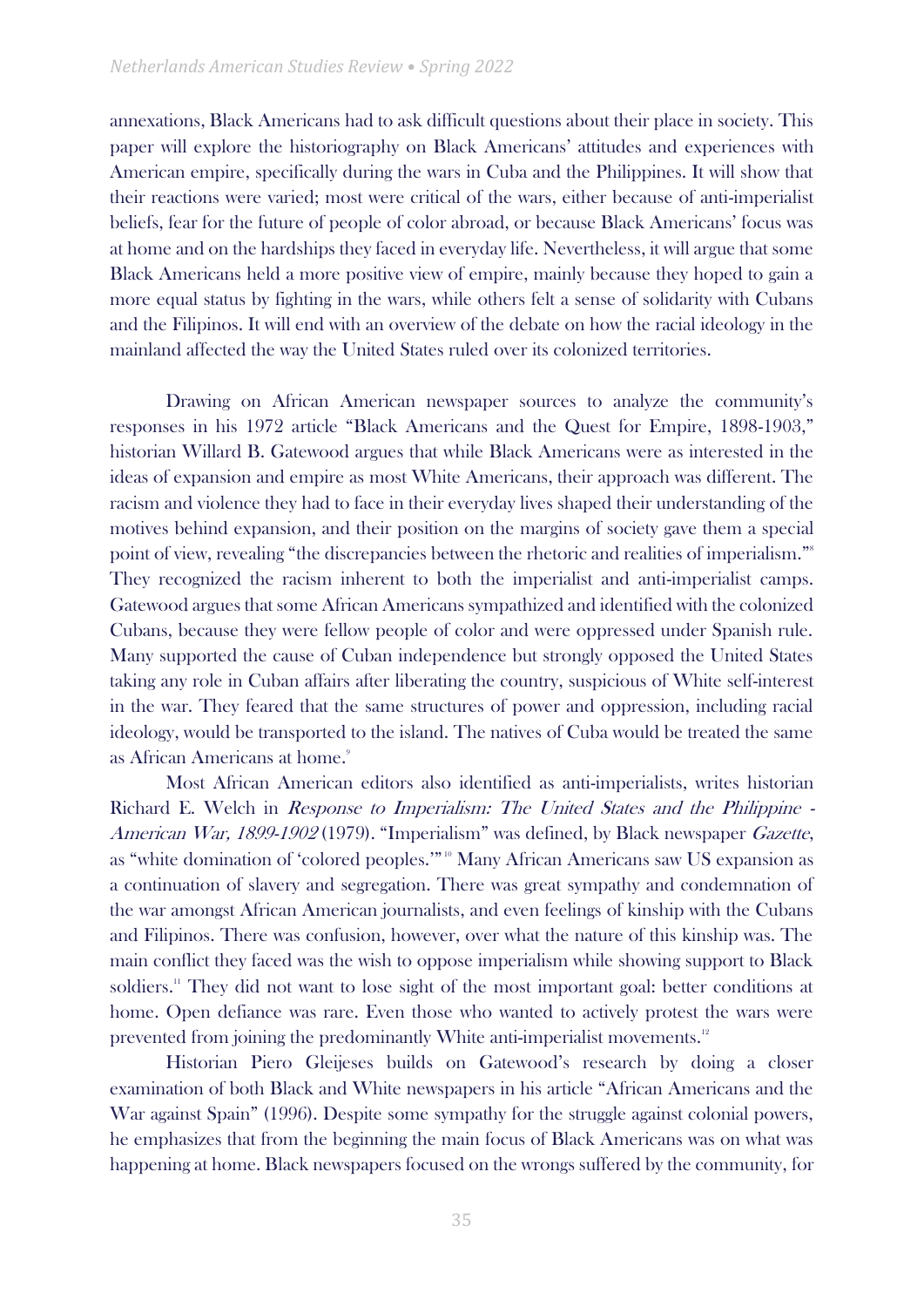annexations, Black Americans had to ask difficult questions about their place in society. This paper will explore the historiography on Black Americans' attitudes and experiences with American empire, specifically during the wars in Cuba and the Philippines. It will show that their reactions were varied; most were critical of the wars, either because of anti-imperialist beliefs, fear for the future of people of color abroad, or because Black Americans' focus was at home and on the hardships they faced in everyday life. Nevertheless, it will argue that some Black Americans held a more positive view of empire, mainly because they hoped to gain a more equal status by fighting in the wars, while others felt a sense of solidarity with Cubans and the Filipinos. It will end with an overview of the debate on how the racial ideology in the mainland affected the way the United States ruled over its colonized territories.

Drawing on African American newspaper sources to analyze the community's responses in his 1972 article "Black Americans and the Quest for Empire, 1898-1903," historian Willard B. Gatewood argues that while Black Americans were as interested in the ideas of expansion and empire as most White Americans, their approach was different. The racism and violence they had to face in their everyday lives shaped their understanding of the motives behind expansion, and their position on the margins of society gave them a special point of view, revealing "the discrepancies between the rhetoric and realities of imperialism."[8] They recognized the racism inherent to both the imperialist and anti-imperialist camps. Gatewood argues that some African Americans sympathized and identified with the colonized Cubans, because they were fellow people of color and were oppressed under Spanish rule. Many supported the cause of Cuban independence but strongly opposed the United States taking any role in Cuban affairs after liberating the country, suspicious of White self-interest in the war. They feared that the same structures of power and oppression, including racial ideology, would be transported to the island. The natives of Cuba would be treated the same as African Americans at home.[9]

Most African American editors also identified as anti-imperialists, writes historian Richard E. Welch in *Response to Imperialism: The United States and the Philippine - American War, 1899-1902* (1979). "Imperialism" was defined, by Black newspaper *Gazette*, as "white domination of 'colored peoples.'"[10] Many African Americans saw US expansion as a continuation of slavery and segregation. There was great sympathy and condemnation of the war amongst African American journalists, and even feelings of kinship with the Cubans and Filipinos. There was confusion, however, over what the nature of this kinship was. The main conflict they faced was the wish to oppose imperialism while showing support to Black soldiers.[11] They did not want to lose sight of the most important goal: better conditions at home. Open defiance was rare. Even those who wanted to actively protest the wars were prevented from joining the predominantly White anti-imperialist movements.[12]

Historian Piero Gleijeses builds on Gatewood's research by doing a closer examination of both Black and White newspapers in his article "African Americans and the War against Spain" (1996). Despite some sympathy for the struggle against colonial powers, he emphasizes that from the beginning the main focus of Black Americans was on what was happening at home. Black newspapers focused on the wrongs suffered by the community, for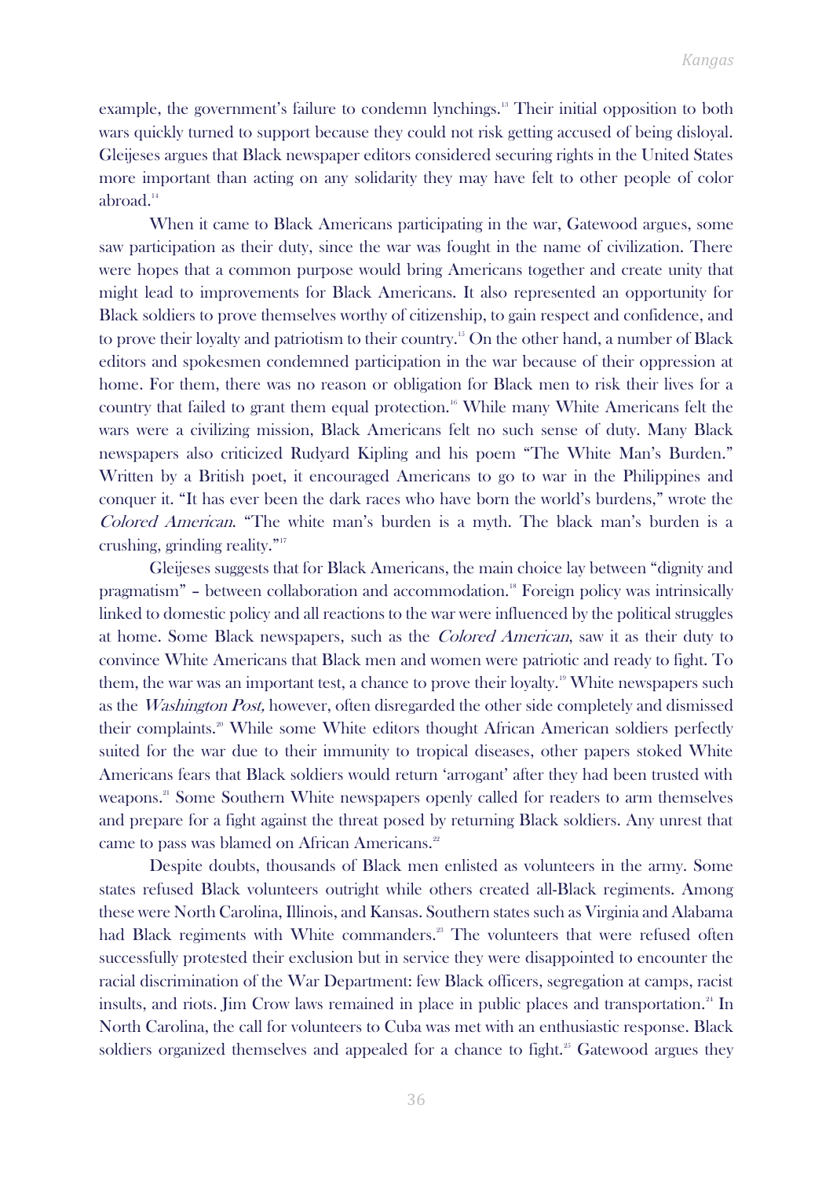example, the government's failure to condemn lynchings.[13] Their initial opposition to both wars quickly turned to support because they could not risk getting accused of being disloyal. Gleijeses argues that Black newspaper editors considered securing rights in the United States more important than acting on any solidarity they may have felt to other people of color abroad.[14]

When it came to Black Americans participating in the war, Gatewood argues, some saw participation as their duty, since the war was fought in the name of civilization. There were hopes that a common purpose would bring Americans together and create unity that might lead to improvements for Black Americans. It also represented an opportunity for Black soldiers to prove themselves worthy of citizenship, to gain respect and confidence, and to prove their loyalty and patriotism to their country.[15] On the other hand, a number of Black editors and spokesmen condemned participation in the war because of their oppression at home. For them, there was no reason or obligation for Black men to risk their lives for a country that failed to grant them equal protection.[16] While many White Americans felt the wars were a civilizing mission, Black Americans felt no such sense of duty. Many Black newspapers also criticized Rudyard Kipling and his poem "The White Man's Burden." Written by a British poet, it encouraged Americans to go to war in the Philippines and conquer it. "It has ever been the dark races who have born the world's burdens," wrote the *Colored American*. "The white man's burden is a myth. The black man's burden is a crushing, grinding reality."[17]

Gleijeses suggests that for Black Americans, the main choice lay between "dignity and pragmatism" – between collaboration and accommodation.[18] Foreign policy was intrinsically linked to domestic policy and all reactions to the war were influenced by the political struggles at home. Some Black newspapers, such as the *Colored American*, saw it as their duty to convince White Americans that Black men and women were patriotic and ready to fight. To them, the war was an important test, a chance to prove their loyalty.[19] White newspapers such as the *Washington Post,* however, often disregarded the other side completely and dismissed their complaints.[20] While some White editors thought African American soldiers perfectly suited for the war due to their immunity to tropical diseases, other papers stoked White Americans fears that Black soldiers would return 'arrogant' after they had been trusted with weapons.[21] Some Southern White newspapers openly called for readers to arm themselves and prepare for a fight against the threat posed by returning Black soldiers. Any unrest that came to pass was blamed on African Americans.[22]

Despite doubts, thousands of Black men enlisted as volunteers in the army. Some states refused Black volunteers outright while others created all-Black regiments. Among these were North Carolina, Illinois, and Kansas. Southern states such as Virginia and Alabama had Black regiments with White commanders.[23] The volunteers that were refused often successfully protested their exclusion but in service they were disappointed to encounter the racial discrimination of the War Department: few Black officers, segregation at camps, racist insults, and riots. Jim Crow laws remained in place in public places and transportation.[24] In North Carolina, the call for volunteers to Cuba was met with an enthusiastic response. Black soldiers organized themselves and appealed for a chance to fight.[25] Gatewood argues they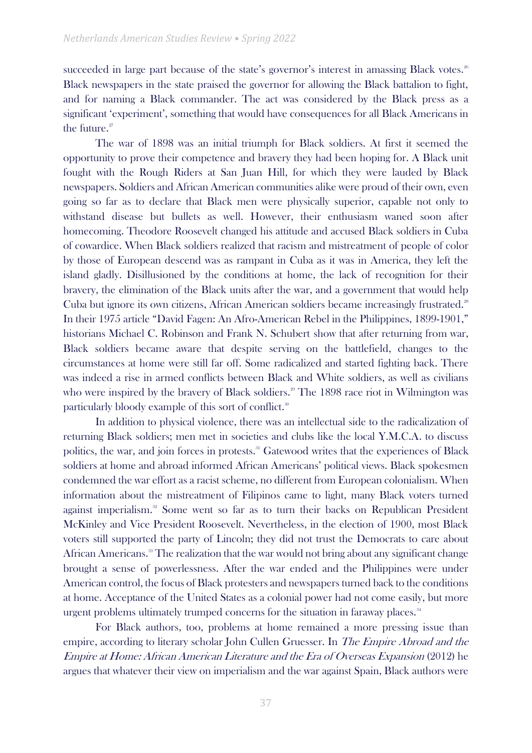succeeded in large part because of the state's governor's interest in amassing Black votes.[26] Black newspapers in the state praised the governor for allowing the Black battalion to fight, and for naming a Black commander. The act was considered by the Black press as a significant 'experiment', something that would have consequences for all Black Americans in the future.[27]

The war of 1898 was an initial triumph for Black soldiers. At first it seemed the opportunity to prove their competence and bravery they had been hoping for. A Black unit fought with the Rough Riders at San Juan Hill, for which they were lauded by Black newspapers. Soldiers and African American communities alike were proud of their own, even going so far as to declare that Black men were physically superior, capable not only to withstand disease but bullets as well. However, their enthusiasm waned soon after homecoming. Theodore Roosevelt changed his attitude and accused Black soldiers in Cuba of cowardice. When Black soldiers realized that racism and mistreatment of people of color by those of European descend was as rampant in Cuba as it was in America, they left the island gladly. Disillusioned by the conditions at home, the lack of recognition for their bravery, the elimination of the Black units after the war, and a government that would help Cuba but ignore its own citizens, African American soldiers became increasingly frustrated.[28] In their 1975 article "David Fagen: An Afro-American Rebel in the Philippines, 1899-1901," historians Michael C. Robinson and Frank N. Schubert show that after returning from war, Black soldiers became aware that despite serving on the battlefield, changes to the circumstances at home were still far off. Some radicalized and started fighting back. There was indeed a rise in armed conflicts between Black and White soldiers, as well as civilians who were inspired by the bravery of Black soldiers.[29] The 1898 race riot in Wilmington was particularly bloody example of this sort of conflict.[30]

In addition to physical violence, there was an intellectual side to the radicalization of returning Black soldiers; men met in societies and clubs like the local Y.M.C.A. to discuss politics, the war, and join forces in protests.[31] Gatewood writes that the experiences of Black soldiers at home and abroad informed African Americans' political views. Black spokesmen condemned the war effort as a racist scheme, no different from European colonialism. When information about the mistreatment of Filipinos came to light, many Black voters turned against imperialism.[32] Some went so far as to turn their backs on Republican President McKinley and Vice President Roosevelt. Nevertheless, in the election of 1900, most Black voters still supported the party of Lincoln; they did not trust the Democrats to care about African Americans.[33] The realization that the war would not bring about any significant change brought a sense of powerlessness. After the war ended and the Philippines were under American control, the focus of Black protesters and newspapers turned back to the conditions at home. Acceptance of the United States as a colonial power had not come easily, but more urgent problems ultimately trumped concerns for the situation in faraway places.[34]

For Black authors, too, problems at home remained a more pressing issue than empire, according to literary scholar John Cullen Gruesser. In *The Empire Abroad and the Empire at Home: African American Literature and the Era of Overseas Expansion* (2012) he argues that whatever their view on imperialism and the war against Spain, Black authors were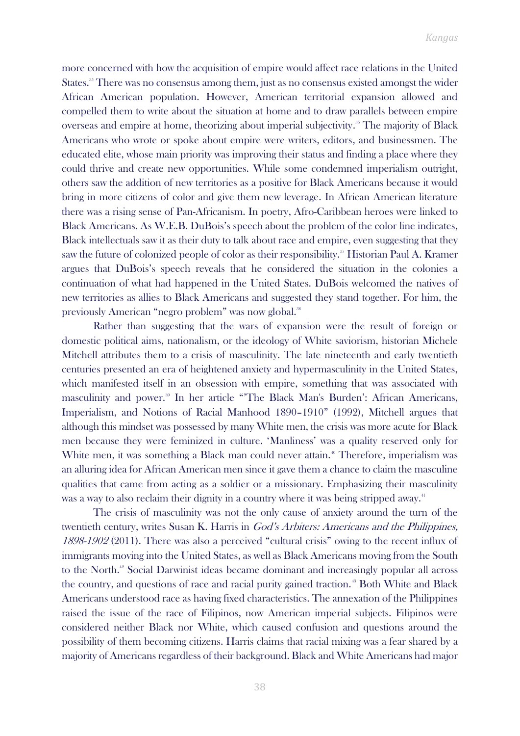more concerned with how the acquisition of empire would affect race relations in the United States.[35] There was no consensus among them, just as no consensus existed amongst the wider African American population. However, American territorial expansion allowed and compelled them to write about the situation at home and to draw parallels between empire overseas and empire at home, theorizing about imperial subjectivity.[36] The majority of Black Americans who wrote or spoke about empire were writers, editors, and businessmen. The educated elite, whose main priority was improving their status and finding a place where they could thrive and create new opportunities. While some condemned imperialism outright, others saw the addition of new territories as a positive for Black Americans because it would bring in more citizens of color and give them new leverage. In African American literature there was a rising sense of Pan-Africanism. In poetry, Afro-Caribbean heroes were linked to Black Americans. As W.E.B. DuBois's speech about the problem of the color line indicates, Black intellectuals saw it as their duty to talk about race and empire, even suggesting that they saw the future of colonized people of color as their responsibility.[37] Historian Paul A. Kramer argues that DuBois's speech reveals that he considered the situation in the colonies a continuation of what had happened in the United States. DuBois welcomed the natives of new territories as allies to Black Americans and suggested they stand together. For him, the previously American "negro problem" was now global.[38]

Rather than suggesting that the wars of expansion were the result of foreign or domestic political aims, nationalism, or the ideology of White saviorism, historian Michele Mitchell attributes them to a crisis of masculinity. The late nineteenth and early twentieth centuries presented an era of heightened anxiety and hypermasculinity in the United States, which manifested itself in an obsession with empire, something that was associated with masculinity and power.[39] In her article "'The Black Man's Burden': African Americans, Imperialism, and Notions of Racial Manhood 1890–1910" (1992), Mitchell argues that although this mindset was possessed by many White men, the crisis was more acute for Black men because they were feminized in culture. 'Manliness' was a quality reserved only for White men, it was something a Black man could never attain.[40] Therefore, imperialism was an alluring idea for African American men since it gave them a chance to claim the masculine qualities that came from acting as a soldier or a missionary. Emphasizing their masculinity was a way to also reclaim their dignity in a country where it was being stripped away.[41]

The crisis of masculinity was not the only cause of anxiety around the turn of the twentieth century, writes Susan K. Harris in *God's Arbiters: Americans and the Philippines, 1898-1902* (2011). There was also a perceived "cultural crisis" owing to the recent influx of immigrants moving into the United States, as well as Black Americans moving from the South to the North.[42] Social Darwinist ideas became dominant and increasingly popular all across the country, and questions of race and racial purity gained traction.[43] Both White and Black Americans understood race as having fixed characteristics. The annexation of the Philippines raised the issue of the race of Filipinos, now American imperial subjects. Filipinos were considered neither Black nor White, which caused confusion and questions around the possibility of them becoming citizens. Harris claims that racial mixing was a fear shared by a majority of Americans regardless of their background. Black and White Americans had major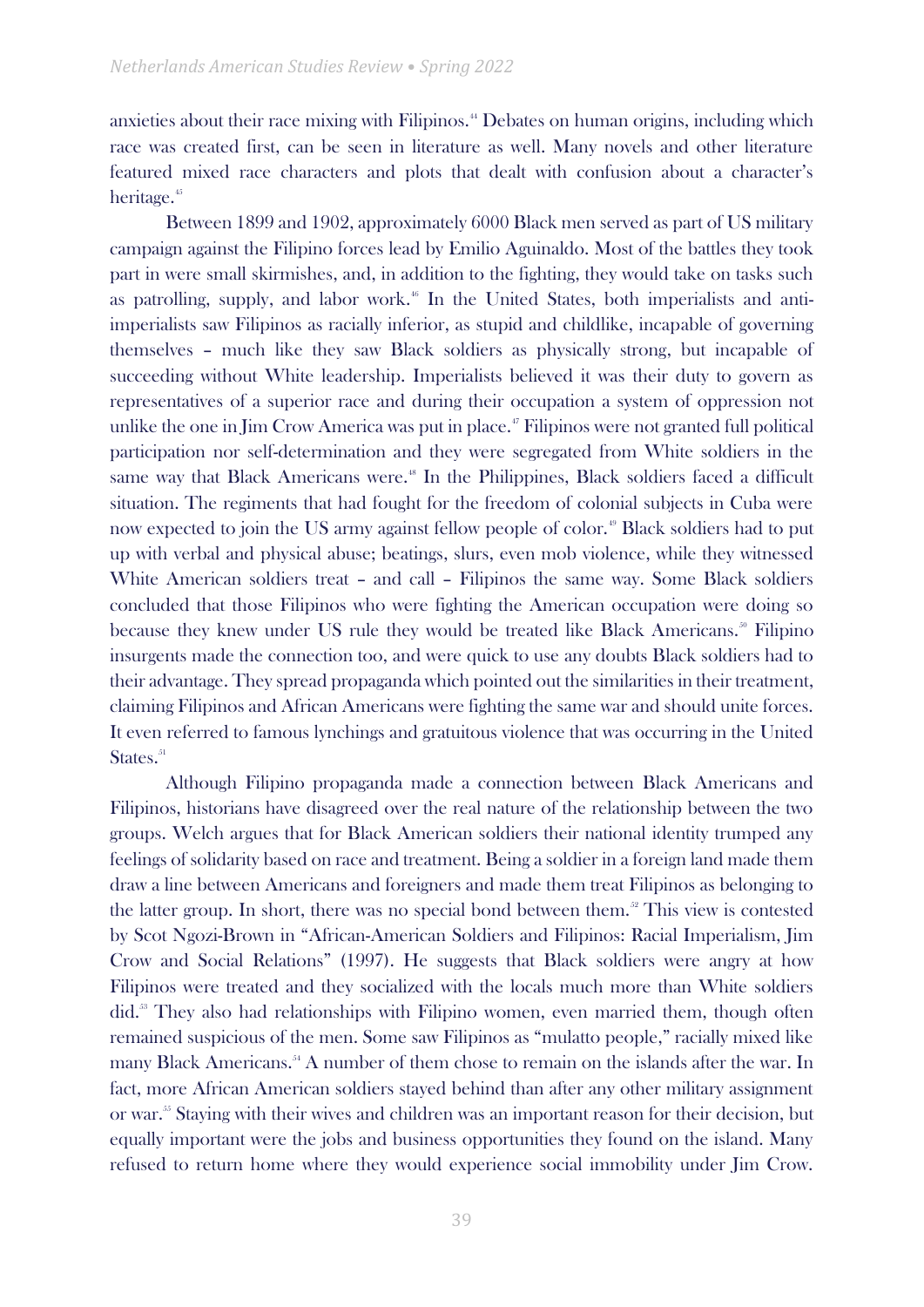anxieties about their race mixing with Filipinos.[44] Debates on human origins, including which race was created first, can be seen in literature as well. Many novels and other literature featured mixed race characters and plots that dealt with confusion about a character's heritage.[45]

Between 1899 and 1902, approximately 6000 Black men served as part of US military campaign against the Filipino forces lead by Emilio Aguinaldo. Most of the battles they took part in were small skirmishes, and, in addition to the fighting, they would take on tasks such as patrolling, supply, and labor work.[46] In the United States, both imperialists and anti-imperialists saw Filipinos as racially inferior, as stupid and childlike, incapable of governing themselves – much like they saw Black soldiers as physically strong, but incapable of succeeding without White leadership. Imperialists believed it was their duty to govern as representatives of a superior race and during their occupation a system of oppression not unlike the one in Jim Crow America was put in place.[47] Filipinos were not granted full political participation nor self-determination and they were segregated from White soldiers in the same way that Black Americans were.[48] In the Philippines, Black soldiers faced a difficult situation. The regiments that had fought for the freedom of colonial subjects in Cuba were now expected to join the US army against fellow people of color.[49] Black soldiers had to put up with verbal and physical abuse; beatings, slurs, even mob violence, while they witnessed White American soldiers treat – and call – Filipinos the same way. Some Black soldiers concluded that those Filipinos who were fighting the American occupation were doing so because they knew under US rule they would be treated like Black Americans.[50] Filipino insurgents made the connection too, and were quick to use any doubts Black soldiers had to their advantage. They spread propaganda which pointed out the similarities in their treatment, claiming Filipinos and African Americans were fighting the same war and should unite forces. It even referred to famous lynchings and gratuitous violence that was occurring in the United States.[51]

Although Filipino propaganda made a connection between Black Americans and Filipinos, historians have disagreed over the real nature of the relationship between the two groups. Welch argues that for Black American soldiers their national identity trumped any feelings of solidarity based on race and treatment. Being a soldier in a foreign land made them draw a line between Americans and foreigners and made them treat Filipinos as belonging to the latter group. In short, there was no special bond between them.[52] This view is contested by Scot Ngozi-Brown in "African-American Soldiers and Filipinos: Racial Imperialism, Jim Crow and Social Relations" (1997). He suggests that Black soldiers were angry at how Filipinos were treated and they socialized with the locals much more than White soldiers did.[53] They also had relationships with Filipino women, even married them, though often remained suspicious of the men. Some saw Filipinos as "mulatto people," racially mixed like many Black Americans.[54] A number of them chose to remain on the islands after the war. In fact, more African American soldiers stayed behind than after any other military assignment or war.[55] Staying with their wives and children was an important reason for their decision, but equally important were the jobs and business opportunities they found on the island. Many refused to return home where they would experience social immobility under Jim Crow.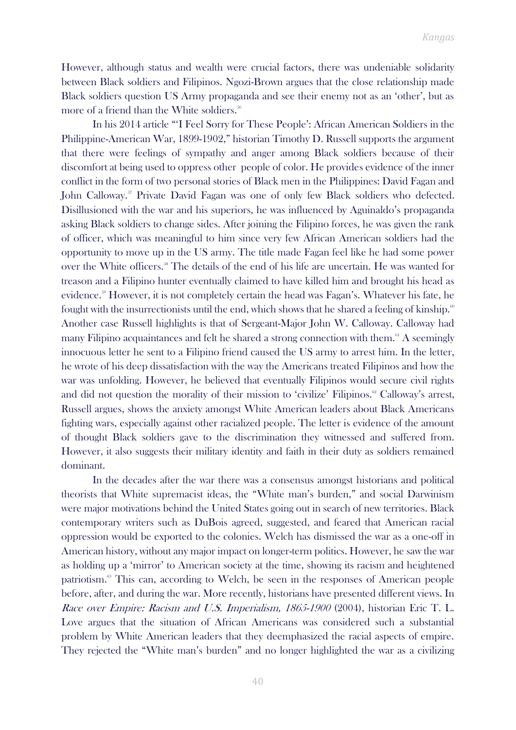However, although status and wealth were crucial factors, there was undeniable solidarity between Black soldiers and Filipinos. Ngozi-Brown argues that the close relationship made Black soldiers question US Army propaganda and see their enemy not as an 'other', but as more of a friend than the White soldiers.[56]

In his 2014 article "'I Feel Sorry for These People': African American Soldiers in the Philippine-American War, 1899-1902," historian Timothy D. Russell supports the argument that there were feelings of sympathy and anger among Black soldiers because of their discomfort at being used to oppress other people of color. He provides evidence of the inner conflict in the form of two personal stories of Black men in the Philippines: David Fagan and John Calloway.[57] Private David Fagan was one of only few Black soldiers who defected. Disillusioned with the war and his superiors, he was influenced by Aguinaldo's propaganda asking Black soldiers to change sides. After joining the Filipino forces, he was given the rank of officer, which was meaningful to him since very few African American soldiers had the opportunity to move up in the US army. The title made Fagan feel like he had some power over the White officers.[58] The details of the end of his life are uncertain. He was wanted for treason and a Filipino hunter eventually claimed to have killed him and brought his head as evidence.[59] However, it is not completely certain the head was Fagan's. Whatever his fate, he fought with the insurrectionists until the end, which shows that he shared a feeling of kinship.[60] Another case Russell highlights is that of Sergeant-Major John W. Calloway. Calloway had many Filipino acquaintances and felt he shared a strong connection with them.[61] A seemingly innocuous letter he sent to a Filipino friend caused the US army to arrest him. In the letter, he wrote of his deep dissatisfaction with the way the Americans treated Filipinos and how the war was unfolding. However, he believed that eventually Filipinos would secure civil rights and did not question the morality of their mission to 'civilize' Filipinos.[62] Calloway's arrest, Russell argues, shows the anxiety amongst White American leaders about Black Americans fighting wars, especially against other racialized people. The letter is evidence of the amount of thought Black soldiers gave to the discrimination they witnessed and suffered from. However, it also suggests their military identity and faith in their duty as soldiers remained dominant.

In the decades after the war there was a consensus amongst historians and political theorists that White supremacist ideas, the "White man's burden," and social Darwinism were major motivations behind the United States going out in search of new territories. Black contemporary writers such as DuBois agreed, suggested, and feared that American racial oppression would be exported to the colonies. Welch has dismissed the war as a one-off in American history, without any major impact on longer-term politics. However, he saw the war as holding up a 'mirror' to American society at the time, showing its racism and heightened patriotism.[63] This can, according to Welch, be seen in the responses of American people before, after, and during the war. More recently, historians have presented different views. In *Race over Empire: Racism and U.S. Imperialism, 1865-1900* (2004), historian Eric T. L. Love argues that the situation of African Americans was considered such a substantial problem by White American leaders that they deemphasized the racial aspects of empire. They rejected the "White man's burden" and no longer highlighted the war as a civilizing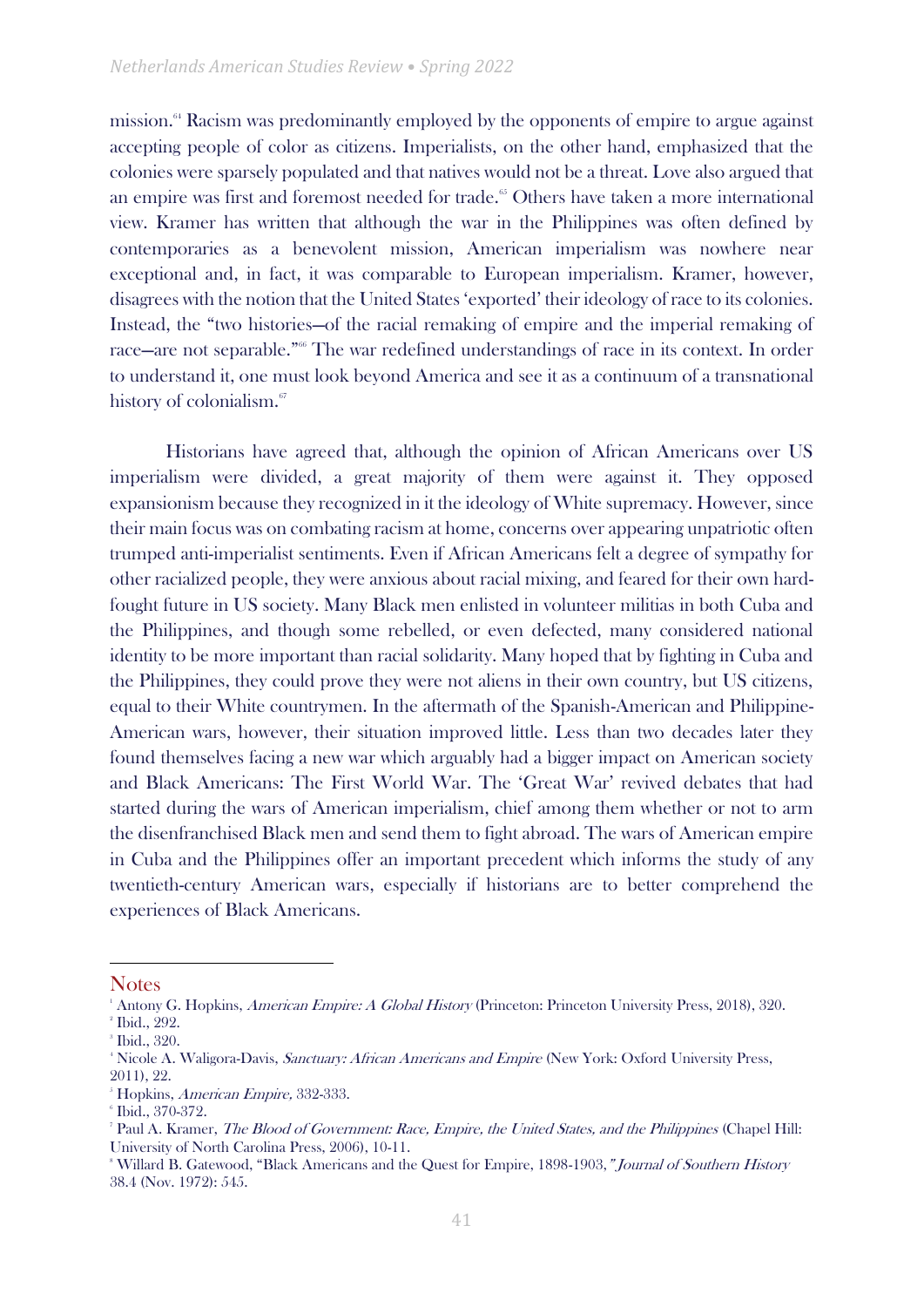mission.[64] Racism was predominantly employed by the opponents of empire to argue against accepting people of color as citizens. Imperialists, on the other hand, emphasized that the colonies were sparsely populated and that natives would not be a threat. Love also argued that an empire was first and foremost needed for trade.[65] Others have taken a more international view. Kramer has written that although the war in the Philippines was often defined by contemporaries as a benevolent mission, American imperialism was nowhere near exceptional and, in fact, it was comparable to European imperialism. Kramer, however, disagrees with the notion that the United States 'exported' their ideology of race to its colonies. Instead, the "two histories—of the racial remaking of empire and the imperial remaking of race—are not separable."[66] The war redefined understandings of race in its context. In order to understand it, one must look beyond America and see it as a continuum of a transnational history of colonialism.[67]

Historians have agreed that, although the opinion of African Americans over US imperialism were divided, a great majority of them were against it. They opposed expansionism because they recognized in it the ideology of White supremacy. However, since their main focus was on combating racism at home, concerns over appearing unpatriotic often trumped anti-imperialist sentiments. Even if African Americans felt a degree of sympathy for other racialized people, they were anxious about racial mixing, and feared for their own hard-fought future in US society. Many Black men enlisted in volunteer militias in both Cuba and the Philippines, and though some rebelled, or even defected, many considered national identity to be more important than racial solidarity. Many hoped that by fighting in Cuba and the Philippines, they could prove they were not aliens in their own country, but US citizens, equal to their White countrymen. In the aftermath of the Spanish-American and Philippine-American wars, however, their situation improved little. Less than two decades later they found themselves facing a new war which arguably had a bigger impact on American society and Black Americans: The First World War. The 'Great War' revived debates that had started during the wars of American imperialism, chief among them whether or not to arm the disenfranchised Black men and send them to fight abroad. The wars of American empire in Cuba and the Philippines offer an important precedent which informs the study of any twentieth-century American wars, especially if historians are to better comprehend the experiences of Black Americans.

## Notes

[1] Antony G. Hopkins, *American Empire: A Global History* (Princeton: Princeton University Press, 2018), 320.
[2] Ibid., 292.
[3] Ibid., 320.
[4] Nicole A. Waligora-Davis, *Sanctuary: African Americans and Empire* (New York: Oxford University Press, 2011), 22.
[5] Hopkins, *American Empire,* 332-333.
[6] Ibid., 370-372.
[7] Paul A. Kramer, *The Blood of Government: Race, Empire, the United States, and the Philippines* (Chapel Hill: University of North Carolina Press, 2006), 10-11.
[8] Willard B. Gatewood, "Black Americans and the Quest for Empire, 1898-1903," *Journal of Southern History* 38.4 (Nov. 1972): 545.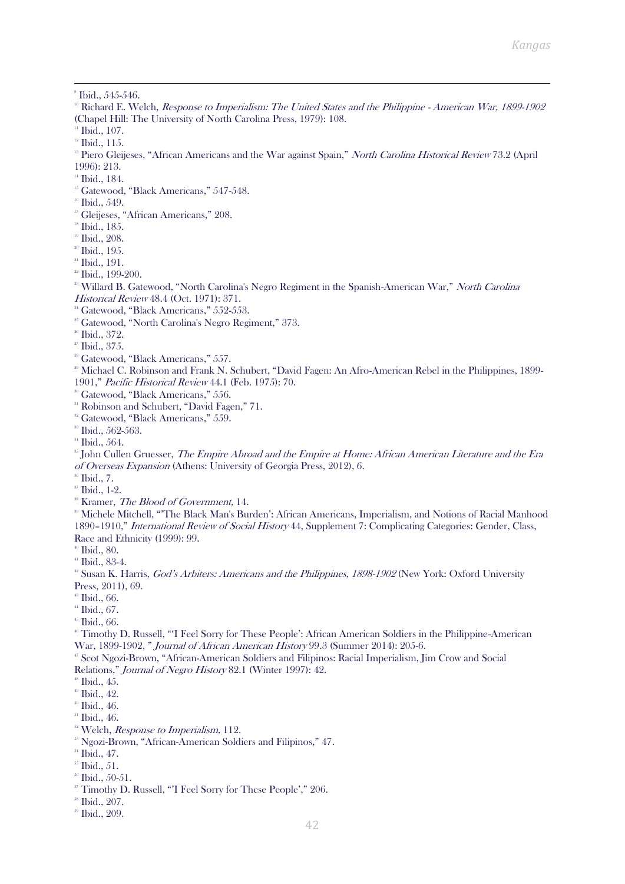[9] Ibid., 545-546.

[10] Richard E. Welch, *Response to Imperialism: The United States and the Philippine - American War, 1899-1902* (Chapel Hill: The University of North Carolina Press, 1979): 108.

[11] Ibid., 107.

[12] Ibid., 115.

[13] Piero Gleijeses, "African Americans and the War against Spain," *North Carolina Historical Review* 73.2 (April 1996): 213.

[14] Ibid., 184.

[15] Gatewood, "Black Americans," 547-548.

[16] Ibid., 549.

[17] Gleijeses, "African Americans," 208.

[18] Ibid., 185.

[19] Ibid., 208.

[20] Ibid., 195.

[21] Ibid., 191.

[22] Ibid., 199-200.

[23] Willard B. Gatewood, "North Carolina's Negro Regiment in the Spanish-American War," *North Carolina Historical Review* 48.4 (Oct. 1971): 371.

[24] Gatewood, "Black Americans," 552-553.

[25] Gatewood, "North Carolina's Negro Regiment," 373.

[26] Ibid., 372.

[27] Ibid., 375.

[28] Gatewood, "Black Americans," 557.

[29] Michael C. Robinson and Frank N. Schubert, "David Fagen: An Afro-American Rebel in the Philippines, 1899-1901," *Pacific Historical Review* 44.1 (Feb. 1975): 70.

[30] Gatewood, "Black Americans," 556.

[31] Robinson and Schubert, "David Fagen," 71.

[32] Gatewood, "Black Americans," 559.

[33] Ibid., 562-563.

[34] Ibid., 564.

[35] John Cullen Gruesser, *The Empire Abroad and the Empire at Home: African American Literature and the Era of Overseas Expansion* (Athens: University of Georgia Press, 2012), 6.

[36] Ibid., 7.

[37] Ibid., 1-2.

[38] Kramer, *The Blood of Government,* 14.

[39] Michele Mitchell, "'The Black Man's Burden': African Americans, Imperialism, and Notions of Racial Manhood 1890–1910," *International Review of Social History* 44, Supplement 7: Complicating Categories: Gender, Class, Race and Ethnicity (1999): 99.

[40] Ibid., 80.

[41] Ibid., 83-4.

[42] Susan K. Harris, *God's Arbiters: Americans and the Philippines, 1898-1902* (New York: Oxford University Press, 2011), 69.

[43] Ibid., 66.

[44] Ibid., 67.

[45] Ibid., 66.

[46] Timothy D. Russell, "'I Feel Sorry for These People': African American Soldiers in the Philippine-American War, 1899-1902, " *Journal of African American History* 99.3 (Summer 2014): 205-6.

[47] Scot Ngozi-Brown, "African-American Soldiers and Filipinos: Racial Imperialism, Jim Crow and Social Relations," *Journal of Negro History* 82.1 (Winter 1997): 42.

[48] Ibid., 45.

[49] Ibid., 42.

[50] Ibid., 46.

[51] Ibid., 46.

[52] Welch, *Response to Imperialism,* 112.

[53] Ngozi-Brown, "African-American Soldiers and Filipinos," 47.

[54] Ibid., 47.

[55] Ibid., 51.

[56] Ibid., 50-51.

[57] Timothy D. Russell, "'I Feel Sorry for These People'," 206.

[58] Ibid., 207.

[59] Ibid., 209.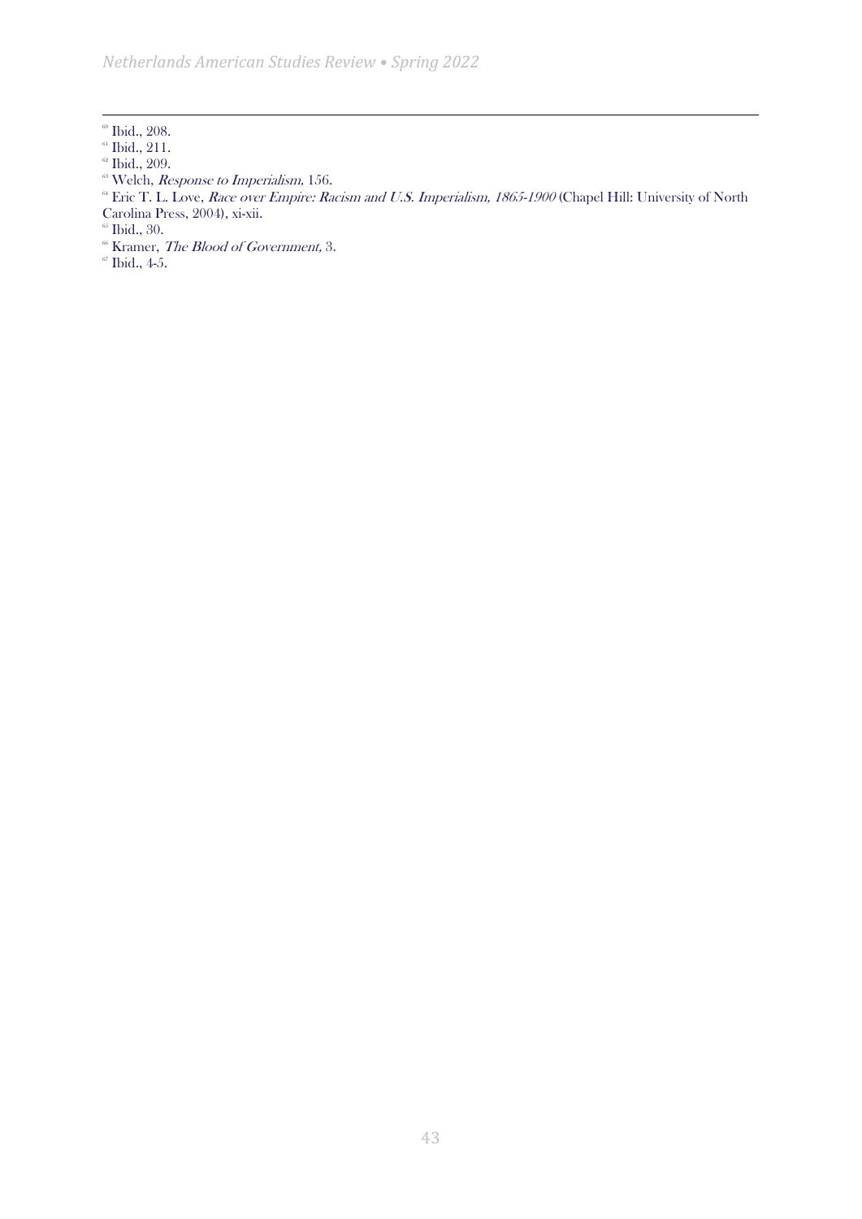[60] Ibid., 208.

[61] Ibid., 211.

[62] Ibid., 209.

[63] Welch, *Response to Imperialism,* 156.

[64] Eric T. L. Love, *Race over Empire: Racism and U.S. Imperialism, 1865-1900* (Chapel Hill: University of North Carolina Press, 2004), xi-xii.

[65] Ibid., 30.

[66] Kramer, *The Blood of Government,* 3.

[67] Ibid., 4-5.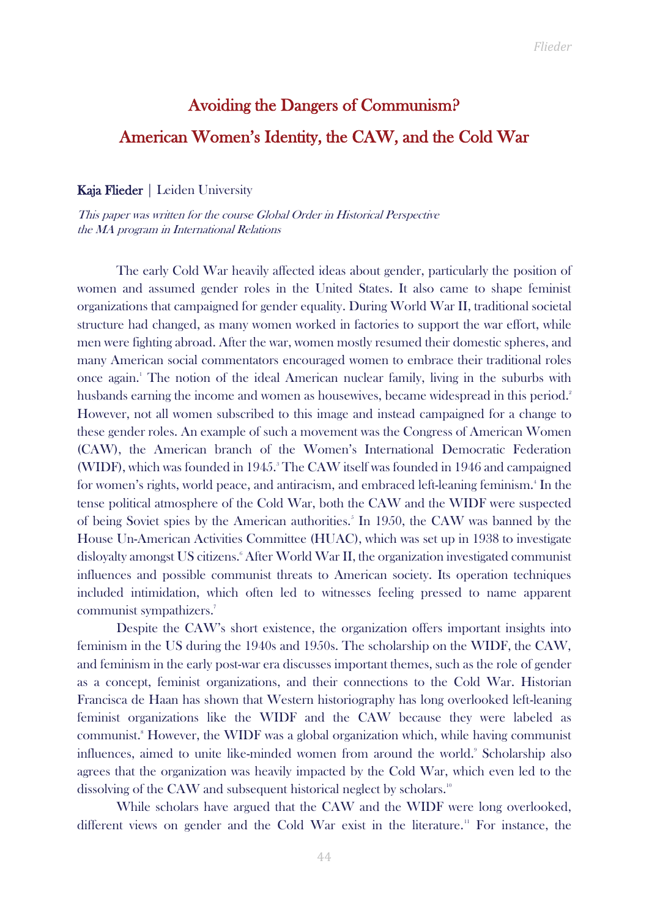# Avoiding the Dangers of Communism? American Women's Identity, the CAW, and the Cold War

**Kaja Flieder** | Leiden University

*This paper was written for the course Global Order in Historical Perspective the MA program in International Relations*

The early Cold War heavily affected ideas about gender, particularly the position of women and assumed gender roles in the United States. It also came to shape feminist organizations that campaigned for gender equality. During World War II, traditional societal structure had changed, as many women worked in factories to support the war effort, while men were fighting abroad. After the war, women mostly resumed their domestic spheres, and many American social commentators encouraged women to embrace their traditional roles once again.[1] The notion of the ideal American nuclear family, living in the suburbs with husbands earning the income and women as housewives, became widespread in this period.[2] However, not all women subscribed to this image and instead campaigned for a change to these gender roles. An example of such a movement was the Congress of American Women (CAW), the American branch of the Women's International Democratic Federation (WIDF), which was founded in 1945.[3] The CAW itself was founded in 1946 and campaigned for women's rights, world peace, and antiracism, and embraced left-leaning feminism.[4] In the tense political atmosphere of the Cold War, both the CAW and the WIDF were suspected of being Soviet spies by the American authorities.[5] In 1950, the CAW was banned by the House Un-American Activities Committee (HUAC), which was set up in 1938 to investigate disloyalty amongst US citizens.[6] After World War II, the organization investigated communist influences and possible communist threats to American society. Its operation techniques included intimidation, which often led to witnesses feeling pressed to name apparent communist sympathizers.[7]

Despite the CAW's short existence, the organization offers important insights into feminism in the US during the 1940s and 1950s. The scholarship on the WIDF, the CAW, and feminism in the early post-war era discusses important themes, such as the role of gender as a concept, feminist organizations, and their connections to the Cold War. Historian Francisca de Haan has shown that Western historiography has long overlooked left-leaning feminist organizations like the WIDF and the CAW because they were labeled as communist.[8] However, the WIDF was a global organization which, while having communist influences, aimed to unite like-minded women from around the world.[9] Scholarship also agrees that the organization was heavily impacted by the Cold War, which even led to the dissolving of the CAW and subsequent historical neglect by scholars.[10]

While scholars have argued that the CAW and the WIDF were long overlooked, different views on gender and the Cold War exist in the literature.[11] For instance, the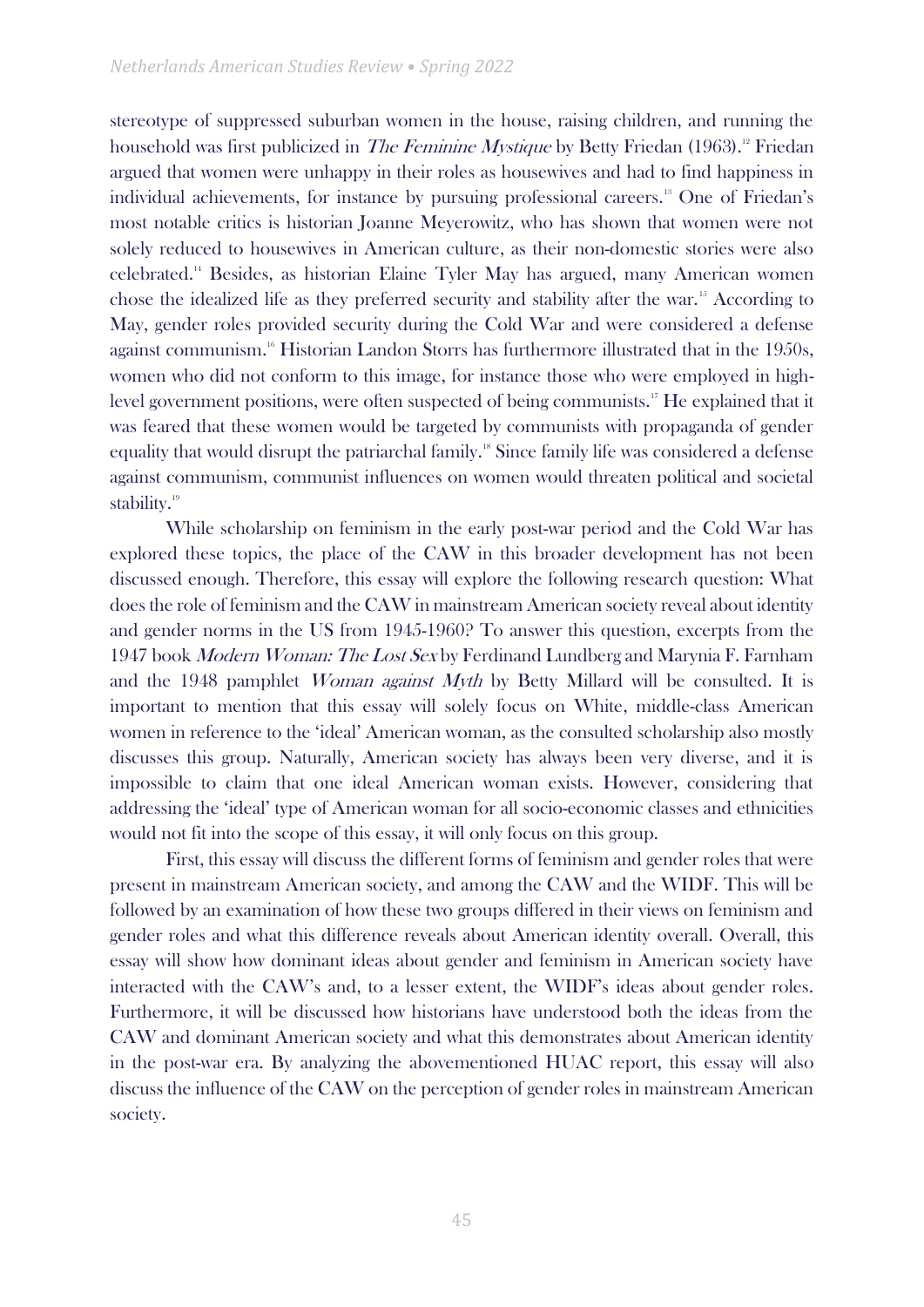stereotype of suppressed suburban women in the house, raising children, and running the household was first publicized in *The Feminine Mystique* by Betty Friedan (1963).[12] Friedan argued that women were unhappy in their roles as housewives and had to find happiness in individual achievements, for instance by pursuing professional careers.[13] One of Friedan's most notable critics is historian Joanne Meyerowitz, who has shown that women were not solely reduced to housewives in American culture, as their non-domestic stories were also celebrated.[14] Besides, as historian Elaine Tyler May has argued, many American women chose the idealized life as they preferred security and stability after the war.[15] According to May, gender roles provided security during the Cold War and were considered a defense against communism.[16] Historian Landon Storrs has furthermore illustrated that in the 1950s, women who did not conform to this image, for instance those who were employed in high-level government positions, were often suspected of being communists.[17] He explained that it was feared that these women would be targeted by communists with propaganda of gender equality that would disrupt the patriarchal family.[18] Since family life was considered a defense against communism, communist influences on women would threaten political and societal stability.[19]

While scholarship on feminism in the early post-war period and the Cold War has explored these topics, the place of the CAW in this broader development has not been discussed enough. Therefore, this essay will explore the following research question: What does the role of feminism and the CAW in mainstream American society reveal about identity and gender norms in the US from 1945-1960? To answer this question, excerpts from the 1947 book *Modern Woman: The Lost Sex* by Ferdinand Lundberg and Marynia F. Farnham and the 1948 pamphlet *Woman against Myth* by Betty Millard will be consulted. It is important to mention that this essay will solely focus on White, middle-class American women in reference to the 'ideal' American woman, as the consulted scholarship also mostly discusses this group. Naturally, American society has always been very diverse, and it is impossible to claim that one ideal American woman exists. However, considering that addressing the 'ideal' type of American woman for all socio-economic classes and ethnicities would not fit into the scope of this essay, it will only focus on this group.

First, this essay will discuss the different forms of feminism and gender roles that were present in mainstream American society, and among the CAW and the WIDF. This will be followed by an examination of how these two groups differed in their views on feminism and gender roles and what this difference reveals about American identity overall. Overall, this essay will show how dominant ideas about gender and feminism in American society have interacted with the CAW's and, to a lesser extent, the WIDF's ideas about gender roles. Furthermore, it will be discussed how historians have understood both the ideas from the CAW and dominant American society and what this demonstrates about American identity in the post-war era. By analyzing the abovementioned HUAC report, this essay will also discuss the influence of the CAW on the perception of gender roles in mainstream American society.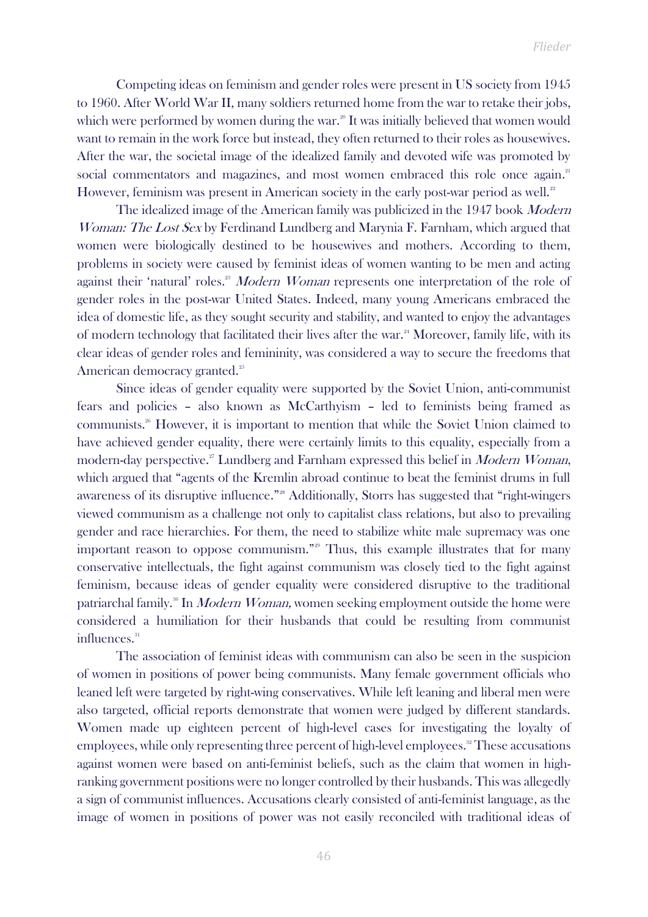Competing ideas on feminism and gender roles were present in US society from 1945 to 1960. After World War II, many soldiers returned home from the war to retake their jobs, which were performed by women during the war.[20] It was initially believed that women would want to remain in the work force but instead, they often returned to their roles as housewives. After the war, the societal image of the idealized family and devoted wife was promoted by social commentators and magazines, and most women embraced this role once again.[21] However, feminism was present in American society in the early post-war period as well.[22]

The idealized image of the American family was publicized in the 1947 book *Modern Woman: The Lost Sex* by Ferdinand Lundberg and Marynia F. Farnham, which argued that women were biologically destined to be housewives and mothers. According to them, problems in society were caused by feminist ideas of women wanting to be men and acting against their 'natural' roles.[23] *Modern Woman* represents one interpretation of the role of gender roles in the post-war United States. Indeed, many young Americans embraced the idea of domestic life, as they sought security and stability, and wanted to enjoy the advantages of modern technology that facilitated their lives after the war.[24] Moreover, family life, with its clear ideas of gender roles and femininity, was considered a way to secure the freedoms that American democracy granted.[25]

Since ideas of gender equality were supported by the Soviet Union, anti-communist fears and policies – also known as McCarthyism – led to feminists being framed as communists.[26] However, it is important to mention that while the Soviet Union claimed to have achieved gender equality, there were certainly limits to this equality, especially from a modern-day perspective.[27] Lundberg and Farnham expressed this belief in *Modern Woman*, which argued that "agents of the Kremlin abroad continue to beat the feminist drums in full awareness of its disruptive influence."[28] Additionally, Storrs has suggested that "right-wingers viewed communism as a challenge not only to capitalist class relations, but also to prevailing gender and race hierarchies. For them, the need to stabilize white male supremacy was one important reason to oppose communism."[29] Thus, this example illustrates that for many conservative intellectuals, the fight against communism was closely tied to the fight against feminism, because ideas of gender equality were considered disruptive to the traditional patriarchal family.[30] In *Modern Woman,* women seeking employment outside the home were considered a humiliation for their husbands that could be resulting from communist influences.[31]

The association of feminist ideas with communism can also be seen in the suspicion of women in positions of power being communists. Many female government officials who leaned left were targeted by right-wing conservatives. While left leaning and liberal men were also targeted, official reports demonstrate that women were judged by different standards. Women made up eighteen percent of high-level cases for investigating the loyalty of employees, while only representing three percent of high-level employees.[32] These accusations against women were based on anti-feminist beliefs, such as the claim that women in high-ranking government positions were no longer controlled by their husbands. This was allegedly a sign of communist influences. Accusations clearly consisted of anti-feminist language, as the image of women in positions of power was not easily reconciled with traditional ideas of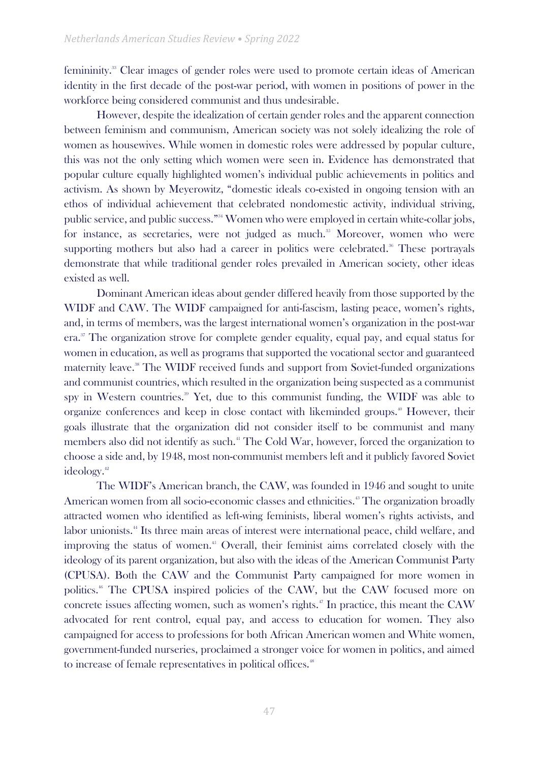femininity.[33] Clear images of gender roles were used to promote certain ideas of American identity in the first decade of the post-war period, with women in positions of power in the workforce being considered communist and thus undesirable.

However, despite the idealization of certain gender roles and the apparent connection between feminism and communism, American society was not solely idealizing the role of women as housewives. While women in domestic roles were addressed by popular culture, this was not the only setting which women were seen in. Evidence has demonstrated that popular culture equally highlighted women's individual public achievements in politics and activism. As shown by Meyerowitz, "domestic ideals co-existed in ongoing tension with an ethos of individual achievement that celebrated nondomestic activity, individual striving, public service, and public success."[34] Women who were employed in certain white-collar jobs, for instance, as secretaries, were not judged as much.[35] Moreover, women who were supporting mothers but also had a career in politics were celebrated.[36] These portrayals demonstrate that while traditional gender roles prevailed in American society, other ideas existed as well.

Dominant American ideas about gender differed heavily from those supported by the WIDF and CAW. The WIDF campaigned for anti-fascism, lasting peace, women's rights, and, in terms of members, was the largest international women's organization in the post-war era.[37] The organization strove for complete gender equality, equal pay, and equal status for women in education, as well as programs that supported the vocational sector and guaranteed maternity leave.[38] The WIDF received funds and support from Soviet-funded organizations and communist countries, which resulted in the organization being suspected as a communist spy in Western countries.[39] Yet, due to this communist funding, the WIDF was able to organize conferences and keep in close contact with likeminded groups.[40] However, their goals illustrate that the organization did not consider itself to be communist and many members also did not identify as such.[41] The Cold War, however, forced the organization to choose a side and, by 1948, most non-communist members left and it publicly favored Soviet ideology.[42]

The WIDF's American branch, the CAW, was founded in 1946 and sought to unite American women from all socio-economic classes and ethnicities.[43] The organization broadly attracted women who identified as left-wing feminists, liberal women's rights activists, and labor unionists.[44] Its three main areas of interest were international peace, child welfare, and improving the status of women.[45] Overall, their feminist aims correlated closely with the ideology of its parent organization, but also with the ideas of the American Communist Party (CPUSA). Both the CAW and the Communist Party campaigned for more women in politics.[46] The CPUSA inspired policies of the CAW, but the CAW focused more on concrete issues affecting women, such as women's rights.[47] In practice, this meant the CAW advocated for rent control, equal pay, and access to education for women. They also campaigned for access to professions for both African American women and White women, government-funded nurseries, proclaimed a stronger voice for women in politics, and aimed to increase of female representatives in political offices.[48]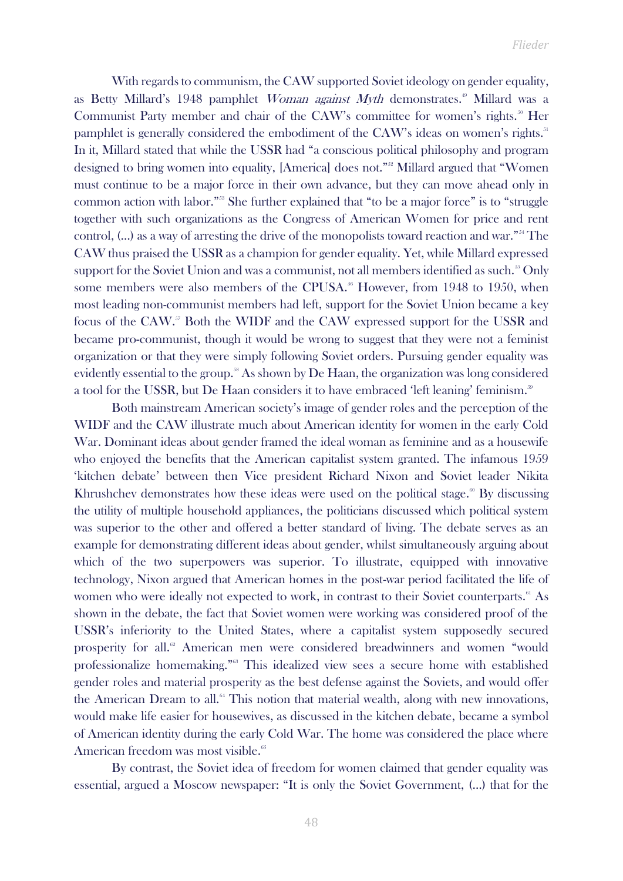With regards to communism, the CAW supported Soviet ideology on gender equality, as Betty Millard's 1948 pamphlet *Woman against Myth* demonstrates.[49] Millard was a Communist Party member and chair of the CAW's committee for women's rights.[50] Her pamphlet is generally considered the embodiment of the CAW's ideas on women's rights.[51] In it, Millard stated that while the USSR had "a conscious political philosophy and program designed to bring women into equality, [America] does not."[52] Millard argued that "Women must continue to be a major force in their own advance, but they can move ahead only in common action with labor."[53] She further explained that "to be a major force" is to "struggle together with such organizations as the Congress of American Women for price and rent control, (...) as a way of arresting the drive of the monopolists toward reaction and war."[54] The CAW thus praised the USSR as a champion for gender equality. Yet, while Millard expressed support for the Soviet Union and was a communist, not all members identified as such.[55] Only some members were also members of the CPUSA.[56] However, from 1948 to 1950, when most leading non-communist members had left, support for the Soviet Union became a key focus of the CAW.[57] Both the WIDF and the CAW expressed support for the USSR and became pro-communist, though it would be wrong to suggest that they were not a feminist organization or that they were simply following Soviet orders. Pursuing gender equality was evidently essential to the group.[58] As shown by De Haan, the organization was long considered a tool for the USSR, but De Haan considers it to have embraced 'left leaning' feminism.[59]

Both mainstream American society's image of gender roles and the perception of the WIDF and the CAW illustrate much about American identity for women in the early Cold War. Dominant ideas about gender framed the ideal woman as feminine and as a housewife who enjoyed the benefits that the American capitalist system granted. The infamous 1959 'kitchen debate' between then Vice president Richard Nixon and Soviet leader Nikita Khrushchev demonstrates how these ideas were used on the political stage.[60] By discussing the utility of multiple household appliances, the politicians discussed which political system was superior to the other and offered a better standard of living. The debate serves as an example for demonstrating different ideas about gender, whilst simultaneously arguing about which of the two superpowers was superior. To illustrate, equipped with innovative technology, Nixon argued that American homes in the post-war period facilitated the life of women who were ideally not expected to work, in contrast to their Soviet counterparts.[61] As shown in the debate, the fact that Soviet women were working was considered proof of the USSR's inferiority to the United States, where a capitalist system supposedly secured prosperity for all.[62] American men were considered breadwinners and women "would professionalize homemaking."[63] This idealized view sees a secure home with established gender roles and material prosperity as the best defense against the Soviets, and would offer the American Dream to all.[64] This notion that material wealth, along with new innovations, would make life easier for housewives, as discussed in the kitchen debate, became a symbol of American identity during the early Cold War. The home was considered the place where American freedom was most visible.[65]

By contrast, the Soviet idea of freedom for women claimed that gender equality was essential, argued a Moscow newspaper: "It is only the Soviet Government, (...) that for the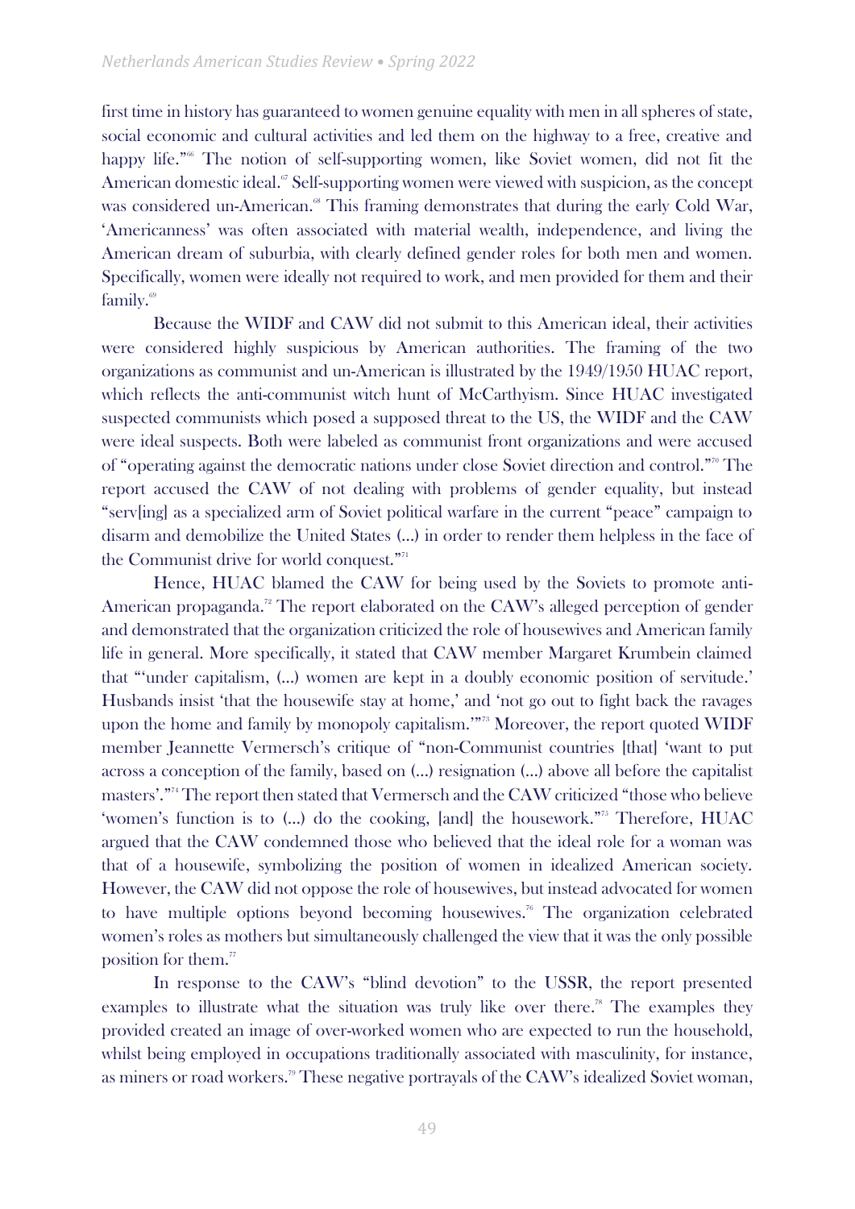first time in history has guaranteed to women genuine equality with men in all spheres of state, social economic and cultural activities and led them on the highway to a free, creative and happy life."[66] The notion of self-supporting women, like Soviet women, did not fit the American domestic ideal.[67] Self-supporting women were viewed with suspicion, as the concept was considered un-American.[68] This framing demonstrates that during the early Cold War, 'Americanness' was often associated with material wealth, independence, and living the American dream of suburbia, with clearly defined gender roles for both men and women. Specifically, women were ideally not required to work, and men provided for them and their family.[69]

Because the WIDF and CAW did not submit to this American ideal, their activities were considered highly suspicious by American authorities. The framing of the two organizations as communist and un-American is illustrated by the 1949/1950 HUAC report, which reflects the anti-communist witch hunt of McCarthyism. Since HUAC investigated suspected communists which posed a supposed threat to the US, the WIDF and the CAW were ideal suspects. Both were labeled as communist front organizations and were accused of "operating against the democratic nations under close Soviet direction and control."[70] The report accused the CAW of not dealing with problems of gender equality, but instead "serv[ing] as a specialized arm of Soviet political warfare in the current "peace" campaign to disarm and demobilize the United States (...) in order to render them helpless in the face of the Communist drive for world conquest."[71]

Hence, HUAC blamed the CAW for being used by the Soviets to promote anti-American propaganda.[72] The report elaborated on the CAW's alleged perception of gender and demonstrated that the organization criticized the role of housewives and American family life in general. More specifically, it stated that CAW member Margaret Krumbein claimed that "'under capitalism, (...) women are kept in a doubly economic position of servitude.' Husbands insist 'that the housewife stay at home,' and 'not go out to fight back the ravages upon the home and family by monopoly capitalism.'"[73] Moreover, the report quoted WIDF member Jeannette Vermersch's critique of "non-Communist countries [that] 'want to put across a conception of the family, based on (...) resignation (...) above all before the capitalist masters'."[74] The report then stated that Vermersch and the CAW criticized "those who believe 'women's function is to (...) do the cooking, [and] the housework."[75] Therefore, HUAC argued that the CAW condemned those who believed that the ideal role for a woman was that of a housewife, symbolizing the position of women in idealized American society. However, the CAW did not oppose the role of housewives, but instead advocated for women to have multiple options beyond becoming housewives.[76] The organization celebrated women's roles as mothers but simultaneously challenged the view that it was the only possible position for them.[77]

In response to the CAW's "blind devotion" to the USSR, the report presented examples to illustrate what the situation was truly like over there.[78] The examples they provided created an image of over-worked women who are expected to run the household, whilst being employed in occupations traditionally associated with masculinity, for instance, as miners or road workers.[79] These negative portrayals of the CAW's idealized Soviet woman,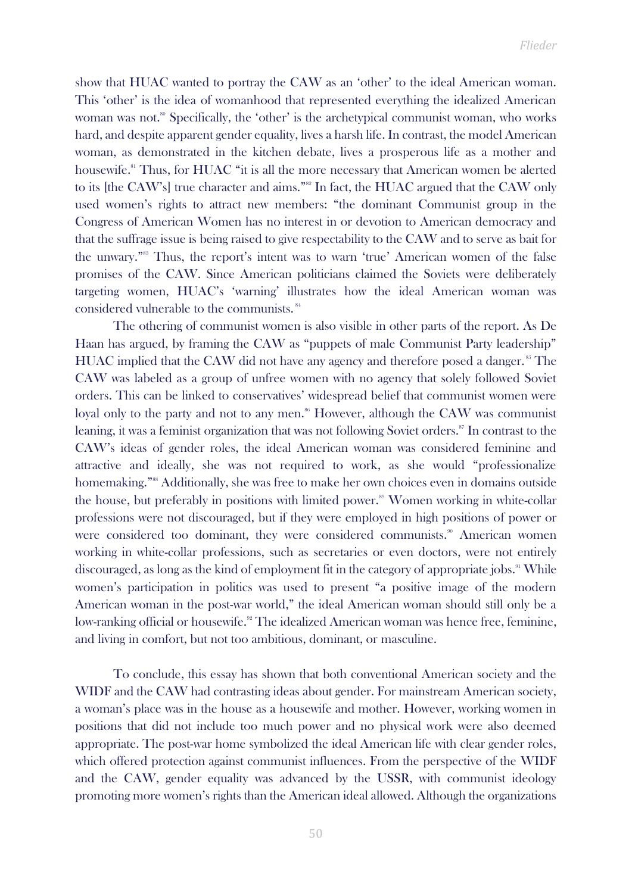show that HUAC wanted to portray the CAW as an 'other' to the ideal American woman. This 'other' is the idea of womanhood that represented everything the idealized American woman was not.[80] Specifically, the 'other' is the archetypical communist woman, who works hard, and despite apparent gender equality, lives a harsh life. In contrast, the model American woman, as demonstrated in the kitchen debate, lives a prosperous life as a mother and housewife.[81] Thus, for HUAC "it is all the more necessary that American women be alerted to its [the CAW's] true character and aims."[82] In fact, the HUAC argued that the CAW only used women's rights to attract new members: "the dominant Communist group in the Congress of American Women has no interest in or devotion to American democracy and that the suffrage issue is being raised to give respectability to the CAW and to serve as bait for the unwary."[83] Thus, the report's intent was to warn 'true' American women of the false promises of the CAW. Since American politicians claimed the Soviets were deliberately targeting women, HUAC's 'warning' illustrates how the ideal American woman was considered vulnerable to the communists.[84]

The othering of communist women is also visible in other parts of the report. As De Haan has argued, by framing the CAW as "puppets of male Communist Party leadership" HUAC implied that the CAW did not have any agency and therefore posed a danger.[85] The CAW was labeled as a group of unfree women with no agency that solely followed Soviet orders. This can be linked to conservatives' widespread belief that communist women were loyal only to the party and not to any men.[86] However, although the CAW was communist leaning, it was a feminist organization that was not following Soviet orders.[87] In contrast to the CAW's ideas of gender roles, the ideal American woman was considered feminine and attractive and ideally, she was not required to work, as she would "professionalize homemaking."[88] Additionally, she was free to make her own choices even in domains outside the house, but preferably in positions with limited power.[89] Women working in white-collar professions were not discouraged, but if they were employed in high positions of power or were considered too dominant, they were considered communists.[90] American women working in white-collar professions, such as secretaries or even doctors, were not entirely discouraged, as long as the kind of employment fit in the category of appropriate jobs.[91] While women's participation in politics was used to present "a positive image of the modern American woman in the post-war world," the ideal American woman should still only be a low-ranking official or housewife.[92] The idealized American woman was hence free, feminine, and living in comfort, but not too ambitious, dominant, or masculine.

To conclude, this essay has shown that both conventional American society and the WIDF and the CAW had contrasting ideas about gender. For mainstream American society, a woman's place was in the house as a housewife and mother. However, working women in positions that did not include too much power and no physical work were also deemed appropriate. The post-war home symbolized the ideal American life with clear gender roles, which offered protection against communist influences. From the perspective of the WIDF and the CAW, gender equality was advanced by the USSR, with communist ideology promoting more women's rights than the American ideal allowed. Although the organizations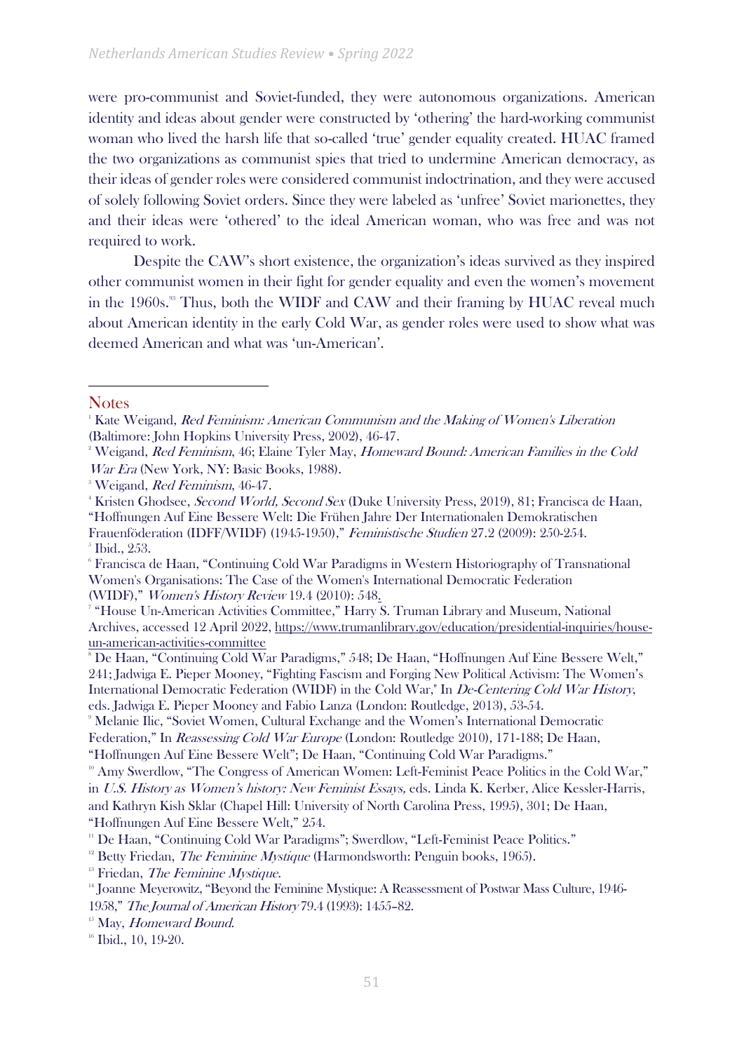were pro-communist and Soviet-funded, they were autonomous organizations. American identity and ideas about gender were constructed by 'othering' the hard-working communist woman who lived the harsh life that so-called 'true' gender equality created. HUAC framed the two organizations as communist spies that tried to undermine American democracy, as their ideas of gender roles were considered communist indoctrination, and they were accused of solely following Soviet orders. Since they were labeled as 'unfree' Soviet marionettes, they and their ideas were 'othered' to the ideal American woman, who was free and was not required to work.

Despite the CAW's short existence, the organization's ideas survived as they inspired other communist women in their fight for gender equality and even the women's movement in the 1960s.[93] Thus, both the WIDF and CAW and their framing by HUAC reveal much about American identity in the early Cold War, as gender roles were used to show what was deemed American and what was 'un-American'.

## Notes

[1] Kate Weigand, *Red Feminism: American Communism and the Making of Women's Liberation* (Baltimore: John Hopkins University Press, 2002), 46-47.

[2] Weigand, *Red Feminism*, 46; Elaine Tyler May, *Homeward Bound: American Families in the Cold War Era* (New York, NY: Basic Books, 1988).

[3] Weigand, *Red Feminism*, 46-47.

[4] Kristen Ghodsee, *Second World, Second Sex* (Duke University Press, 2019), 81; Francisca de Haan, "Hoffnungen Auf Eine Bessere Welt: Die Frühen Jahre Der Internationalen Demokratischen Frauenföderation (IDFF/WIDF) (1945-1950)," *Feministische Studien* 27.2 (2009): 250-254.

[5] Ibid., 253.

[6] Francisca de Haan, "Continuing Cold War Paradigms in Western Historiography of Transnational Women's Organisations: The Case of the Women's International Democratic Federation (WIDF)," *Women's History Review* 19.4 (2010): 548.

[7] "House Un-American Activities Committee," Harry S. Truman Library and Museum, National Archives, accessed 12 April 2022, https://www.trumanlibrary.gov/education/presidential-inquiries/house-un-american-activities-committee

[8] De Haan, "Continuing Cold War Paradigms," 548; De Haan, "Hoffnungen Auf Eine Bessere Welt," 241; Jadwiga E. Pieper Mooney, "Fighting Fascism and Forging New Political Activism: The Women's International Democratic Federation (WIDF) in the Cold War," In *De-Centering Cold War History*, eds. Jadwiga E. Pieper Mooney and Fabio Lanza (London: Routledge, 2013), 53-54.

[9] Melanie Ilic, "Soviet Women, Cultural Exchange and the Women's International Democratic Federation," In *Reassessing Cold War Europe* (London: Routledge 2010), 171-188; De Haan, "Hoffnungen Auf Eine Bessere Welt"; De Haan, "Continuing Cold War Paradigms."

[10] Amy Swerdlow, "The Congress of American Women: Left-Feminist Peace Politics in the Cold War," in *U.S. History as Women's history: New Feminist Essays,* eds. Linda K. Kerber, Alice Kessler-Harris, and Kathryn Kish Sklar (Chapel Hill: University of North Carolina Press, 1995), 301; De Haan, "Hoffnungen Auf Eine Bessere Welt," 254.

[11] De Haan, "Continuing Cold War Paradigms"; Swerdlow, "Left-Feminist Peace Politics."

[12] Betty Friedan, *The Feminine Mystique* (Harmondsworth: Penguin books, 1965).

[13] Friedan, *The Feminine Mystique*.

[14] Joanne Meyerowitz, "Beyond the Feminine Mystique: A Reassessment of Postwar Mass Culture, 1946-1958," *The Journal of American History* 79.4 (1993): 1455–82.

[15] May, *Homeward Bound*.

[16] Ibid., 10, 19-20.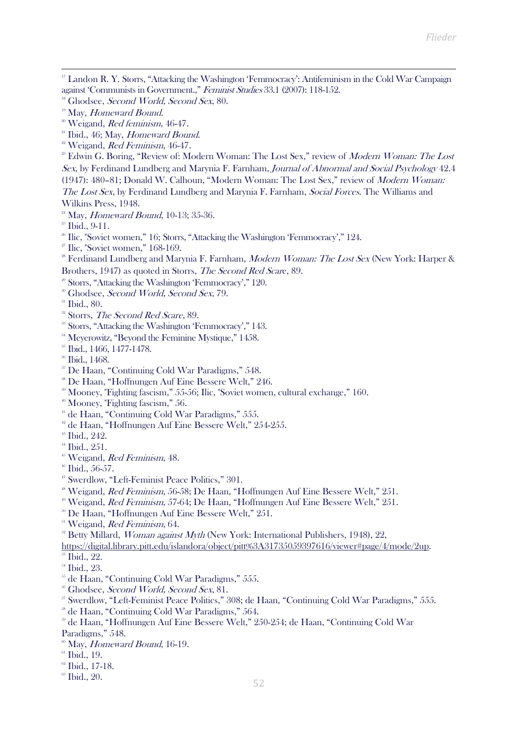[17] Landon R. Y. Storrs, "Attacking the Washington 'Femmocracy': Antifeminism in the Cold War Campaign against 'Communists in Government.'," *Feminist Studies* 33.1 (2007): 118-152.

[18] Ghodsee, *Second World, Second Sex*, 80.

[19] May, *Homeward Bound*.

[20] Weigand, *Red feminism*, 46-47.

[21] Ibid., 46; May, *Homeward Bound*.

[22] Weigand, *Red Feminism*, 46-47.

[23] Edwin G. Boring, "Review of: Modern Woman: The Lost Sex," review of *Modern Woman: The Lost Sex*, by Ferdinand Lundberg and Marynia F. Farnham, *Journal of Abnormal and Social Psychology* 42.4 (1947): 480–81; Donald W. Calhoun, "Modern Woman: The Lost Sex," review of *Modern Woman: The Lost Sex*, by Ferdinand Lundberg and Marynia F. Farnham, *Social Forces*. The Williams and Wilkins Press, 1948.

[24] May, *Homeward Bound*, 10-13; 35-36.

[25] Ibid., 9-11.

[26] Ilic, "Soviet women," 16; Storrs, "Attacking the Washington 'Femmocracy'," 124.

[27] Ilic, "Soviet women," 168-169.

[28] Ferdinand Lundberg and Marynia F. Farnham, *Modern Woman: The Lost Sex* (New York: Harper & Brothers, 1947) as quoted in Storrs, *The Second Red Scare*, 89.

[29] Storrs, "Attacking the Washington 'Femmocracy'," 120.

[30] Ghodsee, *Second World, Second Sex*, 79.

[31] Ibid., 80.

[32] Storrs, *The Second Red Scare*, 89.

[33] Storrs, "Attacking the Washington 'Femmocracy'," 143.

[34] Meyerowitz, "Beyond the Feminine Mystique," 1458.

[35] Ibid., 1466, 1477-1478.

[36] Ibid., 1468.

[37] De Haan, "Continuing Cold War Paradigms," 548.

[38] De Haan, "Hoffnungen Auf Eine Bessere Welt," 246.

[39] Mooney, "Fighting fascism," 55-56; Ilic, "Soviet women, cultural exchange," 160.

[40] Mooney, "Fighting fascism," 56.

[41] de Haan, "Continuing Cold War Paradigms," 555.

[42] de Haan, "Hoffnungen Auf Eine Bessere Welt," 254-255.

[43] Ibid., 242.

[44] Ibid., 251.

[45] Weigand, *Red Feminism*, 48.

[46] Ibid., 56-57.

[47] Swerdlow, "Left-Feminist Peace Politics," 301.

[48] Weigand, *Red Feminism*, 56-58; De Haan, "Hoffnungen Auf Eine Bessere Welt," 251.

[49] Weigand, *Red Feminism*, 57-64; De Haan, "Hoffnungen Auf Eine Bessere Welt," 251.

[50] De Haan, "Hoffnungen Auf Eine Bessere Welt," 251.

[51] Weigand, *Red Feminism*, 64.

[52] Betty Millard, *Woman against Myth* (New York: International Publishers, 1948), 22, https://digital.library.pitt.edu/islandora/object/pitt%3A31735059397616/viewer#page/4/mode/2up.

[53] Ibid., 22.

[54] Ibid., 23.

[55] de Haan, "Continuing Cold War Paradigms," 555.

[56] Ghodsee, *Second World, Second Sex*, 81.

[57] Swerdlow, "Left-Feminist Peace Politics," 308; de Haan, "Continuing Cold War Paradigms," 555.

[58] de Haan, "Continuing Cold War Paradigms," 564.

[59] de Haan, "Hoffnungen Auf Eine Bessere Welt," 250-254; de Haan, "Continuing Cold War Paradigms," 548.

[60] May, *Homeward Bound*, 16-19.

[61] Ibid., 19.

[62] Ibid., 17-18.

[63] Ibid., 20.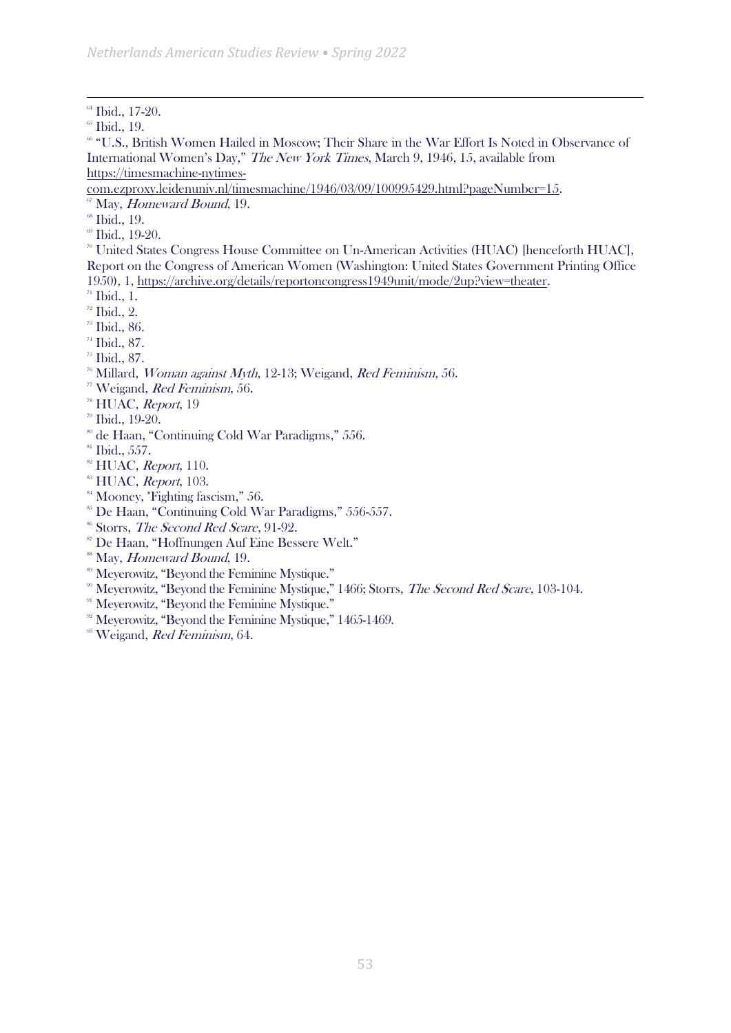[64] Ibid., 17-20.

[65] Ibid., 19.

[66] "U.S., British Women Hailed in Moscow; Their Share in the War Effort Is Noted in Observance of International Women's Day," *The New York Times*, March 9, 1946, 15, available from https://timesmachine-nytimes-com.ezproxy.leidenuniv.nl/timesmachine/1946/03/09/100995429.html?pageNumber=15.

[67] May, *Homeward Bound*, 19.

[68] Ibid., 19.

[69] Ibid., 19-20.

[70] United States Congress House Committee on Un-American Activities (HUAC) [henceforth HUAC], Report on the Congress of American Women (Washington: United States Government Printing Office 1950), 1, https://archive.org/details/reportoncongress1949unit/mode/2up?view=theater.

[71] Ibid., 1.

[72] Ibid., 2.

[73] Ibid., 86.

[74] Ibid., 87.

[75] Ibid., 87.

[76] Millard, *Woman against Myth*, 12-13; Weigand, *Red Feminism*, 56.

[77] Weigand, *Red Feminism*, 56.

[78] HUAC, *Report*, 19

[79] Ibid., 19-20.

[80] de Haan, "Continuing Cold War Paradigms," 556.

[81] Ibid., 557.

[82] HUAC, *Report*, 110.

[83] HUAC, *Report*, 103.

[84] Mooney, "Fighting fascism," 56.

[85] De Haan, "Continuing Cold War Paradigms," 556-557.

[86] Storrs, *The Second Red Scare*, 91-92.

[87] De Haan, "Hoffnungen Auf Eine Bessere Welt."

[88] May, *Homeward Bound*, 19.

[89] Meyerowitz, "Beyond the Feminine Mystique."

[90] Meyerowitz, "Beyond the Feminine Mystique," 1466; Storrs, *The Second Red Scare*, 103-104.

[91] Meyerowitz, "Beyond the Feminine Mystique."

[92] Meyerowitz, "Beyond the Feminine Mystique," 1465-1469.

[93] Weigand, *Red Feminism*, 64.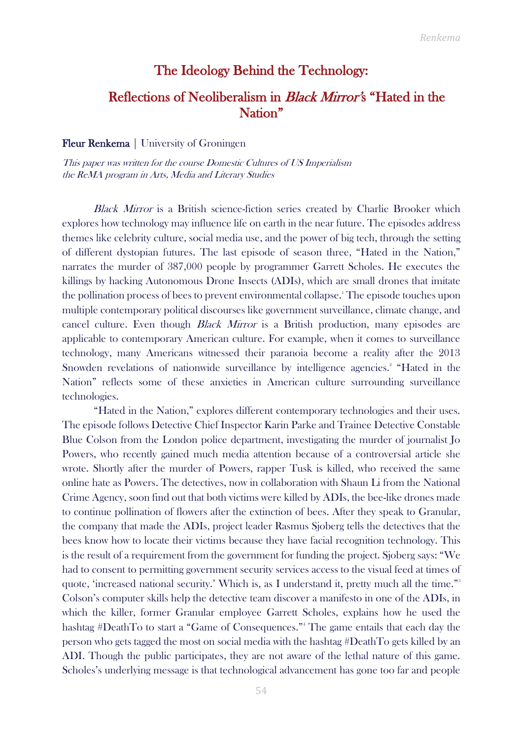# The Ideology Behind the Technology:

## Reflections of Neoliberalism in *Black Mirror*'s "Hated in the Nation"

**Fleur Renkema** | University of Groningen

*This paper was written for the course Domestic Cultures of US Imperialism the ReMA program in Arts, Media and Literary Studies*

*Black Mirror* is a British science-fiction series created by Charlie Brooker which explores how technology may influence life on earth in the near future. The episodes address themes like celebrity culture, social media use, and the power of big tech, through the setting of different dystopian futures. The last episode of season three, "Hated in the Nation," narrates the murder of 387,000 people by programmer Garrett Scholes. He executes the killings by hacking Autonomous Drone Insects (ADIs), which are small drones that imitate the pollination process of bees to prevent environmental collapse.[1] The episode touches upon multiple contemporary political discourses like government surveillance, climate change, and cancel culture. Even though *Black Mirror* is a British production, many episodes are applicable to contemporary American culture. For example, when it comes to surveillance technology, many Americans witnessed their paranoia become a reality after the 2013 Snowden revelations of nationwide surveillance by intelligence agencies.[2] "Hated in the Nation" reflects some of these anxieties in American culture surrounding surveillance technologies.

"Hated in the Nation," explores different contemporary technologies and their uses. The episode follows Detective Chief Inspector Karin Parke and Trainee Detective Constable Blue Colson from the London police department, investigating the murder of journalist Jo Powers, who recently gained much media attention because of a controversial article she wrote. Shortly after the murder of Powers, rapper Tusk is killed, who received the same online hate as Powers. The detectives, now in collaboration with Shaun Li from the National Crime Agency, soon find out that both victims were killed by ADIs, the bee-like drones made to continue pollination of flowers after the extinction of bees. After they speak to Granular, the company that made the ADIs, project leader Rasmus Sjoberg tells the detectives that the bees know how to locate their victims because they have facial recognition technology. This is the result of a requirement from the government for funding the project. Sjoberg says: "We had to consent to permitting government security services access to the visual feed at times of quote, 'increased national security.' Which is, as I understand it, pretty much all the time."[3] Colson's computer skills help the detective team discover a manifesto in one of the ADIs, in which the killer, former Granular employee Garrett Scholes, explains how he used the hashtag #DeathTo to start a "Game of Consequences."[4] The game entails that each day the person who gets tagged the most on social media with the hashtag #DeathTo gets killed by an ADI. Though the public participates, they are not aware of the lethal nature of this game. Scholes's underlying message is that technological advancement has gone too far and people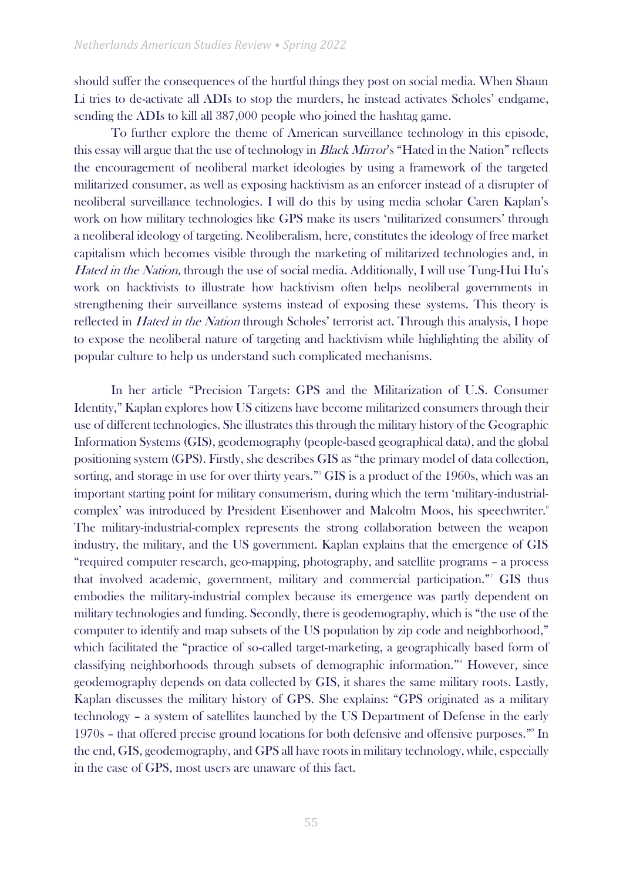should suffer the consequences of the hurtful things they post on social media. When Shaun Li tries to de-activate all ADIs to stop the murders, he instead activates Scholes' endgame, sending the ADIs to kill all 387,000 people who joined the hashtag game.

To further explore the theme of American surveillance technology in this episode, this essay will argue that the use of technology in *Black Mirror*'s "Hated in the Nation" reflects the encouragement of neoliberal market ideologies by using a framework of the targeted militarized consumer, as well as exposing hacktivism as an enforcer instead of a disrupter of neoliberal surveillance technologies. I will do this by using media scholar Caren Kaplan's work on how military technologies like GPS make its users 'militarized consumers' through a neoliberal ideology of targeting. Neoliberalism, here, constitutes the ideology of free market capitalism which becomes visible through the marketing of militarized technologies and, in *Hated in the Nation,* through the use of social media. Additionally, I will use Tung-Hui Hu's work on hacktivists to illustrate how hacktivism often helps neoliberal governments in strengthening their surveillance systems instead of exposing these systems. This theory is reflected in *Hated in the Nation* through Scholes' terrorist act. Through this analysis, I hope to expose the neoliberal nature of targeting and hacktivism while highlighting the ability of popular culture to help us understand such complicated mechanisms.

In her article "Precision Targets: GPS and the Militarization of U.S. Consumer Identity," Kaplan explores how US citizens have become militarized consumers through their use of different technologies. She illustrates this through the military history of the Geographic Information Systems (GIS), geodemography (people-based geographical data), and the global positioning system (GPS). Firstly, she describes GIS as "the primary model of data collection, sorting, and storage in use for over thirty years."[5] GIS is a product of the 1960s, which was an important starting point for military consumerism, during which the term 'military-industrial-complex' was introduced by President Eisenhower and Malcolm Moos, his speechwriter.[6] The military-industrial-complex represents the strong collaboration between the weapon industry, the military, and the US government. Kaplan explains that the emergence of GIS "required computer research, geo-mapping, photography, and satellite programs – a process that involved academic, government, military and commercial participation."[7] GIS thus embodies the military-industrial complex because its emergence was partly dependent on military technologies and funding. Secondly, there is geodemography, which is "the use of the computer to identify and map subsets of the US population by zip code and neighborhood," which facilitated the "practice of so-called target-marketing, a geographically based form of classifying neighborhoods through subsets of demographic information."[8] However, since geodemography depends on data collected by GIS, it shares the same military roots. Lastly, Kaplan discusses the military history of GPS. She explains: "GPS originated as a military technology – a system of satellites launched by the US Department of Defense in the early 1970s – that offered precise ground locations for both defensive and offensive purposes."[9] In the end, GIS, geodemography, and GPS all have roots in military technology, while, especially in the case of GPS, most users are unaware of this fact.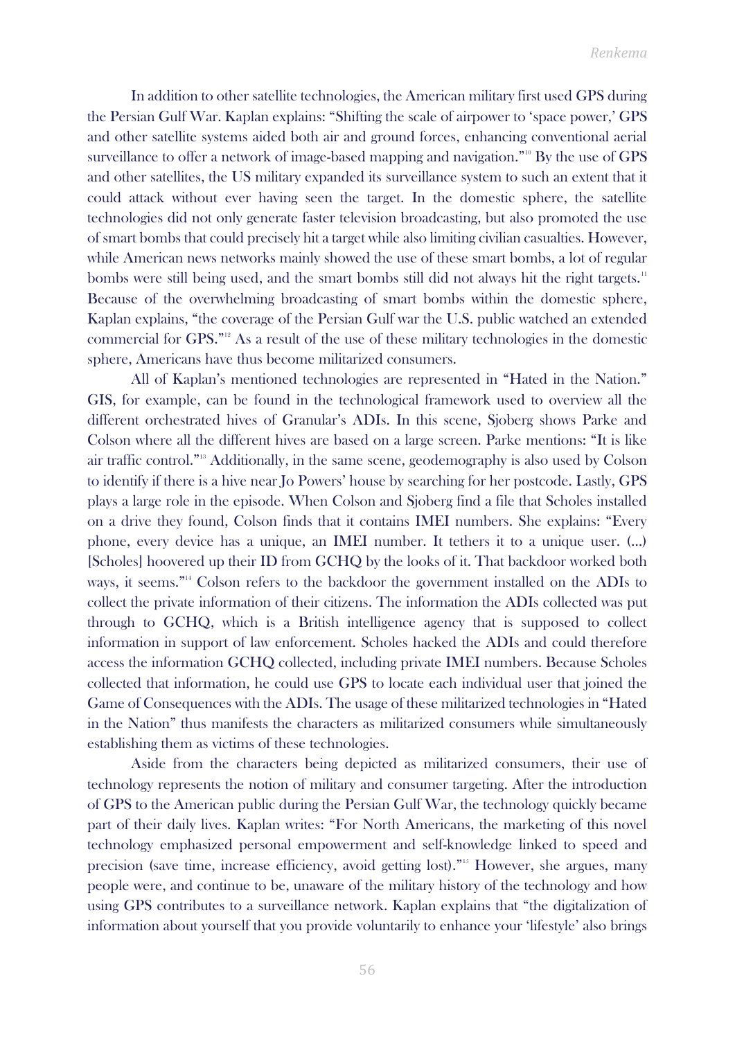In addition to other satellite technologies, the American military first used GPS during the Persian Gulf War. Kaplan explains: "Shifting the scale of airpower to 'space power,' GPS and other satellite systems aided both air and ground forces, enhancing conventional aerial surveillance to offer a network of image-based mapping and navigation."[10] By the use of GPS and other satellites, the US military expanded its surveillance system to such an extent that it could attack without ever having seen the target. In the domestic sphere, the satellite technologies did not only generate faster television broadcasting, but also promoted the use of smart bombs that could precisely hit a target while also limiting civilian casualties. However, while American news networks mainly showed the use of these smart bombs, a lot of regular bombs were still being used, and the smart bombs still did not always hit the right targets.[11] Because of the overwhelming broadcasting of smart bombs within the domestic sphere, Kaplan explains, "the coverage of the Persian Gulf war the U.S. public watched an extended commercial for GPS."[12] As a result of the use of these military technologies in the domestic sphere, Americans have thus become militarized consumers.

All of Kaplan's mentioned technologies are represented in "Hated in the Nation." GIS, for example, can be found in the technological framework used to overview all the different orchestrated hives of Granular's ADIs. In this scene, Sjoberg shows Parke and Colson where all the different hives are based on a large screen. Parke mentions: "It is like air traffic control."[13] Additionally, in the same scene, geodemography is also used by Colson to identify if there is a hive near Jo Powers' house by searching for her postcode. Lastly, GPS plays a large role in the episode. When Colson and Sjoberg find a file that Scholes installed on a drive they found, Colson finds that it contains IMEI numbers. She explains: "Every phone, every device has a unique, an IMEI number. It tethers it to a unique user. (…) [Scholes] hoovered up their ID from GCHQ by the looks of it. That backdoor worked both ways, it seems."[14] Colson refers to the backdoor the government installed on the ADIs to collect the private information of their citizens. The information the ADIs collected was put through to GCHQ, which is a British intelligence agency that is supposed to collect information in support of law enforcement. Scholes hacked the ADIs and could therefore access the information GCHQ collected, including private IMEI numbers. Because Scholes collected that information, he could use GPS to locate each individual user that joined the Game of Consequences with the ADIs. The usage of these militarized technologies in "Hated in the Nation" thus manifests the characters as militarized consumers while simultaneously establishing them as victims of these technologies.

Aside from the characters being depicted as militarized consumers, their use of technology represents the notion of military and consumer targeting. After the introduction of GPS to the American public during the Persian Gulf War, the technology quickly became part of their daily lives. Kaplan writes: "For North Americans, the marketing of this novel technology emphasized personal empowerment and self-knowledge linked to speed and precision (save time, increase efficiency, avoid getting lost)."[15] However, she argues, many people were, and continue to be, unaware of the military history of the technology and how using GPS contributes to a surveillance network. Kaplan explains that "the digitalization of information about yourself that you provide voluntarily to enhance your 'lifestyle' also brings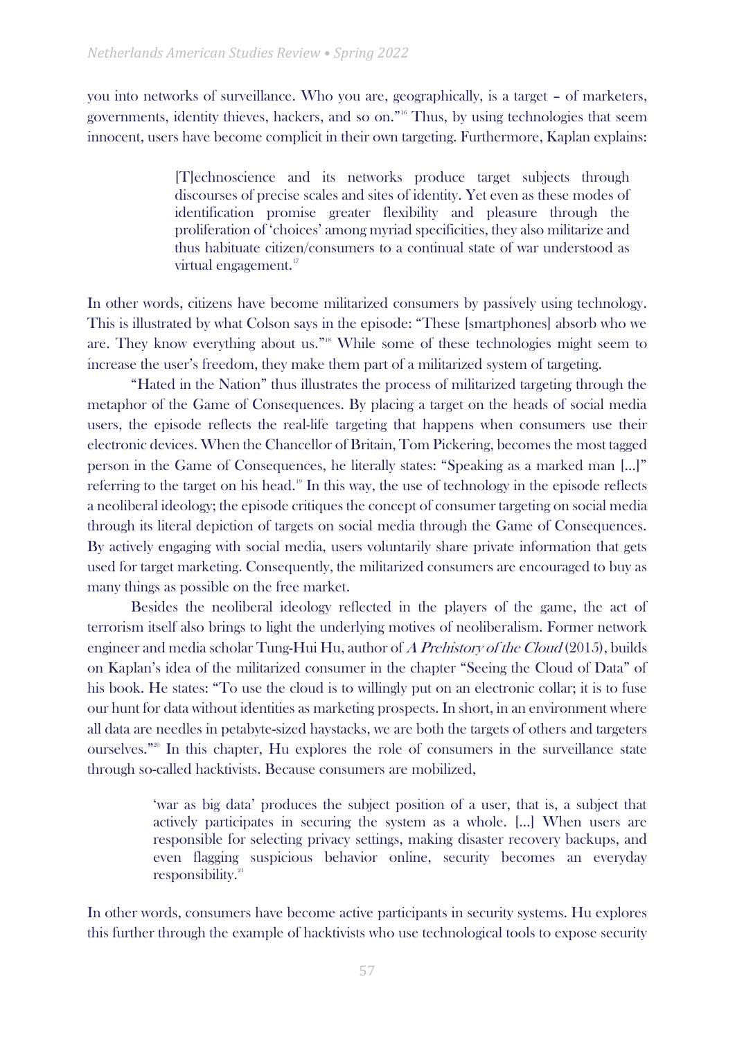you into networks of surveillance. Who you are, geographically, is a target – of marketers, governments, identity thieves, hackers, and so on."[16] Thus, by using technologies that seem innocent, users have become complicit in their own targeting. Furthermore, Kaplan explains:

> [T]echnoscience and its networks produce target subjects through discourses of precise scales and sites of identity. Yet even as these modes of identification promise greater flexibility and pleasure through the proliferation of 'choices' among myriad specificities, they also militarize and thus habituate citizen/consumers to a continual state of war understood as virtual engagement.[17]

In other words, citizens have become militarized consumers by passively using technology. This is illustrated by what Colson says in the episode: "These [smartphones] absorb who we are. They know everything about us."[18] While some of these technologies might seem to increase the user's freedom, they make them part of a militarized system of targeting.

"Hated in the Nation" thus illustrates the process of militarized targeting through the metaphor of the Game of Consequences. By placing a target on the heads of social media users, the episode reflects the real-life targeting that happens when consumers use their electronic devices. When the Chancellor of Britain, Tom Pickering, becomes the most tagged person in the Game of Consequences, he literally states: "Speaking as a marked man [...]" referring to the target on his head.[19] In this way, the use of technology in the episode reflects a neoliberal ideology; the episode critiques the concept of consumer targeting on social media through its literal depiction of targets on social media through the Game of Consequences. By actively engaging with social media, users voluntarily share private information that gets used for target marketing. Consequently, the militarized consumers are encouraged to buy as many things as possible on the free market.

Besides the neoliberal ideology reflected in the players of the game, the act of terrorism itself also brings to light the underlying motives of neoliberalism. Former network engineer and media scholar Tung-Hui Hu, author of *A Prehistory of the Cloud* (2015), builds on Kaplan's idea of the militarized consumer in the chapter "Seeing the Cloud of Data" of his book. He states: "To use the cloud is to willingly put on an electronic collar; it is to fuse our hunt for data without identities as marketing prospects. In short, in an environment where all data are needles in petabyte-sized haystacks, we are both the targets of others and targeters ourselves."[20] In this chapter, Hu explores the role of consumers in the surveillance state through so-called hacktivists. Because consumers are mobilized,

> 'war as big data' produces the subject position of a user, that is, a subject that actively participates in securing the system as a whole. [...] When users are responsible for selecting privacy settings, making disaster recovery backups, and even flagging suspicious behavior online, security becomes an everyday responsibility.[21]

In other words, consumers have become active participants in security systems. Hu explores this further through the example of hacktivists who use technological tools to expose security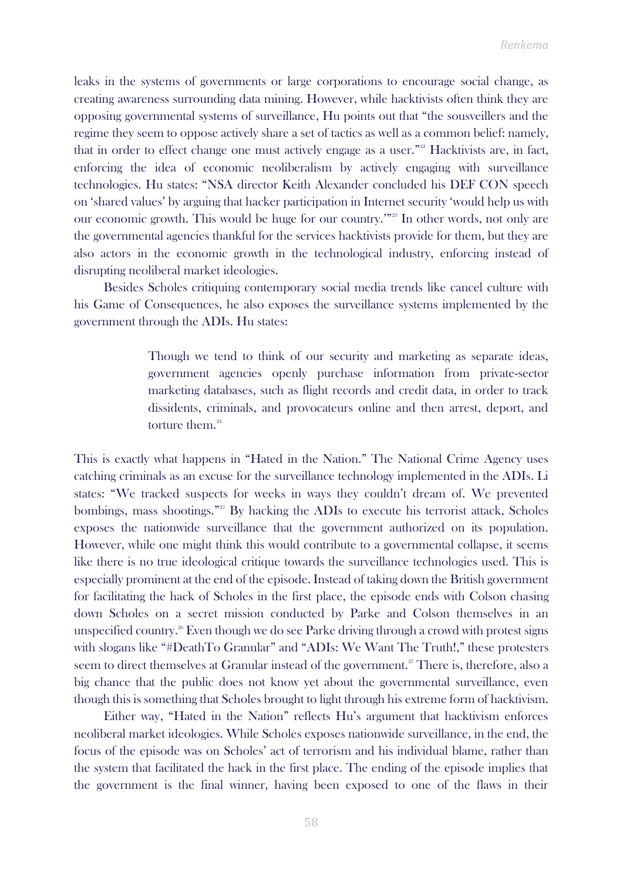leaks in the systems of governments or large corporations to encourage social change, as creating awareness surrounding data mining. However, while hacktivists often think they are opposing governmental systems of surveillance, Hu points out that "the sousveillers and the regime they seem to oppose actively share a set of tactics as well as a common belief: namely, that in order to effect change one must actively engage as a user."[22] Hacktivists are, in fact, enforcing the idea of economic neoliberalism by actively engaging with surveillance technologies. Hu states: "NSA director Keith Alexander concluded his DEF CON speech on 'shared values' by arguing that hacker participation in Internet security 'would help us with our economic growth. This would be huge for our country.'"[23] In other words, not only are the governmental agencies thankful for the services hacktivists provide for them, but they are also actors in the economic growth in the technological industry, enforcing instead of disrupting neoliberal market ideologies.

Besides Scholes critiquing contemporary social media trends like cancel culture with his Game of Consequences, he also exposes the surveillance systems implemented by the government through the ADIs. Hu states:

> Though we tend to think of our security and marketing as separate ideas, government agencies openly purchase information from private-sector marketing databases, such as flight records and credit data, in order to track dissidents, criminals, and provocateurs online and then arrest, deport, and torture them.[24]

This is exactly what happens in "Hated in the Nation." The National Crime Agency uses catching criminals as an excuse for the surveillance technology implemented in the ADIs. Li states: "We tracked suspects for weeks in ways they couldn't dream of. We prevented bombings, mass shootings."[25] By hacking the ADIs to execute his terrorist attack, Scholes exposes the nationwide surveillance that the government authorized on its population. However, while one might think this would contribute to a governmental collapse, it seems like there is no true ideological critique towards the surveillance technologies used. This is especially prominent at the end of the episode. Instead of taking down the British government for facilitating the hack of Scholes in the first place, the episode ends with Colson chasing down Scholes on a secret mission conducted by Parke and Colson themselves in an unspecified country.[26] Even though we do see Parke driving through a crowd with protest signs with slogans like "#DeathTo Granular" and "ADIs: We Want The Truth!," these protesters seem to direct themselves at Granular instead of the government.[27] There is, therefore, also a big chance that the public does not know yet about the governmental surveillance, even though this is something that Scholes brought to light through his extreme form of hacktivism.

Either way, "Hated in the Nation" reflects Hu's argument that hacktivism enforces neoliberal market ideologies. While Scholes exposes nationwide surveillance, in the end, the focus of the episode was on Scholes' act of terrorism and his individual blame, rather than the system that facilitated the hack in the first place. The ending of the episode implies that the government is the final winner, having been exposed to one of the flaws in their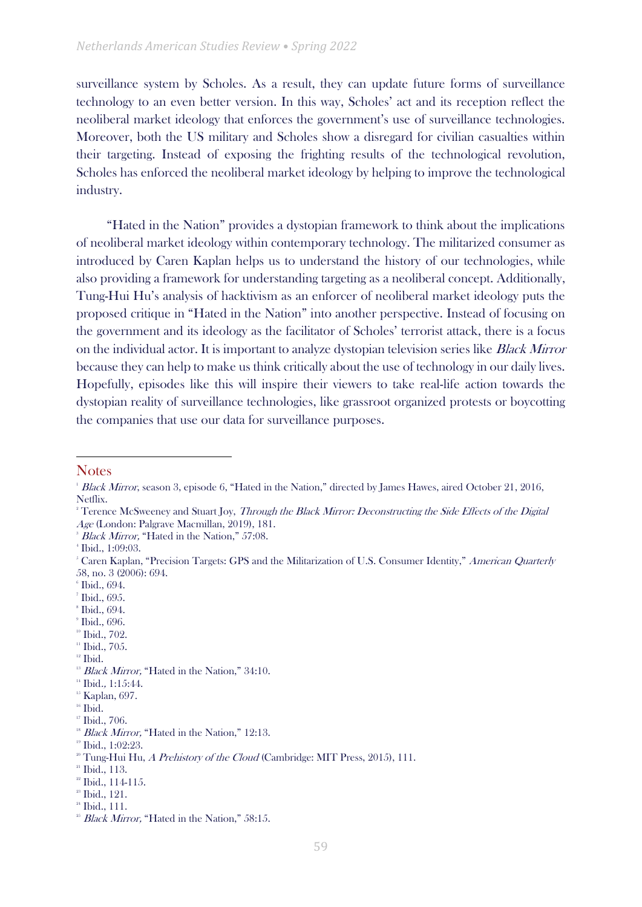surveillance system by Scholes. As a result, they can update future forms of surveillance technology to an even better version. In this way, Scholes' act and its reception reflect the neoliberal market ideology that enforces the government's use of surveillance technologies. Moreover, both the US military and Scholes show a disregard for civilian casualties within their targeting. Instead of exposing the frighting results of the technological revolution, Scholes has enforced the neoliberal market ideology by helping to improve the technological industry.

"Hated in the Nation" provides a dystopian framework to think about the implications of neoliberal market ideology within contemporary technology. The militarized consumer as introduced by Caren Kaplan helps us to understand the history of our technologies, while also providing a framework for understanding targeting as a neoliberal concept. Additionally, Tung-Hui Hu's analysis of hacktivism as an enforcer of neoliberal market ideology puts the proposed critique in "Hated in the Nation" into another perspective. Instead of focusing on the government and its ideology as the facilitator of Scholes' terrorist attack, there is a focus on the individual actor. It is important to analyze dystopian television series like *Black Mirror* because they can help to make us think critically about the use of technology in our daily lives. Hopefully, episodes like this will inspire their viewers to take real-life action towards the dystopian reality of surveillance technologies, like grassroot organized protests or boycotting the companies that use our data for surveillance purposes.

## Notes

[1] *Black Mirror*, season 3, episode 6, "Hated in the Nation," directed by James Hawes, aired October 21, 2016, Netflix.

[2] Terence McSweeney and Stuart Joy, *Through the Black Mirror: Deconstructing the Side Effects of the Digital Age* (London: Palgrave Macmillan, 2019), 181.

[3] *Black Mirror*, "Hated in the Nation," 57:08.

[4] Ibid., 1:09:03.

[5] Caren Kaplan, "Precision Targets: GPS and the Militarization of U.S. Consumer Identity," *American Quarterly* 58, no. 3 (2006): 694.

[6] Ibid., 694.

[7] Ibid., 695.

[8] Ibid., 694.

[9] Ibid., 696.

[10] Ibid., 702.

[11] Ibid., 705.

[12] Ibid.

[13] *Black Mirror*, "Hated in the Nation," 34:10.

[14] Ibid., 1:15:44.

[15] Kaplan, 697.

[16] Ibid.

[17] Ibid., 706.

[18] *Black Mirror*, "Hated in the Nation," 12:13.

[19] Ibid., 1:02:23.

[20] Tung-Hui Hu, *A Prehistory of the Cloud* (Cambridge: MIT Press, 2015), 111.

[21] Ibid., 113.

[22] Ibid., 114-115.

[23] Ibid., 121.

[24] Ibid., 111.

[25] *Black Mirror*, "Hated in the Nation," 58:15.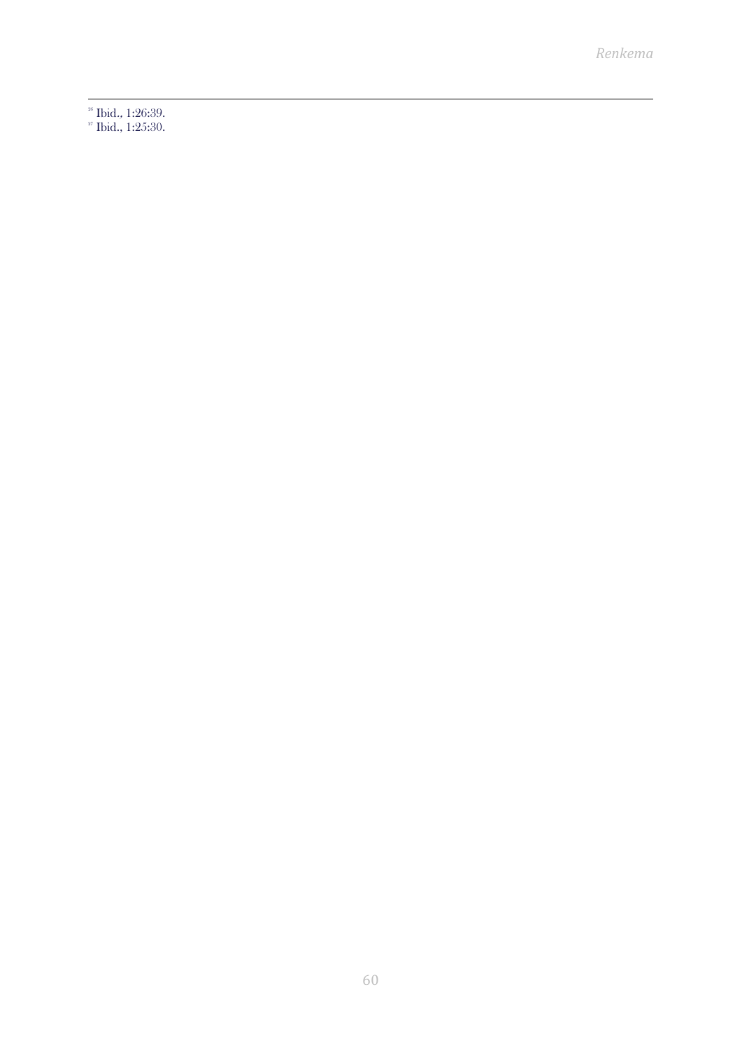[26] Ibid., 1:26:39.
[27] Ibid., 1:25:30.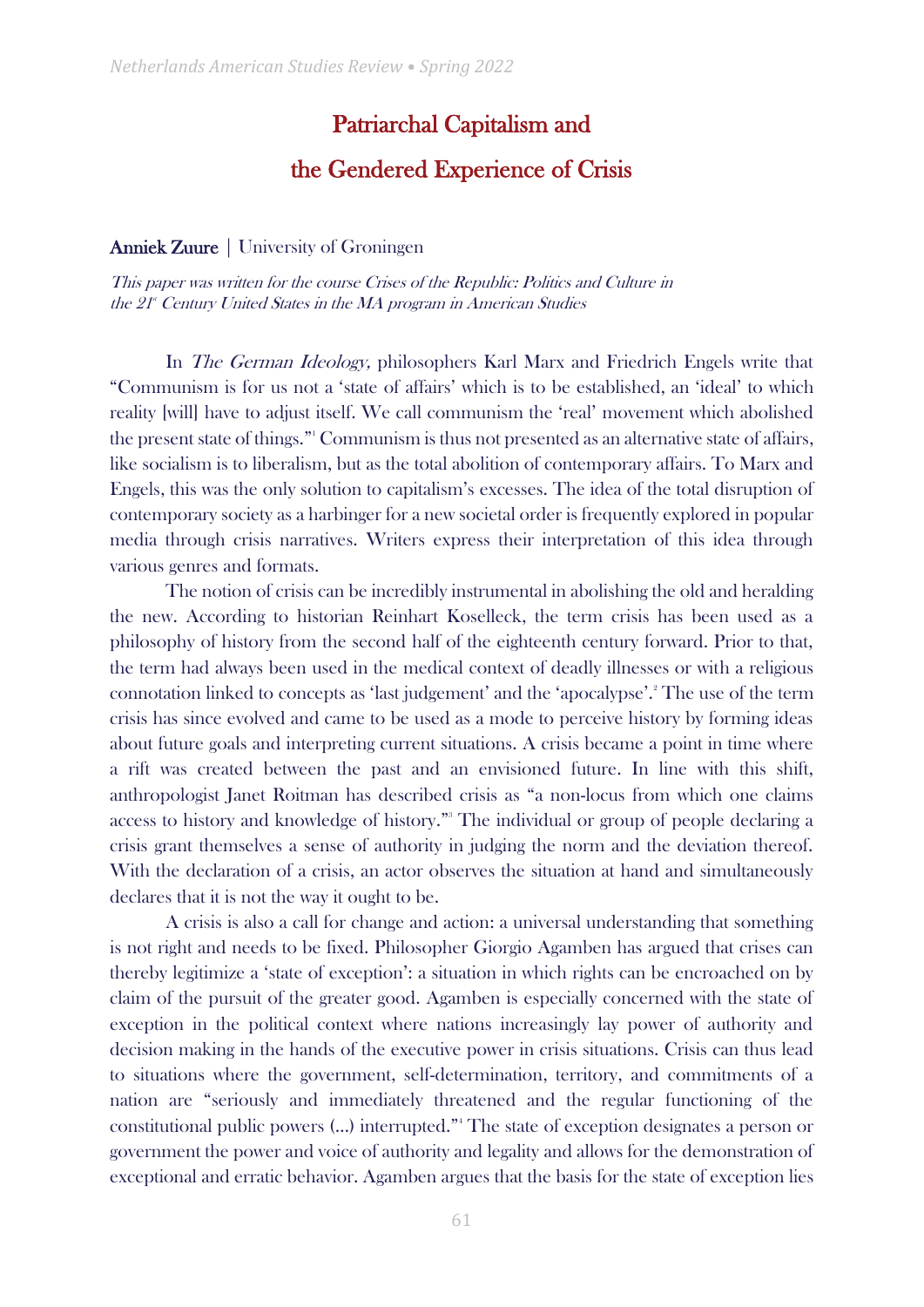# Patriarchal Capitalism and the Gendered Experience of Crisis

**Anniek Zuure** | University of Groningen

*This paper was written for the course Crises of the Republic: Politics and Culture in the 21st Century United States in the MA program in American Studies*

In *The German Ideology,* philosophers Karl Marx and Friedrich Engels write that "Communism is for us not a 'state of affairs' which is to be established, an 'ideal' to which reality [will] have to adjust itself. We call communism the 'real' movement which abolished the present state of things."[1] Communism is thus not presented as an alternative state of affairs, like socialism is to liberalism, but as the total abolition of contemporary affairs. To Marx and Engels, this was the only solution to capitalism's excesses. The idea of the total disruption of contemporary society as a harbinger for a new societal order is frequently explored in popular media through crisis narratives. Writers express their interpretation of this idea through various genres and formats.

The notion of crisis can be incredibly instrumental in abolishing the old and heralding the new. According to historian Reinhart Koselleck, the term crisis has been used as a philosophy of history from the second half of the eighteenth century forward. Prior to that, the term had always been used in the medical context of deadly illnesses or with a religious connotation linked to concepts as 'last judgement' and the 'apocalypse'.[2] The use of the term crisis has since evolved and came to be used as a mode to perceive history by forming ideas about future goals and interpreting current situations. A crisis became a point in time where a rift was created between the past and an envisioned future. In line with this shift, anthropologist Janet Roitman has described crisis as "a non-locus from which one claims access to history and knowledge of history."[3] The individual or group of people declaring a crisis grant themselves a sense of authority in judging the norm and the deviation thereof. With the declaration of a crisis, an actor observes the situation at hand and simultaneously declares that it is not the way it ought to be.

A crisis is also a call for change and action: a universal understanding that something is not right and needs to be fixed. Philosopher Giorgio Agamben has argued that crises can thereby legitimize a 'state of exception': a situation in which rights can be encroached on by claim of the pursuit of the greater good. Agamben is especially concerned with the state of exception in the political context where nations increasingly lay power of authority and decision making in the hands of the executive power in crisis situations. Crisis can thus lead to situations where the government, self-determination, territory, and commitments of a nation are "seriously and immediately threatened and the regular functioning of the constitutional public powers (...) interrupted."[4] The state of exception designates a person or government the power and voice of authority and legality and allows for the demonstration of exceptional and erratic behavior. Agamben argues that the basis for the state of exception lies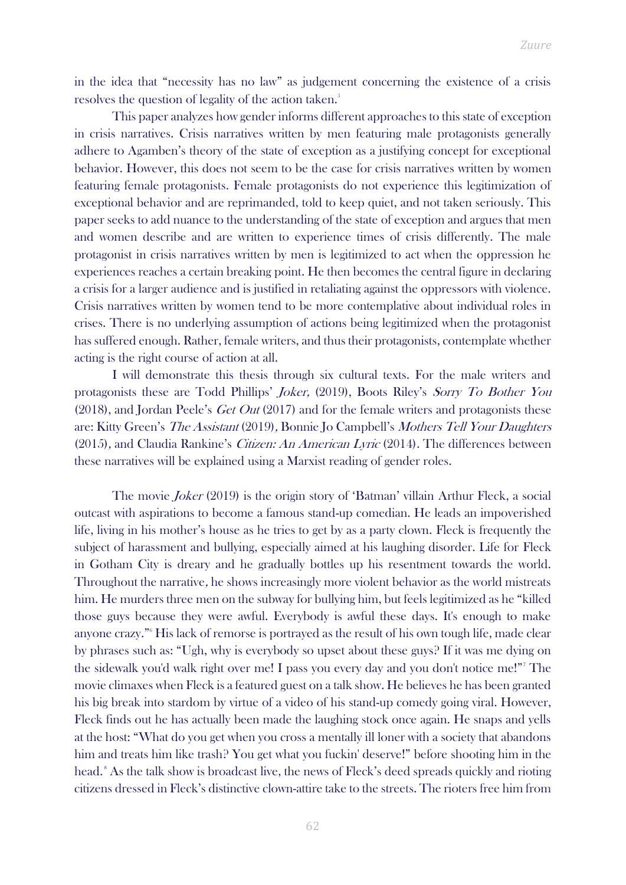in the idea that "necessity has no law" as judgement concerning the existence of a crisis resolves the question of legality of the action taken.[5]

This paper analyzes how gender informs different approaches to this state of exception in crisis narratives. Crisis narratives written by men featuring male protagonists generally adhere to Agamben's theory of the state of exception as a justifying concept for exceptional behavior. However, this does not seem to be the case for crisis narratives written by women featuring female protagonists. Female protagonists do not experience this legitimization of exceptional behavior and are reprimanded, told to keep quiet, and not taken seriously. This paper seeks to add nuance to the understanding of the state of exception and argues that men and women describe and are written to experience times of crisis differently. The male protagonist in crisis narratives written by men is legitimized to act when the oppression he experiences reaches a certain breaking point. He then becomes the central figure in declaring a crisis for a larger audience and is justified in retaliating against the oppressors with violence. Crisis narratives written by women tend to be more contemplative about individual roles in crises. There is no underlying assumption of actions being legitimized when the protagonist has suffered enough. Rather, female writers, and thus their protagonists, contemplate whether acting is the right course of action at all.

I will demonstrate this thesis through six cultural texts. For the male writers and protagonists these are Todd Phillips' *Joker,* (2019), Boots Riley's *Sorry To Bother You* (2018), and Jordan Peele's *Get Out* (2017) and for the female writers and protagonists these are: Kitty Green's *The Assistant* (2019)*,* Bonnie Jo Campbell's *Mothers Tell Your Daughters* (2015)*,* and Claudia Rankine's *Citizen: An American Lyric* (2014)*.* The differences between these narratives will be explained using a Marxist reading of gender roles.

The movie *Joker* (2019) is the origin story of 'Batman' villain Arthur Fleck, a social outcast with aspirations to become a famous stand-up comedian. He leads an impoverished life, living in his mother's house as he tries to get by as a party clown. Fleck is frequently the subject of harassment and bullying, especially aimed at his laughing disorder. Life for Fleck in Gotham City is dreary and he gradually bottles up his resentment towards the world. Throughout the narrative*,* he shows increasingly more violent behavior as the world mistreats him. He murders three men on the subway for bullying him, but feels legitimized as he "killed those guys because they were awful. Everybody is awful these days. It's enough to make anyone crazy."[6] His lack of remorse is portrayed as the result of his own tough life, made clear by phrases such as: "Ugh, why is everybody so upset about these guys? If it was me dying on the sidewalk you'd walk right over me! I pass you every day and you don't notice me!"[7] The movie climaxes when Fleck is a featured guest on a talk show. He believes he has been granted his big break into stardom by virtue of a video of his stand-up comedy going viral. However, Fleck finds out he has actually been made the laughing stock once again. He snaps and yells at the host: "What do you get when you cross a mentally ill loner with a society that abandons him and treats him like trash? You get what you fuckin' deserve!" before shooting him in the head.[8] As the talk show is broadcast live, the news of Fleck's deed spreads quickly and rioting citizens dressed in Fleck's distinctive clown-attire take to the streets. The rioters free him from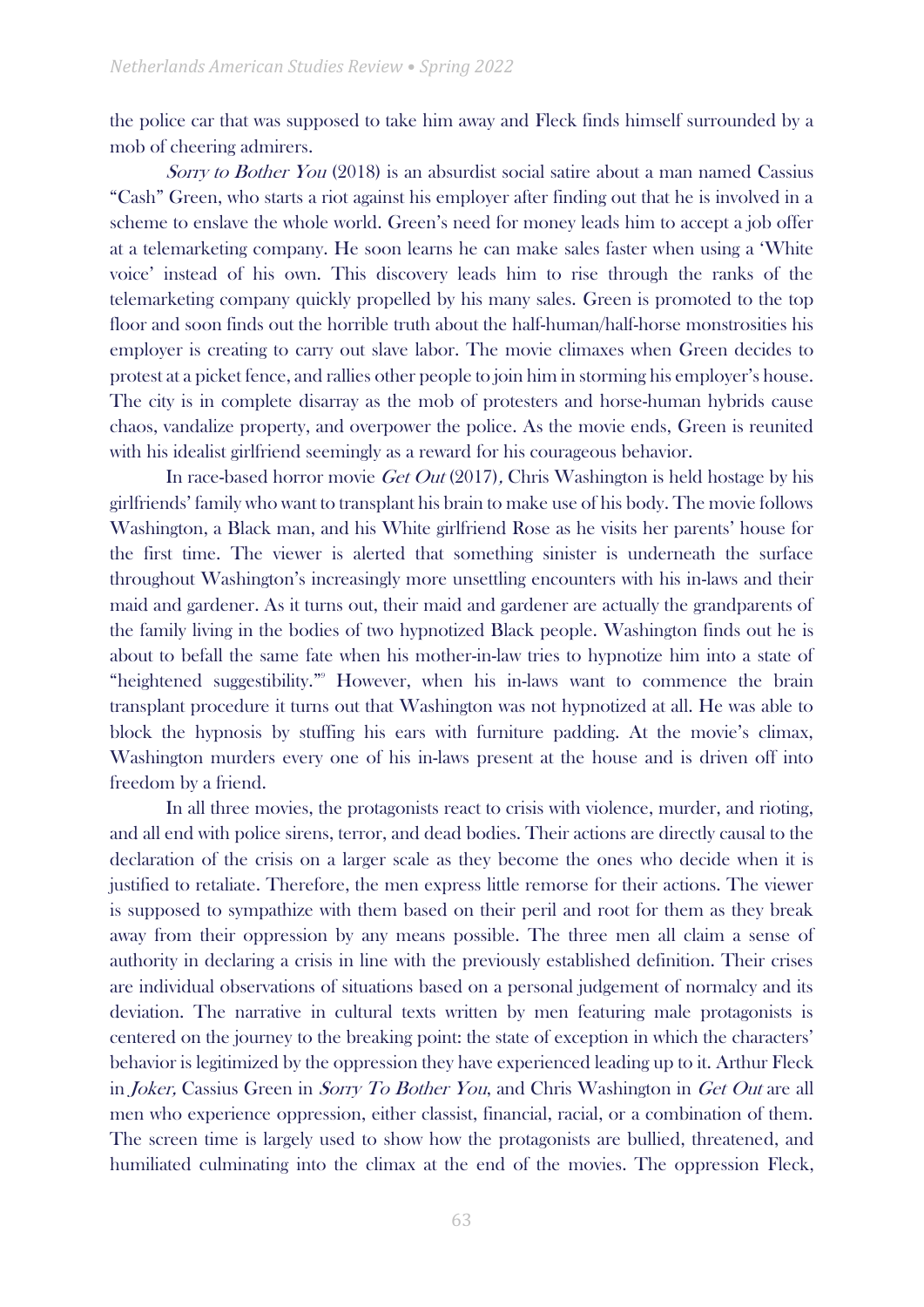the police car that was supposed to take him away and Fleck finds himself surrounded by a mob of cheering admirers.

*Sorry to Bother You* (2018) is an absurdist social satire about a man named Cassius "Cash" Green, who starts a riot against his employer after finding out that he is involved in a scheme to enslave the whole world. Green's need for money leads him to accept a job offer at a telemarketing company. He soon learns he can make sales faster when using a 'White voice' instead of his own. This discovery leads him to rise through the ranks of the telemarketing company quickly propelled by his many sales. Green is promoted to the top floor and soon finds out the horrible truth about the half-human/half-horse monstrosities his employer is creating to carry out slave labor. The movie climaxes when Green decides to protest at a picket fence, and rallies other people to join him in storming his employer's house. The city is in complete disarray as the mob of protesters and horse-human hybrids cause chaos, vandalize property, and overpower the police. As the movie ends, Green is reunited with his idealist girlfriend seemingly as a reward for his courageous behavior.

In race-based horror movie *Get Out* (2017)*,* Chris Washington is held hostage by his girlfriends' family who want to transplant his brain to make use of his body. The movie follows Washington, a Black man, and his White girlfriend Rose as he visits her parents' house for the first time. The viewer is alerted that something sinister is underneath the surface throughout Washington's increasingly more unsettling encounters with his in-laws and their maid and gardener. As it turns out, their maid and gardener are actually the grandparents of the family living in the bodies of two hypnotized Black people. Washington finds out he is about to befall the same fate when his mother-in-law tries to hypnotize him into a state of "heightened suggestibility."[9] However, when his in-laws want to commence the brain transplant procedure it turns out that Washington was not hypnotized at all. He was able to block the hypnosis by stuffing his ears with furniture padding. At the movie's climax, Washington murders every one of his in-laws present at the house and is driven off into freedom by a friend.

In all three movies, the protagonists react to crisis with violence, murder, and rioting, and all end with police sirens, terror, and dead bodies. Their actions are directly causal to the declaration of the crisis on a larger scale as they become the ones who decide when it is justified to retaliate. Therefore, the men express little remorse for their actions. The viewer is supposed to sympathize with them based on their peril and root for them as they break away from their oppression by any means possible. The three men all claim a sense of authority in declaring a crisis in line with the previously established definition. Their crises are individual observations of situations based on a personal judgement of normalcy and its deviation. The narrative in cultural texts written by men featuring male protagonists is centered on the journey to the breaking point: the state of exception in which the characters' behavior is legitimized by the oppression they have experienced leading up to it. Arthur Fleck in *Joker,* Cassius Green in *Sorry To Bother You*, and Chris Washington in *Get Out* are all men who experience oppression, either classist, financial, racial, or a combination of them. The screen time is largely used to show how the protagonists are bullied, threatened, and humiliated culminating into the climax at the end of the movies. The oppression Fleck,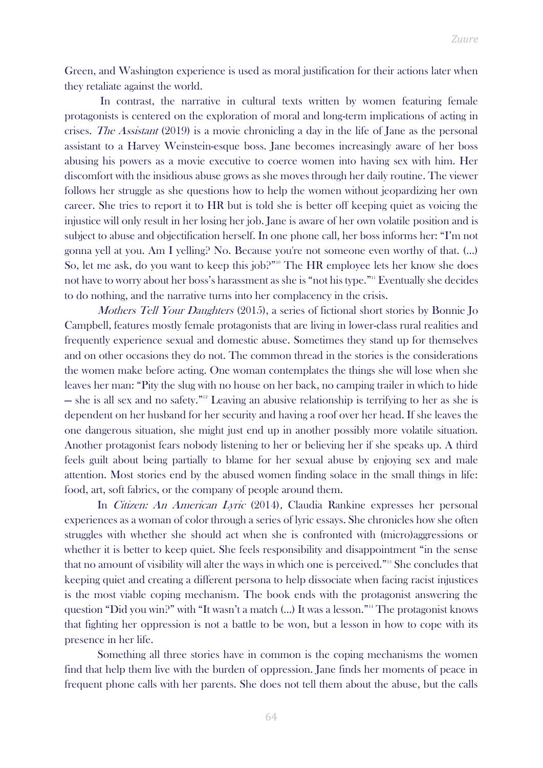Green, and Washington experience is used as moral justification for their actions later when they retaliate against the world.

In contrast, the narrative in cultural texts written by women featuring female protagonists is centered on the exploration of moral and long-term implications of acting in crises. *The Assistant* (2019) is a movie chronicling a day in the life of Jane as the personal assistant to a Harvey Weinstein-esque boss. Jane becomes increasingly aware of her boss abusing his powers as a movie executive to coerce women into having sex with him. Her discomfort with the insidious abuse grows as she moves through her daily routine. The viewer follows her struggle as she questions how to help the women without jeopardizing her own career. She tries to report it to HR but is told she is better off keeping quiet as voicing the injustice will only result in her losing her job. Jane is aware of her own volatile position and is subject to abuse and objectification herself. In one phone call, her boss informs her: "I'm not gonna yell at you. Am I yelling? No. Because you're not someone even worthy of that. (...) So, let me ask, do you want to keep this job?"[10] The HR employee lets her know she does not have to worry about her boss's harassment as she is "not his type."[11] Eventually she decides to do nothing, and the narrative turns into her complacency in the crisis.

*Mothers Tell Your Daughters* (2015), a series of fictional short stories by Bonnie Jo Campbell, features mostly female protagonists that are living in lower-class rural realities and frequently experience sexual and domestic abuse. Sometimes they stand up for themselves and on other occasions they do not. The common thread in the stories is the considerations the women make before acting. One woman contemplates the things she will lose when she leaves her man: "Pity the slug with no house on her back, no camping trailer in which to hide – she is all sex and no safety."[12] Leaving an abusive relationship is terrifying to her as she is dependent on her husband for her security and having a roof over her head. If she leaves the one dangerous situation, she might just end up in another possibly more volatile situation. Another protagonist fears nobody listening to her or believing her if she speaks up. A third feels guilt about being partially to blame for her sexual abuse by enjoying sex and male attention. Most stories end by the abused women finding solace in the small things in life: food, art, soft fabrics, or the company of people around them.

In *Citizen: An American Lyric* (2014), Claudia Rankine expresses her personal experiences as a woman of color through a series of lyric essays. She chronicles how she often struggles with whether she should act when she is confronted with (micro)aggressions or whether it is better to keep quiet. She feels responsibility and disappointment "in the sense that no amount of visibility will alter the ways in which one is perceived."[13] She concludes that keeping quiet and creating a different persona to help dissociate when facing racist injustices is the most viable coping mechanism. The book ends with the protagonist answering the question "Did you win?" with "It wasn't a match (...) It was a lesson."[14] The protagonist knows that fighting her oppression is not a battle to be won, but a lesson in how to cope with its presence in her life.

Something all three stories have in common is the coping mechanisms the women find that help them live with the burden of oppression. Jane finds her moments of peace in frequent phone calls with her parents. She does not tell them about the abuse, but the calls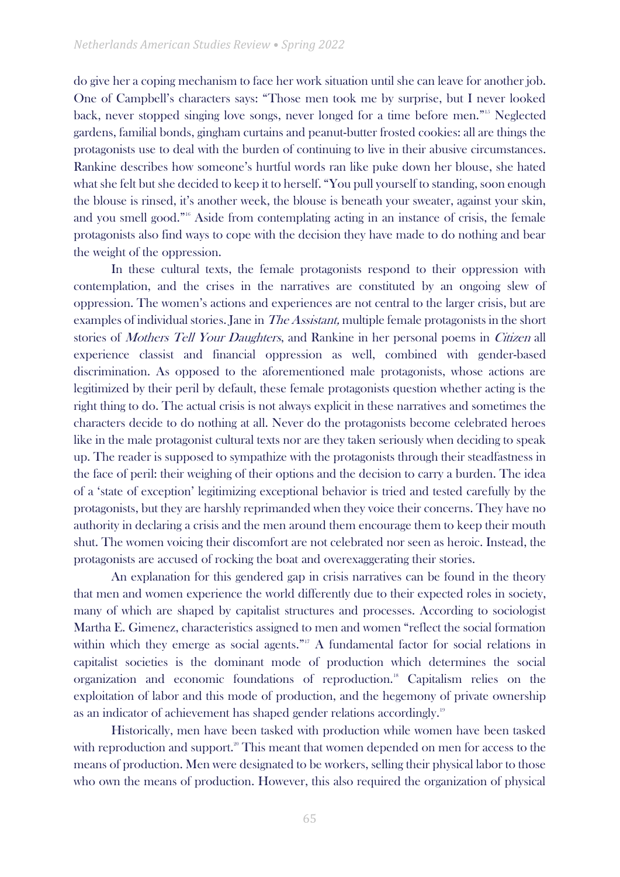do give her a coping mechanism to face her work situation until she can leave for another job. One of Campbell's characters says: "Those men took me by surprise, but I never looked back, never stopped singing love songs, never longed for a time before men."[15] Neglected gardens, familial bonds, gingham curtains and peanut-butter frosted cookies: all are things the protagonists use to deal with the burden of continuing to live in their abusive circumstances. Rankine describes how someone's hurtful words ran like puke down her blouse, she hated what she felt but she decided to keep it to herself. "You pull yourself to standing, soon enough the blouse is rinsed, it's another week, the blouse is beneath your sweater, against your skin, and you smell good."[16] Aside from contemplating acting in an instance of crisis, the female protagonists also find ways to cope with the decision they have made to do nothing and bear the weight of the oppression.

In these cultural texts, the female protagonists respond to their oppression with contemplation, and the crises in the narratives are constituted by an ongoing slew of oppression. The women's actions and experiences are not central to the larger crisis, but are examples of individual stories. Jane in *The Assistant,* multiple female protagonists in the short stories of *Mothers Tell Your Daughters*, and Rankine in her personal poems in *Citizen* all experience classist and financial oppression as well, combined with gender-based discrimination. As opposed to the aforementioned male protagonists, whose actions are legitimized by their peril by default, these female protagonists question whether acting is the right thing to do. The actual crisis is not always explicit in these narratives and sometimes the characters decide to do nothing at all. Never do the protagonists become celebrated heroes like in the male protagonist cultural texts nor are they taken seriously when deciding to speak up. The reader is supposed to sympathize with the protagonists through their steadfastness in the face of peril: their weighing of their options and the decision to carry a burden. The idea of a 'state of exception' legitimizing exceptional behavior is tried and tested carefully by the protagonists, but they are harshly reprimanded when they voice their concerns. They have no authority in declaring a crisis and the men around them encourage them to keep their mouth shut. The women voicing their discomfort are not celebrated nor seen as heroic. Instead, the protagonists are accused of rocking the boat and overexaggerating their stories.

An explanation for this gendered gap in crisis narratives can be found in the theory that men and women experience the world differently due to their expected roles in society, many of which are shaped by capitalist structures and processes. According to sociologist Martha E. Gimenez, characteristics assigned to men and women "reflect the social formation within which they emerge as social agents."[17] A fundamental factor for social relations in capitalist societies is the dominant mode of production which determines the social organization and economic foundations of reproduction.[18] Capitalism relies on the exploitation of labor and this mode of production, and the hegemony of private ownership as an indicator of achievement has shaped gender relations accordingly.[19]

Historically, men have been tasked with production while women have been tasked with reproduction and support.[20] This meant that women depended on men for access to the means of production. Men were designated to be workers, selling their physical labor to those who own the means of production. However, this also required the organization of physical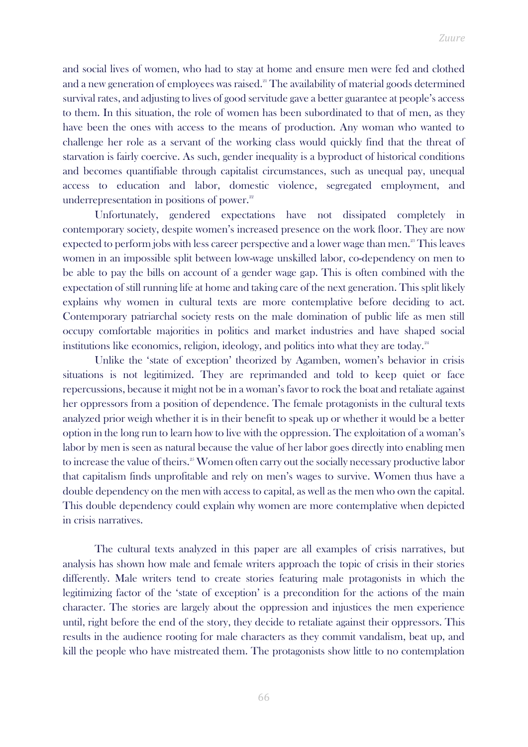and social lives of women, who had to stay at home and ensure men were fed and clothed and a new generation of employees was raised.[21] The availability of material goods determined survival rates, and adjusting to lives of good servitude gave a better guarantee at people's access to them. In this situation, the role of women has been subordinated to that of men, as they have been the ones with access to the means of production. Any woman who wanted to challenge her role as a servant of the working class would quickly find that the threat of starvation is fairly coercive. As such, gender inequality is a byproduct of historical conditions and becomes quantifiable through capitalist circumstances, such as unequal pay, unequal access to education and labor, domestic violence, segregated employment, and underrepresentation in positions of power.[22]

Unfortunately, gendered expectations have not dissipated completely in contemporary society, despite women's increased presence on the work floor. They are now expected to perform jobs with less career perspective and a lower wage than men.[23] This leaves women in an impossible split between low-wage unskilled labor, co-dependency on men to be able to pay the bills on account of a gender wage gap. This is often combined with the expectation of still running life at home and taking care of the next generation. This split likely explains why women in cultural texts are more contemplative before deciding to act. Contemporary patriarchal society rests on the male domination of public life as men still occupy comfortable majorities in politics and market industries and have shaped social institutions like economics, religion, ideology, and politics into what they are today.[24]

Unlike the 'state of exception' theorized by Agamben, women's behavior in crisis situations is not legitimized. They are reprimanded and told to keep quiet or face repercussions, because it might not be in a woman's favor to rock the boat and retaliate against her oppressors from a position of dependence. The female protagonists in the cultural texts analyzed prior weigh whether it is in their benefit to speak up or whether it would be a better option in the long run to learn how to live with the oppression. The exploitation of a woman's labor by men is seen as natural because the value of her labor goes directly into enabling men to increase the value of theirs.[25] Women often carry out the socially necessary productive labor that capitalism finds unprofitable and rely on men's wages to survive. Women thus have a double dependency on the men with access to capital, as well as the men who own the capital. This double dependency could explain why women are more contemplative when depicted in crisis narratives.

The cultural texts analyzed in this paper are all examples of crisis narratives, but analysis has shown how male and female writers approach the topic of crisis in their stories differently. Male writers tend to create stories featuring male protagonists in which the legitimizing factor of the 'state of exception' is a precondition for the actions of the main character. The stories are largely about the oppression and injustices the men experience until, right before the end of the story, they decide to retaliate against their oppressors. This results in the audience rooting for male characters as they commit vandalism, beat up, and kill the people who have mistreated them. The protagonists show little to no contemplation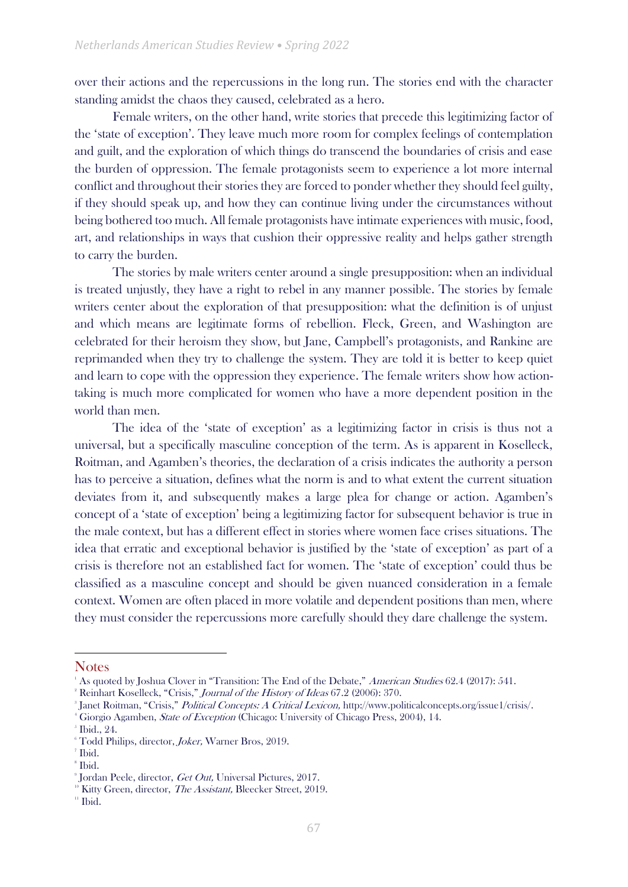over their actions and the repercussions in the long run. The stories end with the character standing amidst the chaos they caused, celebrated as a hero.

Female writers, on the other hand, write stories that precede this legitimizing factor of the 'state of exception'. They leave much more room for complex feelings of contemplation and guilt, and the exploration of which things do transcend the boundaries of crisis and ease the burden of oppression. The female protagonists seem to experience a lot more internal conflict and throughout their stories they are forced to ponder whether they should feel guilty, if they should speak up, and how they can continue living under the circumstances without being bothered too much. All female protagonists have intimate experiences with music, food, art, and relationships in ways that cushion their oppressive reality and helps gather strength to carry the burden.

The stories by male writers center around a single presupposition: when an individual is treated unjustly, they have a right to rebel in any manner possible. The stories by female writers center about the exploration of that presupposition: what the definition is of unjust and which means are legitimate forms of rebellion. Fleck, Green, and Washington are celebrated for their heroism they show, but Jane, Campbell's protagonists, and Rankine are reprimanded when they try to challenge the system. They are told it is better to keep quiet and learn to cope with the oppression they experience. The female writers show how action-taking is much more complicated for women who have a more dependent position in the world than men.

The idea of the 'state of exception' as a legitimizing factor in crisis is thus not a universal, but a specifically masculine conception of the term. As is apparent in Koselleck, Roitman, and Agamben's theories, the declaration of a crisis indicates the authority a person has to perceive a situation, defines what the norm is and to what extent the current situation deviates from it, and subsequently makes a large plea for change or action. Agamben's concept of a 'state of exception' being a legitimizing factor for subsequent behavior is true in the male context, but has a different effect in stories where women face crises situations. The idea that erratic and exceptional behavior is justified by the 'state of exception' as part of a crisis is therefore not an established fact for women. The 'state of exception' could thus be classified as a masculine concept and should be given nuanced consideration in a female context. Women are often placed in more volatile and dependent positions than men, where they must consider the repercussions more carefully should they dare challenge the system.

## Notes

[1] As quoted by Joshua Clover in "Transition: The End of the Debate," *American Studies* 62.4 (2017): 541.

[2] Reinhart Koselleck, "Crisis," *Journal of the History of Ideas* 67.2 (2006): 370.

[3] Janet Roitman, "Crisis," *Political Concepts: A Critical Lexicon,* http://www.politicalconcepts.org/issue1/crisis/.

[4] Giorgio Agamben, *State of Exception* (Chicago: University of Chicago Press, 2004), 14.

[5] Ibid., 24.

[6] Todd Philips, director, *Joker,* Warner Bros, 2019.

[7] Ibid.

[8] Ibid.

[9] Jordan Peele, director, *Get Out,* Universal Pictures, 2017.

[10] Kitty Green, director, *The Assistant,* Bleecker Street, 2019.

[11] Ibid.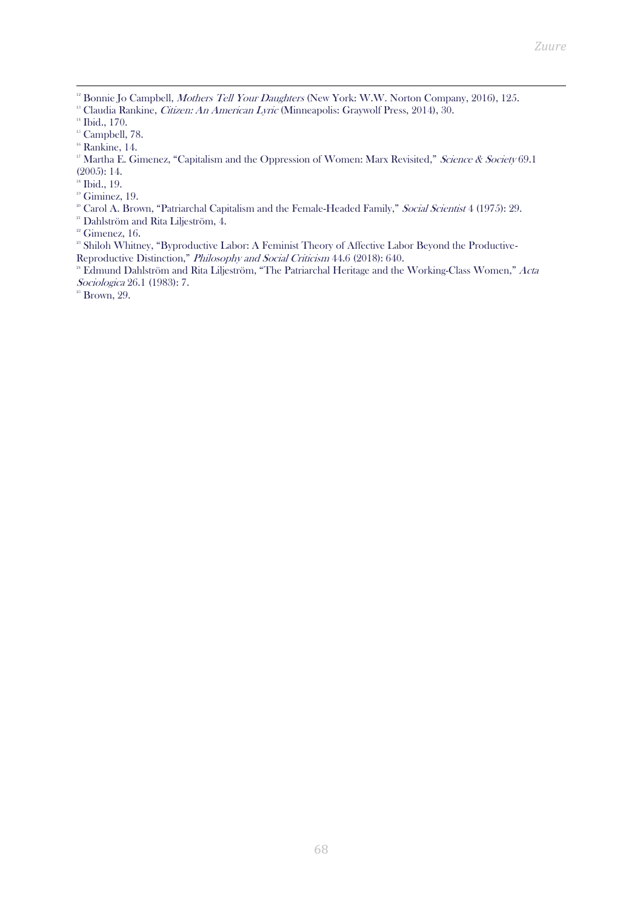[12] Bonnie Jo Campbell, *Mothers Tell Your Daughters* (New York: W.W. Norton Company, 2016), 125.
[13] Claudia Rankine, *Citizen: An American Lyric* (Minneapolis: Graywolf Press, 2014), 30.
[14] Ibid., 170.
[15] Campbell, 78.
[16] Rankine, 14.
[17] Martha E. Gimenez, "Capitalism and the Oppression of Women: Marx Revisited," *Science & Society* 69.1 (2005): 14.
[18] Ibid., 19.
[19] Giminez, 19.
[20] Carol A. Brown, "Patriarchal Capitalism and the Female-Headed Family," *Social Scientist* 4 (1975): 29.
[21] Dahlström and Rita Liljeström, 4.
[22] Gimenez, 16.
[23] Shiloh Whitney, "Byproductive Labor: A Feminist Theory of Affective Labor Beyond the Productive-Reproductive Distinction," *Philosophy and Social Criticism* 44.6 (2018): 640.
[24] Edmund Dahlström and Rita Liljeström, "The Patriarchal Heritage and the Working-Class Women," *Acta Sociologica* 26.1 (1983): 7.
[25] Brown, 29.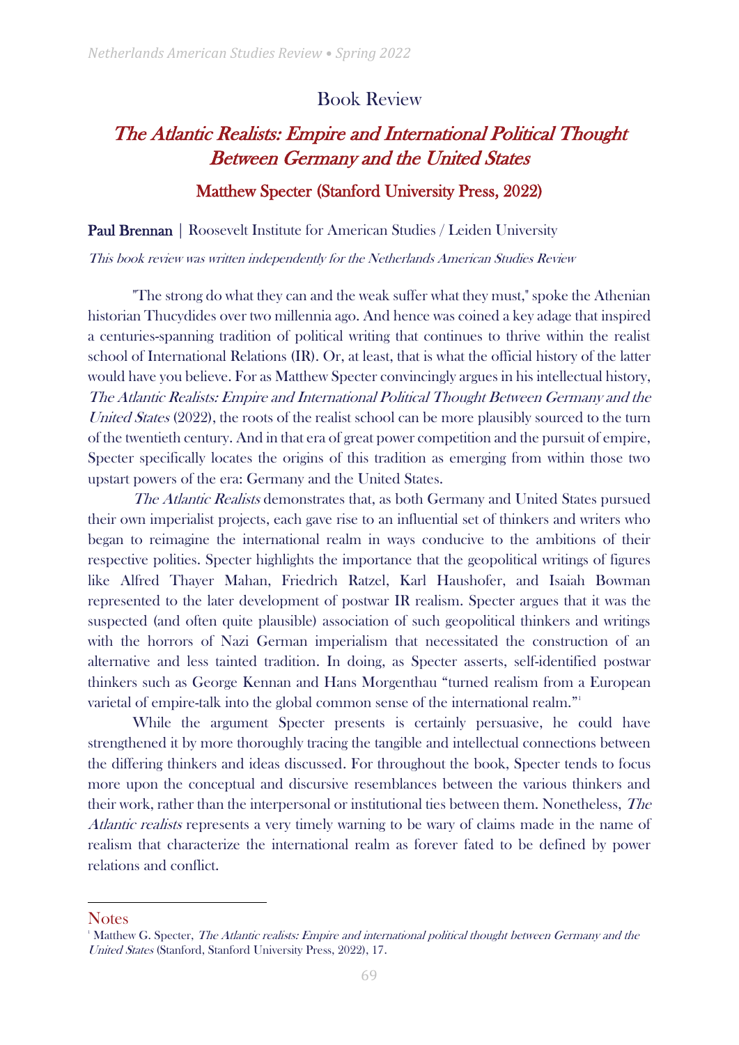# Book Review

## *The Atlantic Realists: Empire and International Political Thought Between Germany and the United States*

### Matthew Specter (Stanford University Press, 2022)

**Paul Brennan** | Roosevelt Institute for American Studies / Leiden University

*This book review was written independently for the Netherlands American Studies Review*

"The strong do what they can and the weak suffer what they must," spoke the Athenian historian Thucydides over two millennia ago. And hence was coined a key adage that inspired a centuries-spanning tradition of political writing that continues to thrive within the realist school of International Relations (IR). Or, at least, that is what the official history of the latter would have you believe. For as Matthew Specter convincingly argues in his intellectual history, *The Atlantic Realists: Empire and International Political Thought Between Germany and the United States* (2022), the roots of the realist school can be more plausibly sourced to the turn of the twentieth century. And in that era of great power competition and the pursuit of empire, Specter specifically locates the origins of this tradition as emerging from within those two upstart powers of the era: Germany and the United States.

*The Atlantic Realists* demonstrates that, as both Germany and United States pursued their own imperialist projects, each gave rise to an influential set of thinkers and writers who began to reimagine the international realm in ways conducive to the ambitions of their respective polities. Specter highlights the importance that the geopolitical writings of figures like Alfred Thayer Mahan, Friedrich Ratzel, Karl Haushofer, and Isaiah Bowman represented to the later development of postwar IR realism. Specter argues that it was the suspected (and often quite plausible) association of such geopolitical thinkers and writings with the horrors of Nazi German imperialism that necessitated the construction of an alternative and less tainted tradition. In doing, as Specter asserts, self-identified postwar thinkers such as George Kennan and Hans Morgenthau "turned realism from a European varietal of empire-talk into the global common sense of the international realm."[1]

While the argument Specter presents is certainly persuasive, he could have strengthened it by more thoroughly tracing the tangible and intellectual connections between the differing thinkers and ideas discussed. For throughout the book, Specter tends to focus more upon the conceptual and discursive resemblances between the various thinkers and their work, rather than the interpersonal or institutional ties between them. Nonetheless, *The Atlantic realists* represents a very timely warning to be wary of claims made in the name of realism that characterize the international realm as forever fated to be defined by power relations and conflict.

## Notes

[1] Matthew G. Specter, *The Atlantic realists: Empire and international political thought between Germany and the United States* (Stanford, Stanford University Press, 2022), 17.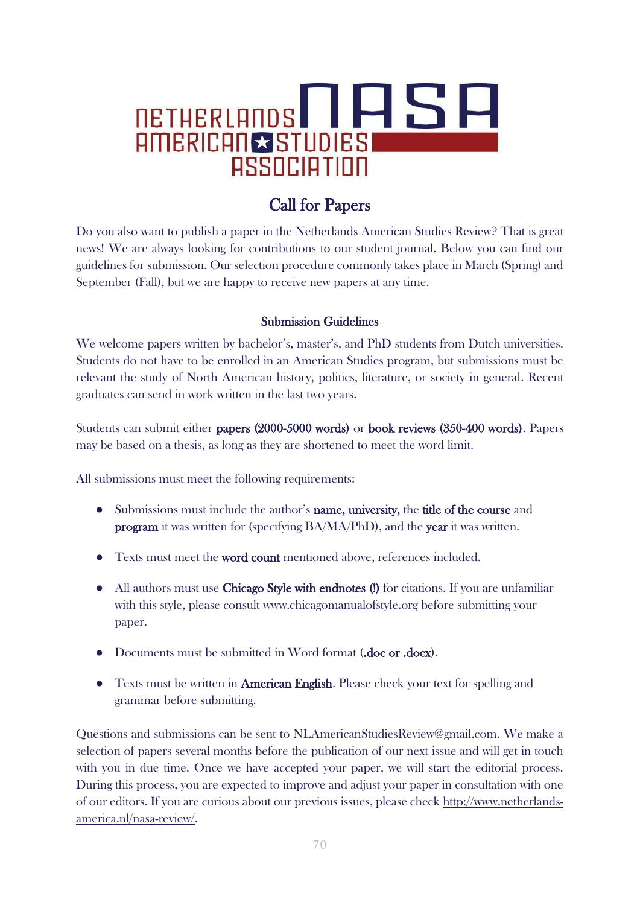NETHERLANDS AMERICAN STUDIES ASSOCIATION NASA

# Call for Papers

Do you also want to publish a paper in the Netherlands American Studies Review? That is great news! We are always looking for contributions to our student journal. Below you can find our guidelines for submission. Our selection procedure commonly takes place in March (Spring) and September (Fall), but we are happy to receive new papers at any time.

## Submission Guidelines

We welcome papers written by bachelor's, master's, and PhD students from Dutch universities. Students do not have to be enrolled in an American Studies program, but submissions must be relevant the study of North American history, politics, literature, or society in general. Recent graduates can send in work written in the last two years.

Students can submit either **papers (2000-5000 words)** or **book reviews (350-400 words)**. Papers may be based on a thesis, as long as they are shortened to meet the word limit.

All submissions must meet the following requirements:

- Submissions must include the author's **name, university,** the **title of the course** and **program** it was written for (specifying BA/MA/PhD), and the **year** it was written.
- Texts must meet the **word count** mentioned above, references included.
- All authors must use **Chicago Style with <u>endnotes</u> (!)** for citations. If you are unfamiliar with this style, please consult www.chicagomanualofstyle.org before submitting your paper.
- Documents must be submitted in Word format (**.doc or .docx**).
- Texts must be written in **American English**. Please check your text for spelling and grammar before submitting.

Questions and submissions can be sent to NLAmericanStudiesReview@gmail.com. We make a selection of papers several months before the publication of our next issue and will get in touch with you in due time. Once we have accepted your paper, we will start the editorial process. During this process, you are expected to improve and adjust your paper in consultation with one of our editors. If you are curious about our previous issues, please check http://www.netherlands-america.nl/nasa-review/.